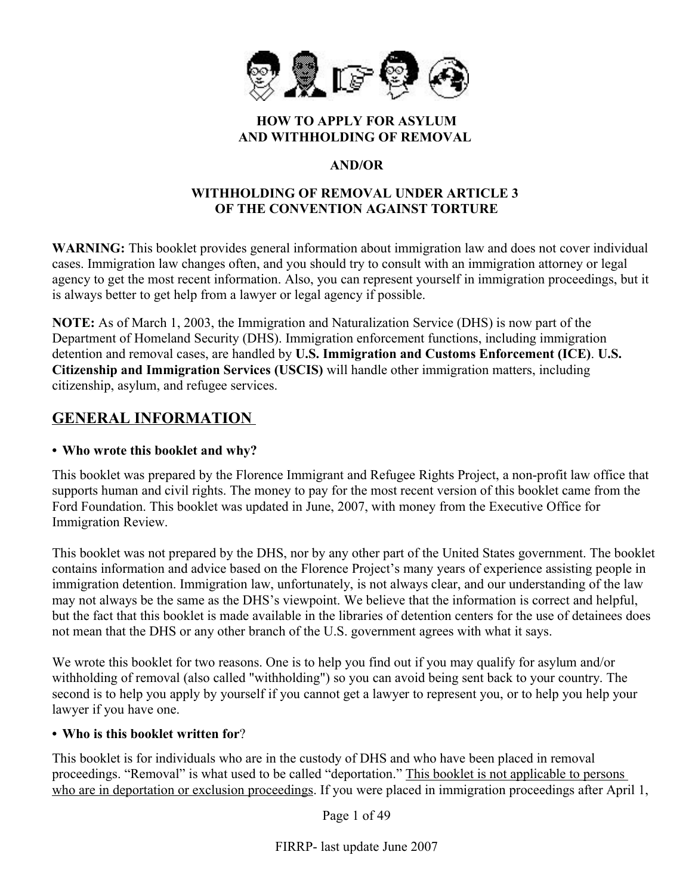# HOW TO APPLY FOR ASYLUM AND WITHHOLDING OF REMOVAL

**AND/OR**

**WITHHOLDING OF REMOVAL UNDER ARTICLE 3 OF THE CONVENTION AGAINST TORTURE**

**WARNING:** This booklet provides general information about immigration law and does not cover individual cases. Immigration law changes often, and you should try to consult with an immigration attorney or legal agency to get the most recent information. Also, you can represent yourself in immigration proceedings, but it is always better to get help from a lawyer or legal agency if possible.

**NOTE:** As of March 1, 2003, the Immigration and Naturalization Service (DHS) is now part of the Department of Homeland Security (DHS). Immigration enforcement functions, including immigration detention and removal cases, are handled by **U.S. Immigration and Customs Enforcement (ICE)**. **U.S. Citizenship and Immigration Services (USCIS)** will handle other immigration matters, including citizenship, asylum, and refugee services.

## GENERAL INFORMATION

- **Who wrote this booklet and why?**

This booklet was prepared by the Florence Immigrant and Refugee Rights Project, a non-profit law office that supports human and civil rights. The money to pay for the most recent version of this booklet came from the Ford Foundation. This booklet was updated in June, 2007, with money from the Executive Office for Immigration Review.

This booklet was not prepared by the DHS, nor by any other part of the United States government. The booklet contains information and advice based on the Florence Project's many years of experience assisting people in immigration detention. Immigration law, unfortunately, is not always clear, and our understanding of the law may not always be the same as the DHS's viewpoint. We believe that the information is correct and helpful, but the fact that this booklet is made available in the libraries of detention centers for the use of detainees does not mean that the DHS or any other branch of the U.S. government agrees with what it says.

We wrote this booklet for two reasons. One is to help you find out if you may qualify for asylum and/or withholding of removal (also called "withholding") so you can avoid being sent back to your country. The second is to help you apply by yourself if you cannot get a lawyer to represent you, or to help you help your lawyer if you have one.

- **Who is this booklet written for**?

This booklet is for individuals who are in the custody of DHS and who have been placed in removal proceedings. "Removal" is what used to be called "deportation." <u>This booklet is not applicable to persons who are in deportation or exclusion proceedings</u>. If you were placed in immigration proceedings after April 1,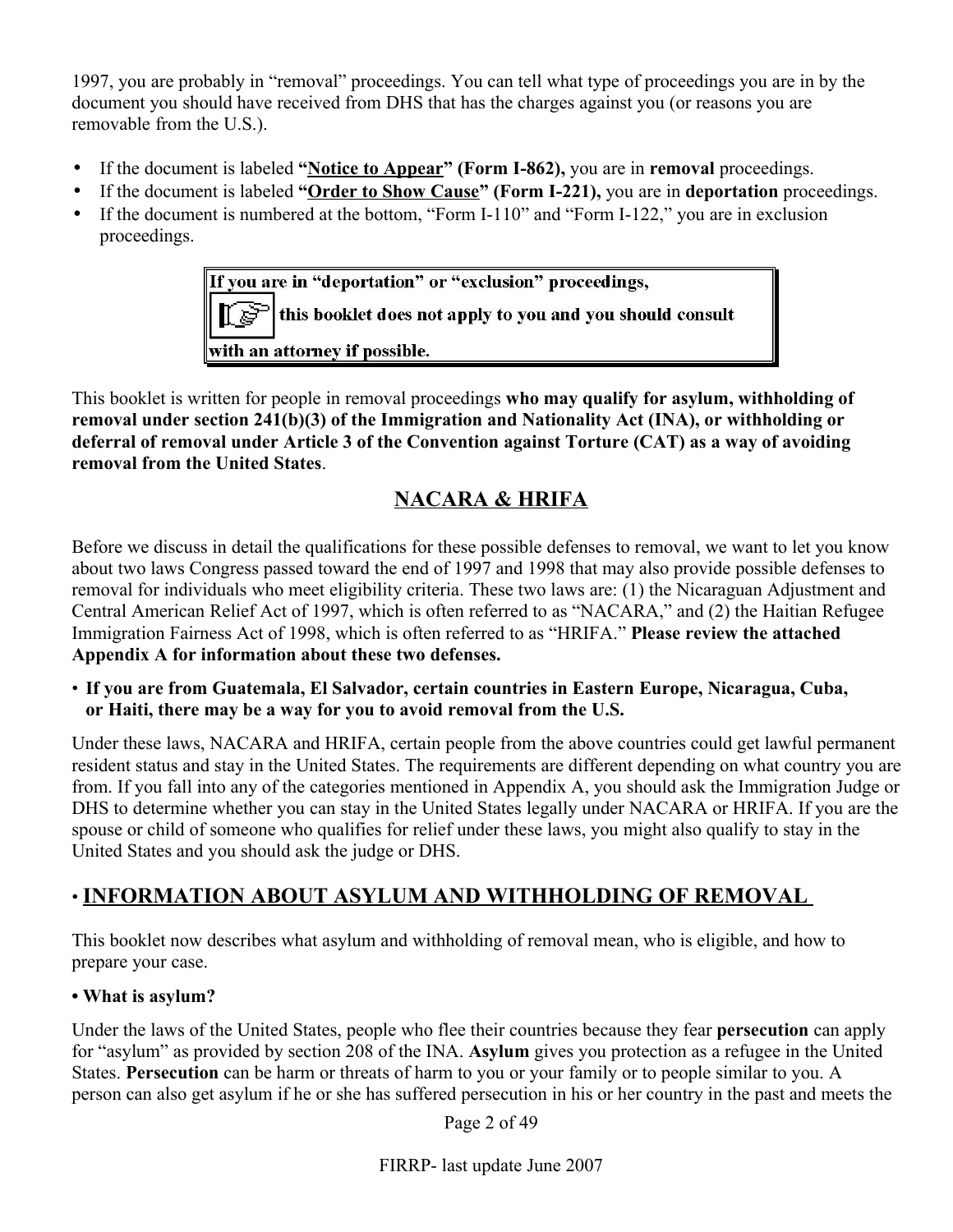1997, you are probably in "removal" proceedings. You can tell what type of proceedings you are in by the document you should have received from DHS that has the charges against you (or reasons you are removable from the U.S.).

- If the document is labeled **"Notice to Appear" (Form I-862),** you are in **removal** proceedings.
- If the document is labeled **"Order to Show Cause" (Form I-221),** you are in **deportation** proceedings.
- If the document is numbered at the bottom, "Form I-110" and "Form I-122," you are in exclusion proceedings.

> **If you are in "deportation" or "exclusion" proceedings, this booklet does not apply to you and you should consult with an attorney if possible.**

This booklet is written for people in removal proceedings **who may qualify for asylum, withholding of removal under section 241(b)(3) of the Immigration and Nationality Act (INA), or withholding or deferral of removal under Article 3 of the Convention against Torture (CAT) as a way of avoiding removal from the United States**.

## NACARA & HRIFA

Before we discuss in detail the qualifications for these possible defenses to removal, we want to let you know about two laws Congress passed toward the end of 1997 and 1998 that may also provide possible defenses to removal for individuals who meet eligibility criteria. These two laws are: (1) the Nicaraguan Adjustment and Central American Relief Act of 1997, which is often referred to as "NACARA," and (2) the Haitian Refugee Immigration Fairness Act of 1998, which is often referred to as "HRIFA." **Please review the attached Appendix A for information about these two defenses.**

- **If you are from Guatemala, El Salvador, certain countries in Eastern Europe, Nicaragua, Cuba, or Haiti, there may be a way for you to avoid removal from the U.S.**

Under these laws, NACARA and HRIFA, certain people from the above countries could get lawful permanent resident status and stay in the United States. The requirements are different depending on what country you are from. If you fall into any of the categories mentioned in Appendix A, you should ask the Immigration Judge or DHS to determine whether you can stay in the United States legally under NACARA or HRIFA. If you are the spouse or child of someone who qualifies for relief under these laws, you might also qualify to stay in the United States and you should ask the judge or DHS.

## • INFORMATION ABOUT ASYLUM AND WITHHOLDING OF REMOVAL

This booklet now describes what asylum and withholding of removal mean, who is eligible, and how to prepare your case.

**• What is asylum?**

Under the laws of the United States, people who flee their countries because they fear **persecution** can apply for "asylum" as provided by section 208 of the INA. **Asylum** gives you protection as a refugee in the United States. **Persecution** can be harm or threats of harm to you or your family or to people similar to you. A person can also get asylum if he or she has suffered persecution in his or her country in the past and meets the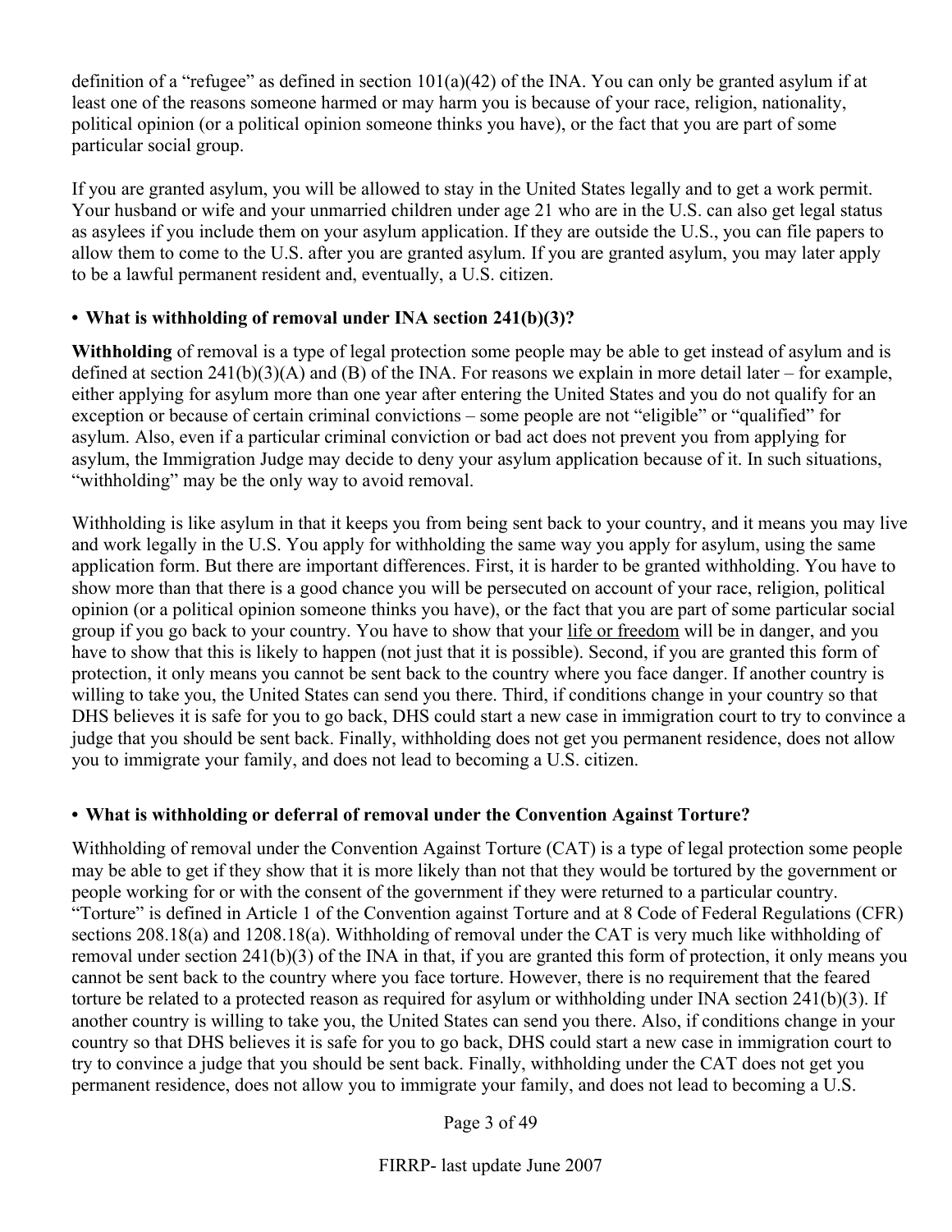definition of a “refugee” as defined in section 101(a)(42) of the INA. You can only be granted asylum if at least one of the reasons someone harmed or may harm you is because of your race, religion, nationality, political opinion (or a political opinion someone thinks you have), or the fact that you are part of some particular social group.

If you are granted asylum, you will be allowed to stay in the United States legally and to get a work permit. Your husband or wife and your unmarried children under age 21 who are in the U.S. can also get legal status as asylees if you include them on your asylum application. If they are outside the U.S., you can file papers to allow them to come to the U.S. after you are granted asylum. If you are granted asylum, you may later apply to be a lawful permanent resident and, eventually, a U.S. citizen.

- **What is withholding of removal under INA section 241(b)(3)?**

**Withholding** of removal is a type of legal protection some people may be able to get instead of asylum and is defined at section 241(b)(3)(A) and (B) of the INA. For reasons we explain in more detail later – for example, either applying for asylum more than one year after entering the United States and you do not qualify for an exception or because of certain criminal convictions – some people are not “eligible” or “qualified” for asylum. Also, even if a particular criminal conviction or bad act does not prevent you from applying for asylum, the Immigration Judge may decide to deny your asylum application because of it. In such situations, “withholding” may be the only way to avoid removal.

Withholding is like asylum in that it keeps you from being sent back to your country, and it means you may live and work legally in the U.S. You apply for withholding the same way you apply for asylum, using the same application form. But there are important differences. First, it is harder to be granted withholding. You have to show more than that there is a good chance you will be persecuted on account of your race, religion, political opinion (or a political opinion someone thinks you have), or the fact that you are part of some particular social group if you go back to your country. You have to show that your <u>life or freedom</u> will be in danger, and you have to show that this is likely to happen (not just that it is possible). Second, if you are granted this form of protection, it only means you cannot be sent back to the country where you face danger. If another country is willing to take you, the United States can send you there. Third, if conditions change in your country so that DHS believes it is safe for you to go back, DHS could start a new case in immigration court to try to convince a judge that you should be sent back. Finally, withholding does not get you permanent residence, does not allow you to immigrate your family, and does not lead to becoming a U.S. citizen.

- **What is withholding or deferral of removal under the Convention Against Torture?**

Withholding of removal under the Convention Against Torture (CAT) is a type of legal protection some people may be able to get if they show that it is more likely than not that they would be tortured by the government or people working for or with the consent of the government if they were returned to a particular country. “Torture” is defined in Article 1 of the Convention against Torture and at 8 Code of Federal Regulations (CFR) sections 208.18(a) and 1208.18(a). Withholding of removal under the CAT is very much like withholding of removal under section 241(b)(3) of the INA in that, if you are granted this form of protection, it only means you cannot be sent back to the country where you face torture. However, there is no requirement that the feared torture be related to a protected reason as required for asylum or withholding under INA section 241(b)(3). If another country is willing to take you, the United States can send you there. Also, if conditions change in your country so that DHS believes it is safe for you to go back, DHS could start a new case in immigration court to try to convince a judge that you should be sent back. Finally, withholding under the CAT does not get you permanent residence, does not allow you to immigrate your family, and does not lead to becoming a U.S.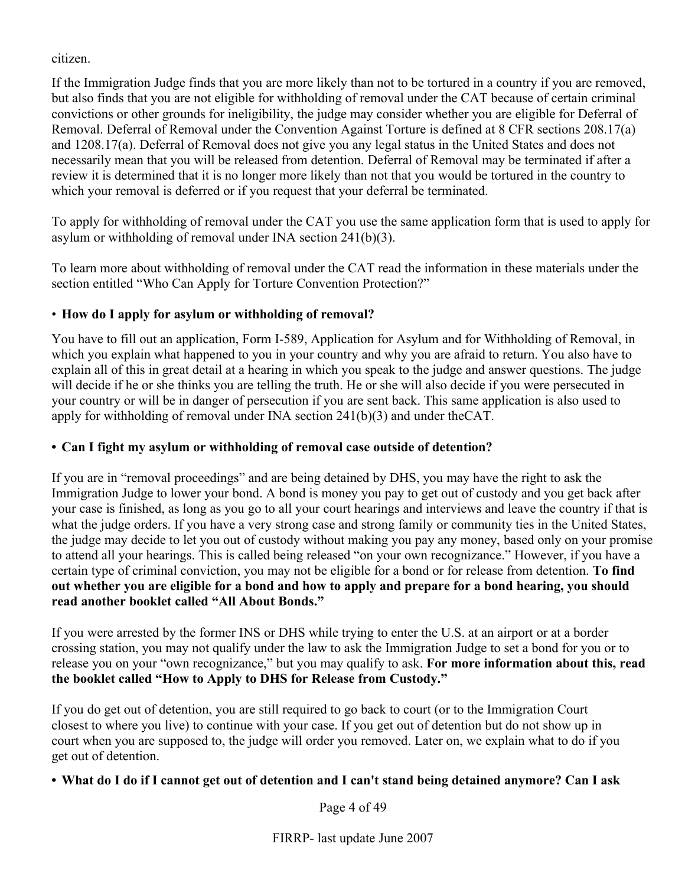citizen.

If the Immigration Judge finds that you are more likely than not to be tortured in a country if you are removed, but also finds that you are not eligible for withholding of removal under the CAT because of certain criminal convictions or other grounds for ineligibility, the judge may consider whether you are eligible for Deferral of Removal. Deferral of Removal under the Convention Against Torture is defined at 8 CFR sections 208.17(a) and 1208.17(a). Deferral of Removal does not give you any legal status in the United States and does not necessarily mean that you will be released from detention. Deferral of Removal may be terminated if after a review it is determined that it is no longer more likely than not that you would be tortured in the country to which your removal is deferred or if you request that your deferral be terminated.

To apply for withholding of removal under the CAT you use the same application form that is used to apply for asylum or withholding of removal under INA section 241(b)(3).

To learn more about withholding of removal under the CAT read the information in these materials under the section entitled "Who Can Apply for Torture Convention Protection?"

- **How do I apply for asylum or withholding of removal?**

You have to fill out an application, Form I-589, Application for Asylum and for Withholding of Removal, in which you explain what happened to you in your country and why you are afraid to return. You also have to explain all of this in great detail at a hearing in which you speak to the judge and answer questions. The judge will decide if he or she thinks you are telling the truth. He or she will also decide if you were persecuted in your country or will be in danger of persecution if you are sent back. This same application is also used to apply for withholding of removal under INA section 241(b)(3) and under theCAT.

- **Can I fight my asylum or withholding of removal case outside of detention?**

If you are in "removal proceedings" and are being detained by DHS, you may have the right to ask the Immigration Judge to lower your bond. A bond is money you pay to get out of custody and you get back after your case is finished, as long as you go to all your court hearings and interviews and leave the country if that is what the judge orders. If you have a very strong case and strong family or community ties in the United States, the judge may decide to let you out of custody without making you pay any money, based only on your promise to attend all your hearings. This is called being released "on your own recognizance." However, if you have a certain type of criminal conviction, you may not be eligible for a bond or for release from detention. **To find out whether you are eligible for a bond and how to apply and prepare for a bond hearing, you should read another booklet called "All About Bonds."**

If you were arrested by the former INS or DHS while trying to enter the U.S. at an airport or at a border crossing station, you may not qualify under the law to ask the Immigration Judge to set a bond for you or to release you on your "own recognizance," but you may qualify to ask. **For more information about this, read the booklet called "How to Apply to DHS for Release from Custody."**

If you do get out of detention, you are still required to go back to court (or to the Immigration Court closest to where you live) to continue with your case. If you get out of detention but do not show up in court when you are supposed to, the judge will order you removed. Later on, we explain what to do if you get out of detention.

- **What do I do if I cannot get out of detention and I can't stand being detained anymore? Can I ask**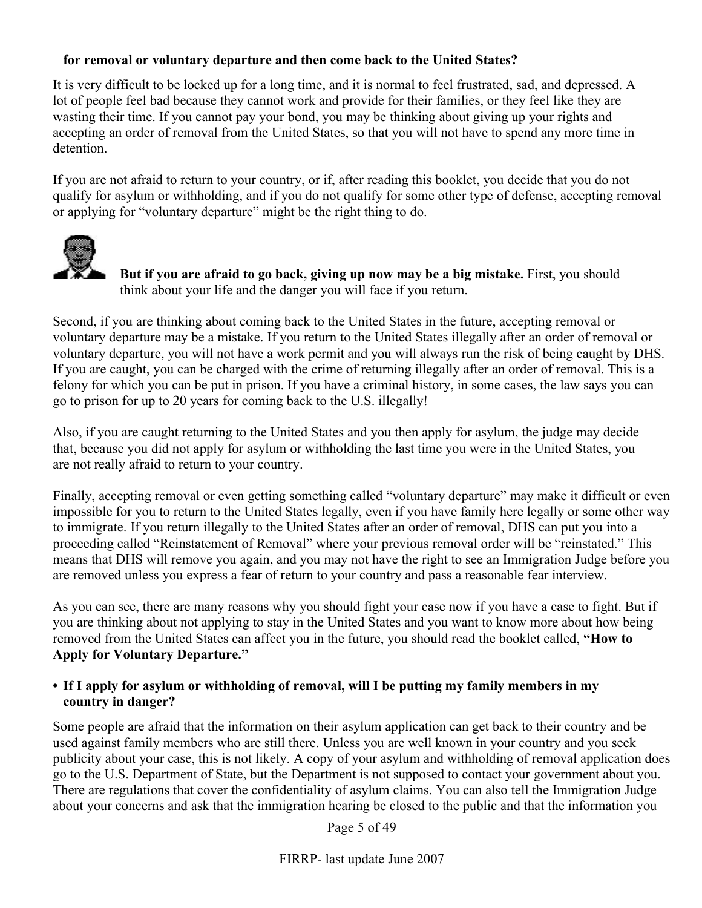**for removal or voluntary departure and then come back to the United States?**

It is very difficult to be locked up for a long time, and it is normal to feel frustrated, sad, and depressed. A lot of people feel bad because they cannot work and provide for their families, or they feel like they are wasting their time. If you cannot pay your bond, you may be thinking about giving up your rights and accepting an order of removal from the United States, so that you will not have to spend any more time in detention.

If you are not afraid to return to your country, or if, after reading this booklet, you decide that you do not qualify for asylum or withholding, and if you do not qualify for some other type of defense, accepting removal or applying for "voluntary departure" might be the right thing to do.

**But if you are afraid to go back, giving up now may be a big mistake.** First, you should think about your life and the danger you will face if you return.

Second, if you are thinking about coming back to the United States in the future, accepting removal or voluntary departure may be a mistake. If you return to the United States illegally after an order of removal or voluntary departure, you will not have a work permit and you will always run the risk of being caught by DHS. If you are caught, you can be charged with the crime of returning illegally after an order of removal. This is a felony for which you can be put in prison. If you have a criminal history, in some cases, the law says you can go to prison for up to 20 years for coming back to the U.S. illegally!

Also, if you are caught returning to the United States and you then apply for asylum, the judge may decide that, because you did not apply for asylum or withholding the last time you were in the United States, you are not really afraid to return to your country.

Finally, accepting removal or even getting something called "voluntary departure" may make it difficult or even impossible for you to return to the United States legally, even if you have family here legally or some other way to immigrate. If you return illegally to the United States after an order of removal, DHS can put you into a proceeding called "Reinstatement of Removal" where your previous removal order will be "reinstated." This means that DHS will remove you again, and you may not have the right to see an Immigration Judge before you are removed unless you express a fear of return to your country and pass a reasonable fear interview.

As you can see, there are many reasons why you should fight your case now if you have a case to fight. But if you are thinking about not applying to stay in the United States and you want to know more about how being removed from the United States can affect you in the future, you should read the booklet called, **"How to Apply for Voluntary Departure."**

- **If I apply for asylum or withholding of removal, will I be putting my family members in my country in danger?**

Some people are afraid that the information on their asylum application can get back to their country and be used against family members who are still there. Unless you are well known in your country and you seek publicity about your case, this is not likely. A copy of your asylum and withholding of removal application does go to the U.S. Department of State, but the Department is not supposed to contact your government about you. There are regulations that cover the confidentiality of asylum claims. You can also tell the Immigration Judge about your concerns and ask that the immigration hearing be closed to the public and that the information you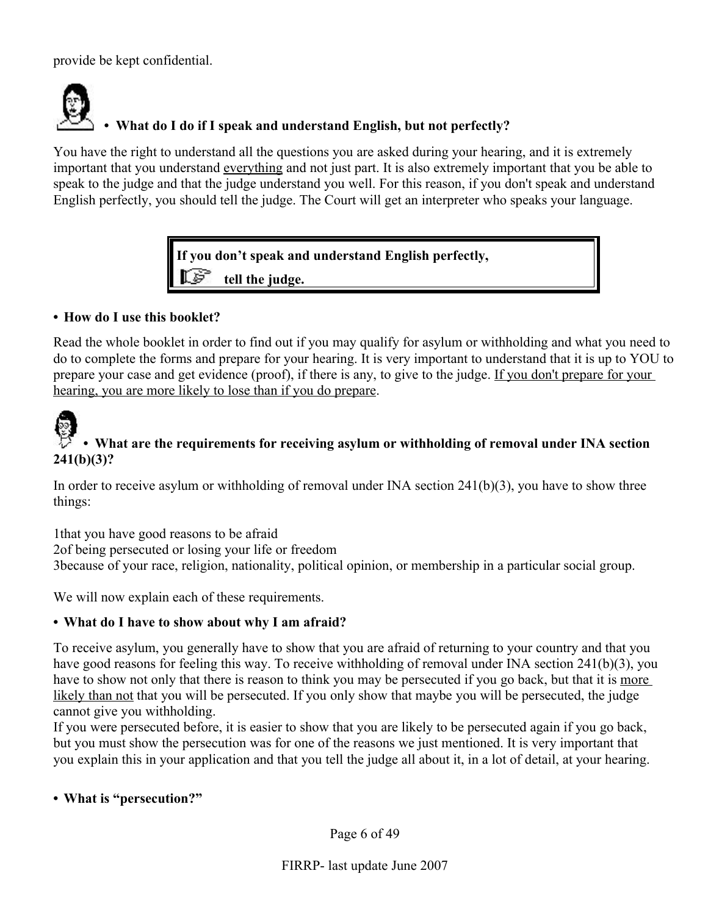provide be kept confidential.

**• What do I do if I speak and understand English, but not perfectly?**

You have the right to understand all the questions you are asked during your hearing, and it is extremely important that you understand everything and not just part. It is also extremely important that you be able to speak to the judge and that the judge understand you well. For this reason, if you don't speak and understand English perfectly, you should tell the judge. The Court will get an interpreter who speaks your language.

> **If you don't speak and understand English perfectly,**
> **tell the judge.**

**• How do I use this booklet?**

Read the whole booklet in order to find out if you may qualify for asylum or withholding and what you need to do to complete the forms and prepare for your hearing. It is very important to understand that it is up to YOU to prepare your case and get evidence (proof), if there is any, to give to the judge. If you don't prepare for your hearing, you are more likely to lose than if you do prepare.

**• What are the requirements for receiving asylum or withholding of removal under INA section 241(b)(3)?**

In order to receive asylum or withholding of removal under INA section 241(b)(3), you have to show three things:

1. that you have good reasons to be afraid
2. of being persecuted or losing your life or freedom
3. because of your race, religion, nationality, political opinion, or membership in a particular social group.

We will now explain each of these requirements.

**• What do I have to show about why I am afraid?**

To receive asylum, you generally have to show that you are afraid of returning to your country and that you have good reasons for feeling this way. To receive withholding of removal under INA section 241(b)(3), you have to show not only that there is reason to think you may be persecuted if you go back, but that it is more likely than not that you will be persecuted. If you only show that maybe you will be persecuted, the judge cannot give you withholding.

If you were persecuted before, it is easier to show that you are likely to be persecuted again if you go back, but you must show the persecution was for one of the reasons we just mentioned. It is very important that you explain this in your application and that you tell the judge all about it, in a lot of detail, at your hearing.

**• What is "persecution?"**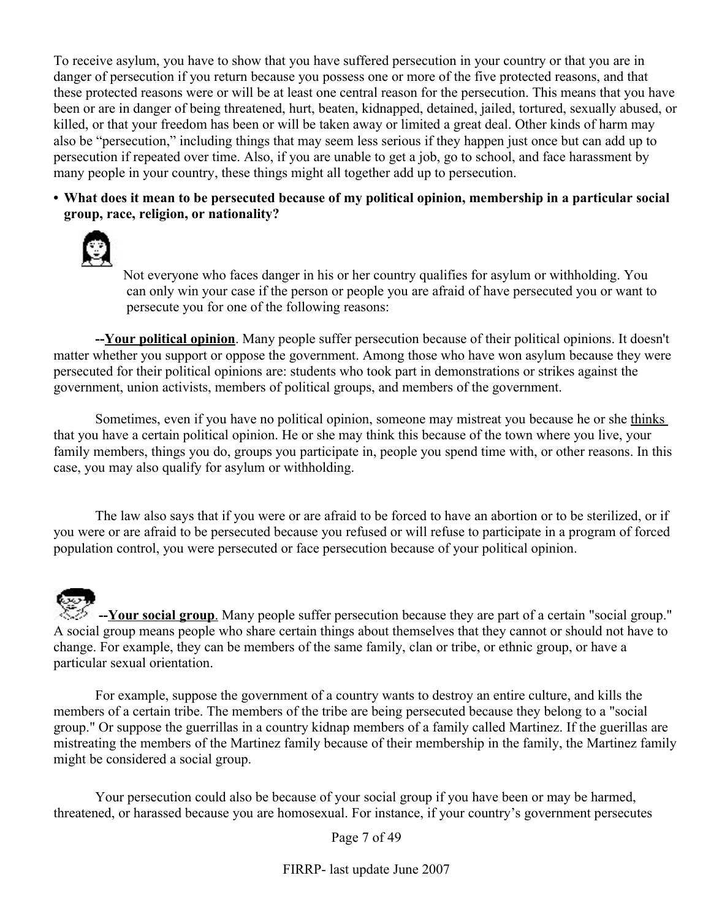To receive asylum, you have to show that you have suffered persecution in your country or that you are in danger of persecution if you return because you possess one or more of the five protected reasons, and that these protected reasons were or will be at least one central reason for the persecution. This means that you have been or are in danger of being threatened, hurt, beaten, kidnapped, detained, jailed, tortured, sexually abused, or killed, or that your freedom has been or will be taken away or limited a great deal. Other kinds of harm may also be "persecution," including things that may seem less serious if they happen just once but can add up to persecution if repeated over time. Also, if you are unable to get a job, go to school, and face harassment by many people in your country, these things might all together add up to persecution.

- **What does it mean to be persecuted because of my political opinion, membership in a particular social group, race, religion, or nationality?**

Not everyone who faces danger in his or her country qualifies for asylum or withholding. You can only win your case if the person or people you are afraid of have persecuted you or want to persecute you for one of the following reasons:

**--Your political opinion**. Many people suffer persecution because of their political opinions. It doesn't matter whether you support or oppose the government. Among those who have won asylum because they were persecuted for their political opinions are: students who took part in demonstrations or strikes against the government, union activists, members of political groups, and members of the government.

Sometimes, even if you have no political opinion, someone may mistreat you because he or she thinks that you have a certain political opinion. He or she may think this because of the town where you live, your family members, things you do, groups you participate in, people you spend time with, or other reasons. In this case, you may also qualify for asylum or withholding.

The law also says that if you were or are afraid to be forced to have an abortion or to be sterilized, or if you were or are afraid to be persecuted because you refused or will refuse to participate in a program of forced population control, you were persecuted or face persecution because of your political opinion.

**--Your social group**. Many people suffer persecution because they are part of a certain "social group." A social group means people who share certain things about themselves that they cannot or should not have to change. For example, they can be members of the same family, clan or tribe, or ethnic group, or have a particular sexual orientation.

For example, suppose the government of a country wants to destroy an entire culture, and kills the members of a certain tribe. The members of the tribe are being persecuted because they belong to a "social group." Or suppose the guerrillas in a country kidnap members of a family called Martinez. If the guerillas are mistreating the members of the Martinez family because of their membership in the family, the Martinez family might be considered a social group.

Your persecution could also be because of your social group if you have been or may be harmed, threatened, or harassed because you are homosexual. For instance, if your country's government persecutes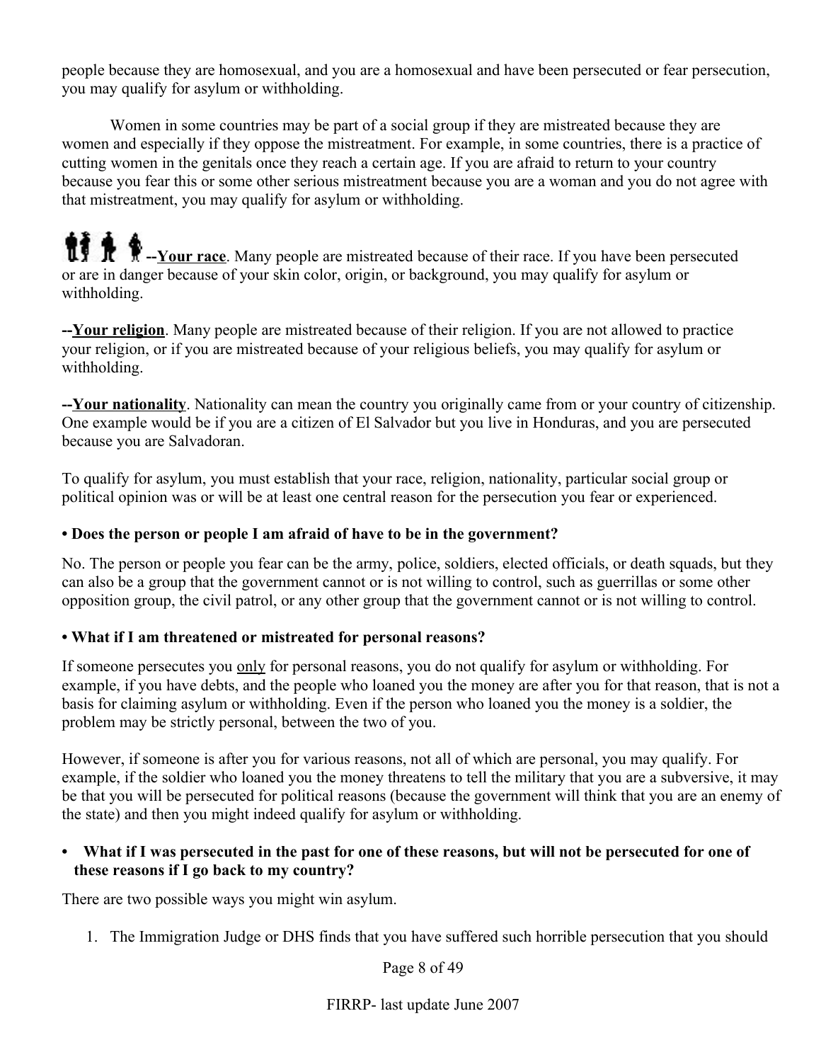people because they are homosexual, and you are a homosexual and have been persecuted or fear persecution, you may qualify for asylum or withholding.

Women in some countries may be part of a social group if they are mistreated because they are women and especially if they oppose the mistreatment. For example, in some countries, there is a practice of cutting women in the genitals once they reach a certain age. If you are afraid to return to your country because you fear this or some other serious mistreatment because you are a woman and you do not agree with that mistreatment, you may qualify for asylum or withholding.

**--Your race**. Many people are mistreated because of their race. If you have been persecuted or are in danger because of your skin color, origin, or background, you may qualify for asylum or withholding.

**--Your religion**. Many people are mistreated because of their religion. If you are not allowed to practice your religion, or if you are mistreated because of your religious beliefs, you may qualify for asylum or withholding.

**--Your nationality**. Nationality can mean the country you originally came from or your country of citizenship. One example would be if you are a citizen of El Salvador but you live in Honduras, and you are persecuted because you are Salvadoran.

To qualify for asylum, you must establish that your race, religion, nationality, particular social group or political opinion was or will be at least one central reason for the persecution you fear or experienced.

**• Does the person or people I am afraid of have to be in the government?**

No. The person or people you fear can be the army, police, soldiers, elected officials, or death squads, but they can also be a group that the government cannot or is not willing to control, such as guerrillas or some other opposition group, the civil patrol, or any other group that the government cannot or is not willing to control.

**• What if I am threatened or mistreated for personal reasons?**

If someone persecutes you only for personal reasons, you do not qualify for asylum or withholding. For example, if you have debts, and the people who loaned you the money are after you for that reason, that is not a basis for claiming asylum or withholding. Even if the person who loaned you the money is a soldier, the problem may be strictly personal, between the two of you.

However, if someone is after you for various reasons, not all of which are personal, you may qualify. For example, if the soldier who loaned you the money threatens to tell the military that you are a subversive, it may be that you will be persecuted for political reasons (because the government will think that you are an enemy of the state) and then you might indeed qualify for asylum or withholding.

**• What if I was persecuted in the past for one of these reasons, but will not be persecuted for one of these reasons if I go back to my country?**

There are two possible ways you might win asylum.

1. The Immigration Judge or DHS finds that you have suffered such horrible persecution that you should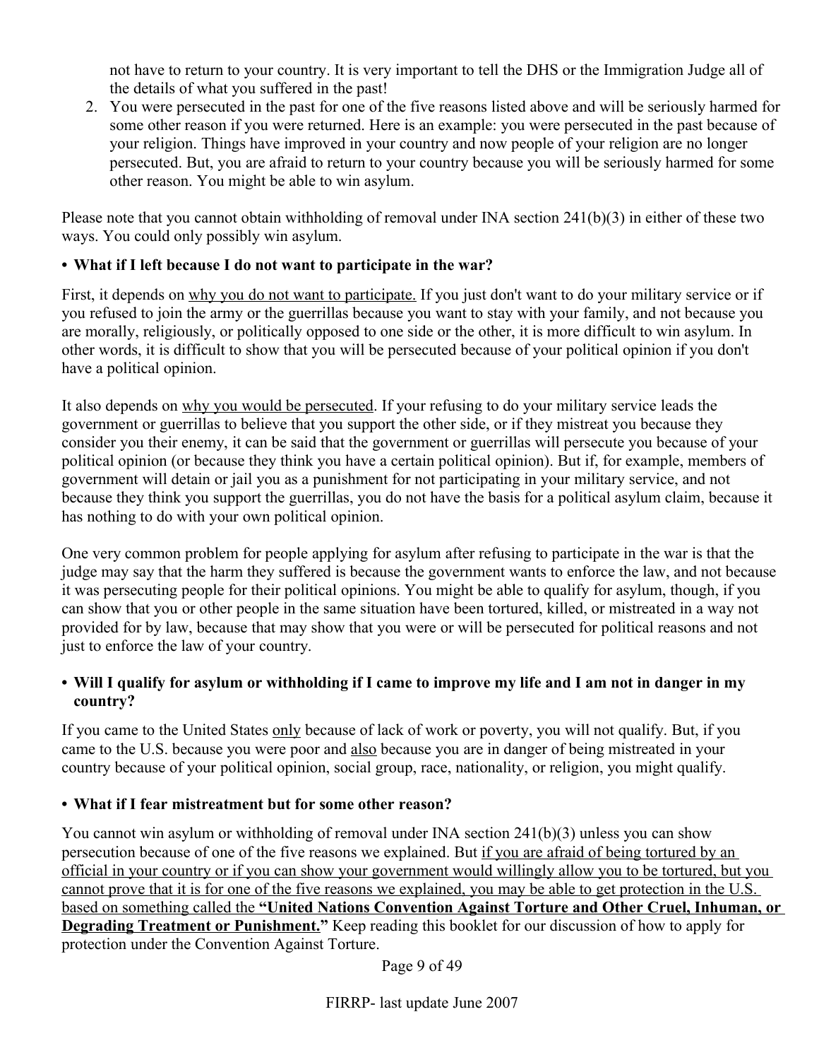not have to return to your country. It is very important to tell the DHS or the Immigration Judge all of the details of what you suffered in the past!

2. You were persecuted in the past for one of the five reasons listed above and will be seriously harmed for some other reason if you were returned. Here is an example: you were persecuted in the past because of your religion. Things have improved in your country and now people of your religion are no longer persecuted. But, you are afraid to return to your country because you will be seriously harmed for some other reason. You might be able to win asylum.

Please note that you cannot obtain withholding of removal under INA section 241(b)(3) in either of these two ways. You could only possibly win asylum.

- **What if I left because I do not want to participate in the war?**

First, it depends on <u>why you do not want to participate.</u> If you just don't want to do your military service or if you refused to join the army or the guerrillas because you want to stay with your family, and not because you are morally, religiously, or politically opposed to one side or the other, it is more difficult to win asylum. In other words, it is difficult to show that you will be persecuted because of your political opinion if you don't have a political opinion.

It also depends on <u>why you would be persecuted</u>. If your refusing to do your military service leads the government or guerrillas to believe that you support the other side, or if they mistreat you because they consider you their enemy, it can be said that the government or guerrillas will persecute you because of your political opinion (or because they think you have a certain political opinion). But if, for example, members of government will detain or jail you as a punishment for not participating in your military service, and not because they think you support the guerrillas, you do not have the basis for a political asylum claim, because it has nothing to do with your own political opinion.

One very common problem for people applying for asylum after refusing to participate in the war is that the judge may say that the harm they suffered is because the government wants to enforce the law, and not because it was persecuting people for their political opinions. You might be able to qualify for asylum, though, if you can show that you or other people in the same situation have been tortured, killed, or mistreated in a way not provided for by law, because that may show that you were or will be persecuted for political reasons and not just to enforce the law of your country.

- **Will I qualify for asylum or withholding if I came to improve my life and I am not in danger in my country?**

If you came to the United States <u>only</u> because of lack of work or poverty, you will not qualify. But, if you came to the U.S. because you were poor and <u>also</u> because you are in danger of being mistreated in your country because of your political opinion, social group, race, nationality, or religion, you might qualify.

- **What if I fear mistreatment but for some other reason?**

You cannot win asylum or withholding of removal under INA section 241(b)(3) unless you can show persecution because of one of the five reasons we explained. But <u>if you are afraid of being tortured by an official in your country or if you can show your government would willingly allow you to be tortured, but you cannot prove that it is for one of the five reasons we explained, you may be able to get protection in the U.S. based on something called the **"United Nations Convention Against Torture and Other Cruel, Inhuman, or Degrading Treatment or Punishment."**</u> Keep reading this booklet for our discussion of how to apply for protection under the Convention Against Torture.

FIRRP- last update June 2007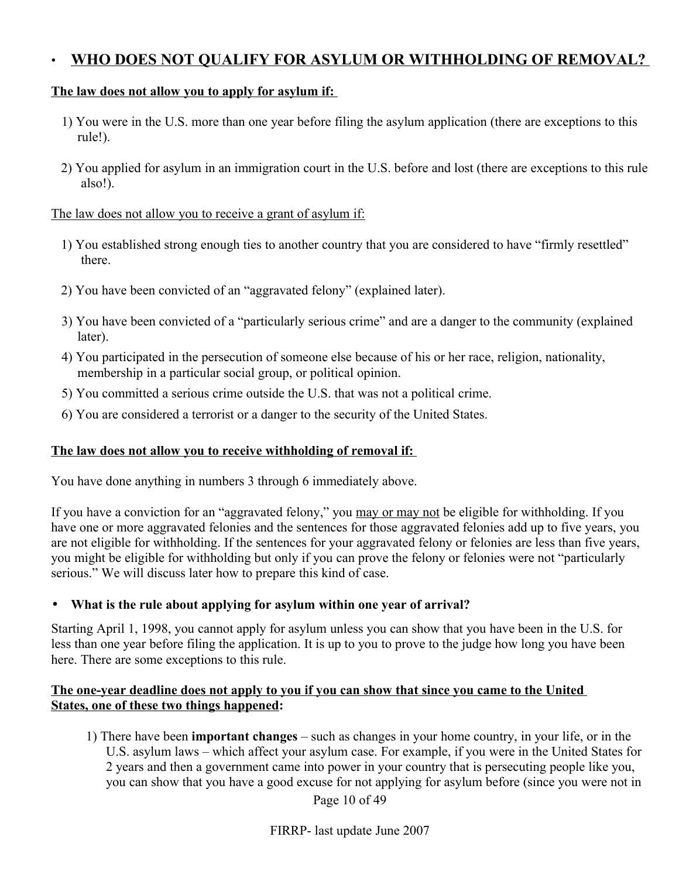## • WHO DOES NOT QUALIFY FOR ASYLUM OR WITHHOLDING OF REMOVAL?

**The law does not allow you to apply for asylum if:**

1) You were in the U.S. more than one year before filing the asylum application (there are exceptions to this rule!).

2) You applied for asylum in an immigration court in the U.S. before and lost (there are exceptions to this rule also!).

The law does not allow you to receive a grant of asylum if:

1) You established strong enough ties to another country that you are considered to have "firmly resettled" there.

2) You have been convicted of an "aggravated felony" (explained later).

3) You have been convicted of a "particularly serious crime" and are a danger to the community (explained later).

4) You participated in the persecution of someone else because of his or her race, religion, nationality, membership in a particular social group, or political opinion.

5) You committed a serious crime outside the U.S. that was not a political crime.

6) You are considered a terrorist or a danger to the security of the United States.

**The law does not allow you to receive withholding of removal if:**

You have done anything in numbers 3 through 6 immediately above.

If you have a conviction for an "aggravated felony," you may or may not be eligible for withholding. If you have one or more aggravated felonies and the sentences for those aggravated felonies add up to five years, you are not eligible for withholding. If the sentences for your aggravated felony or felonies are less than five years, you might be eligible for withholding but only if you can prove the felony or felonies were not "particularly serious." We will discuss later how to prepare this kind of case.

- **What is the rule about applying for asylum within one year of arrival?**

Starting April 1, 1998, you cannot apply for asylum unless you can show that you have been in the U.S. for less than one year before filing the application. It is up to you to prove to the judge how long you have been here. There are some exceptions to this rule.

**The one-year deadline does not apply to you if you can show that since you came to the United States, one of these two things happened:**

1) There have been **important changes** – such as changes in your home country, in your life, or in the U.S. asylum laws – which affect your asylum case. For example, if you were in the United States for 2 years and then a government came into power in your country that is persecuting people like you, you can show that you have a good excuse for not applying for asylum before (since you were not in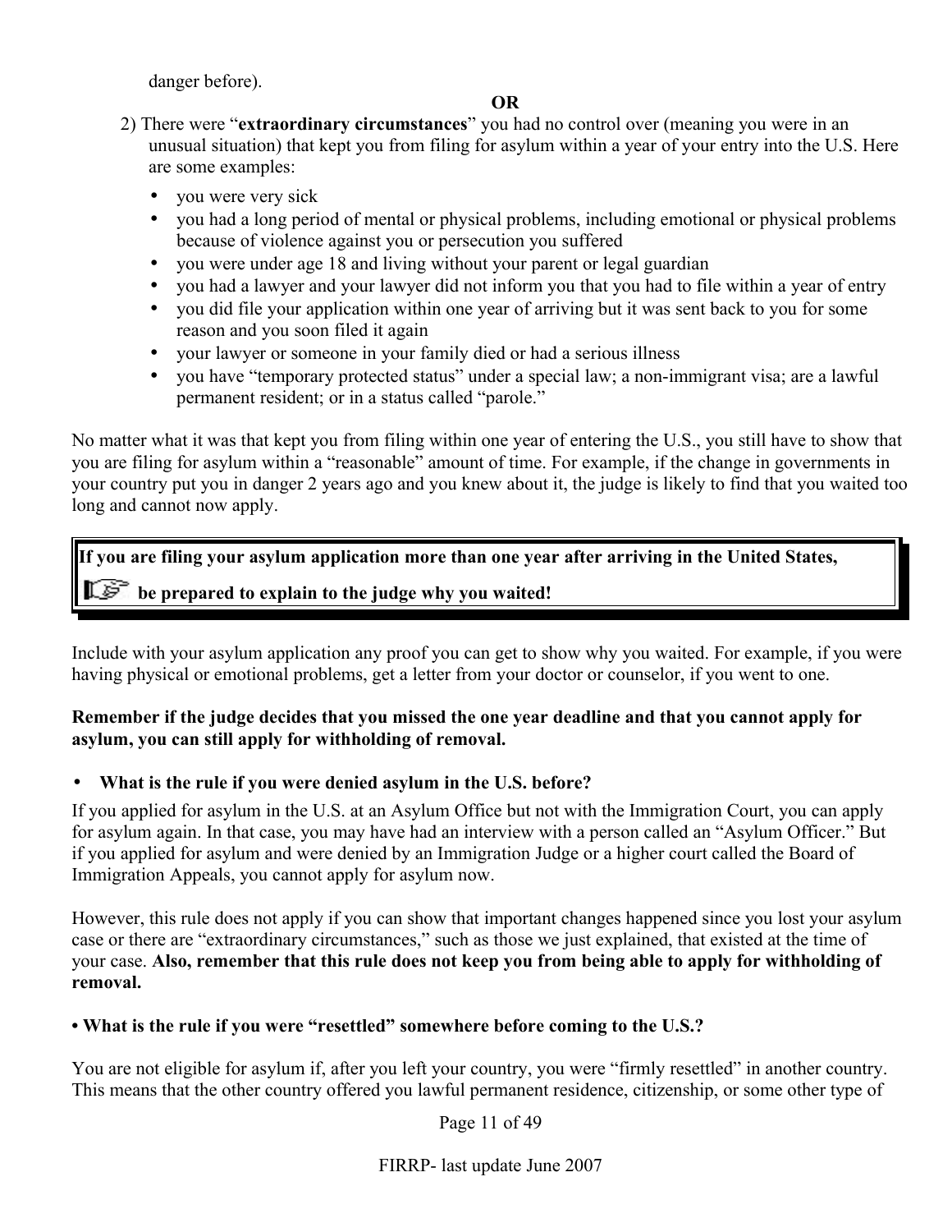danger before).

**OR**

2) There were "**extraordinary circumstances**" you had no control over (meaning you were in an unusual situation) that kept you from filing for asylum within a year of your entry into the U.S. Here are some examples:

- you were very sick
- you had a long period of mental or physical problems, including emotional or physical problems because of violence against you or persecution you suffered
- you were under age 18 and living without your parent or legal guardian
- you had a lawyer and your lawyer did not inform you that you had to file within a year of entry
- you did file your application within one year of arriving but it was sent back to you for some reason and you soon filed it again
- your lawyer or someone in your family died or had a serious illness
- you have "temporary protected status" under a special law; a non-immigrant visa; are a lawful permanent resident; or in a status called "parole."

No matter what it was that kept you from filing within one year of entering the U.S., you still have to show that you are filing for asylum within a "reasonable" amount of time. For example, if the change in governments in your country put you in danger 2 years ago and you knew about it, the judge is likely to find that you waited too long and cannot now apply.

> **If you are filing your asylum application more than one year after arriving in the United States,**
>
> ☞ **be prepared to explain to the judge why you waited!**

Include with your asylum application any proof you can get to show why you waited. For example, if you were having physical or emotional problems, get a letter from your doctor or counselor, if you went to one.

**Remember if the judge decides that you missed the one year deadline and that you cannot apply for asylum, you can still apply for withholding of removal.**

- **What is the rule if you were denied asylum in the U.S. before?**

If you applied for asylum in the U.S. at an Asylum Office but not with the Immigration Court, you can apply for asylum again. In that case, you may have had an interview with a person called an "Asylum Officer." But if you applied for asylum and were denied by an Immigration Judge or a higher court called the Board of Immigration Appeals, you cannot apply for asylum now.

However, this rule does not apply if you can show that important changes happened since you lost your asylum case or there are "extraordinary circumstances," such as those we just explained, that existed at the time of your case. **Also, remember that this rule does not keep you from being able to apply for withholding of removal.**

**• What is the rule if you were "resettled" somewhere before coming to the U.S.?**

You are not eligible for asylum if, after you left your country, you were "firmly resettled" in another country. This means that the other country offered you lawful permanent residence, citizenship, or some other type of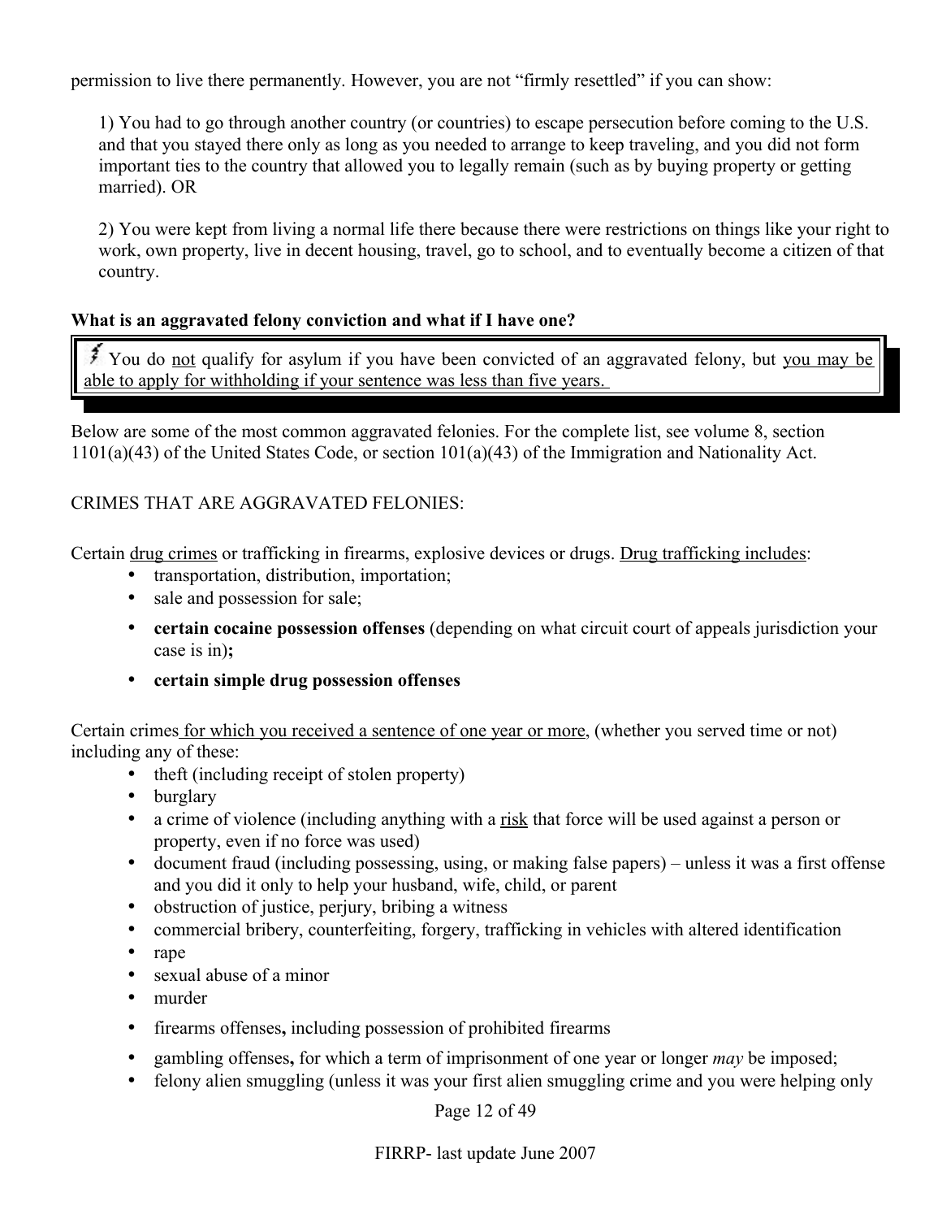permission to live there permanently. However, you are not "firmly resettled" if you can show:

1) You had to go through another country (or countries) to escape persecution before coming to the U.S. and that you stayed there only as long as you needed to arrange to keep traveling, and you did not form important ties to the country that allowed you to legally remain (such as by buying property or getting married). OR

2) You were kept from living a normal life there because there were restrictions on things like your right to work, own property, live in decent housing, travel, go to school, and to eventually become a citizen of that country.

**What is an aggravated felony conviction and what if I have one?**

> You do <u>not</u> qualify for asylum if you have been convicted of an aggravated felony, but <u>you may be able to apply for withholding if your sentence was less than five years.</u>

Below are some of the most common aggravated felonies. For the complete list, see volume 8, section 1101(a)(43) of the United States Code, or section 101(a)(43) of the Immigration and Nationality Act.

CRIMES THAT ARE AGGRAVATED FELONIES:

Certain <u>drug crimes</u> or trafficking in firearms, explosive devices or drugs. <u>Drug trafficking includes</u>:

- transportation, distribution, importation;
- sale and possession for sale;
- **certain cocaine possession offenses** (depending on what circuit court of appeals jurisdiction your case is in)**;**
- **certain simple drug possession offenses**

Certain crimes <u>for which you received a sentence of one year or more</u>, (whether you served time or not) including any of these:

- theft (including receipt of stolen property)
- burglary
- a crime of violence (including anything with a <u>risk</u> that force will be used against a person or property, even if no force was used)
- document fraud (including possessing, using, or making false papers) – unless it was a first offense and you did it only to help your husband, wife, child, or parent
- obstruction of justice, perjury, bribing a witness
- commercial bribery, counterfeiting, forgery, trafficking in vehicles with altered identification
- rape
- sexual abuse of a minor
- murder
- firearms offenses**,** including possession of prohibited firearms
- gambling offenses**,** for which a term of imprisonment of one year or longer *may* be imposed;
- felony alien smuggling (unless it was your first alien smuggling crime and you were helping only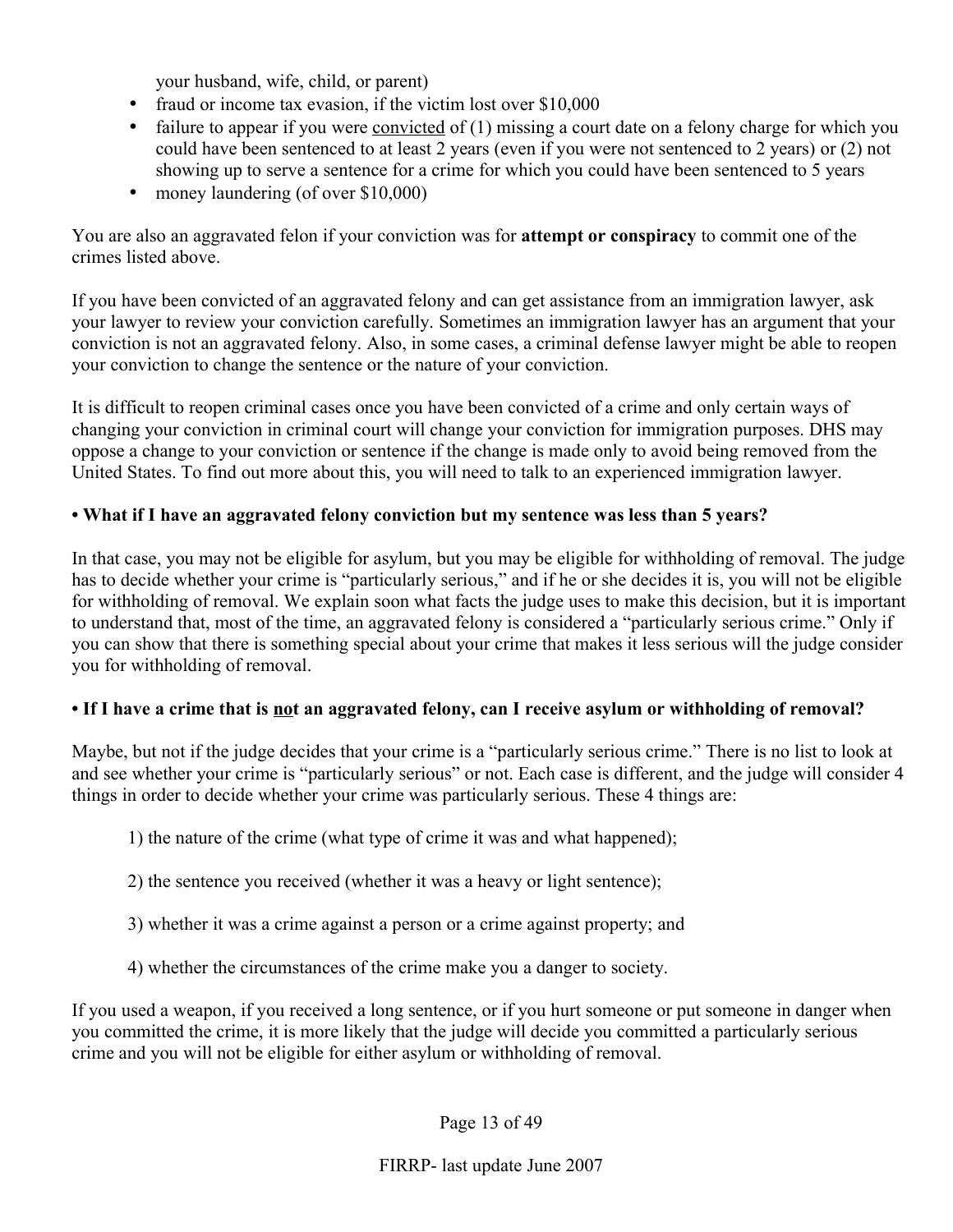your husband, wife, child, or parent)

- fraud or income tax evasion, if the victim lost over $10,000
- failure to appear if you were <u>convicted</u> of (1) missing a court date on a felony charge for which you could have been sentenced to at least 2 years (even if you were not sentenced to 2 years) or (2) not showing up to serve a sentence for a crime for which you could have been sentenced to 5 years
- money laundering (of over $10,000)

You are also an aggravated felon if your conviction was for **attempt or conspiracy** to commit one of the crimes listed above.

If you have been convicted of an aggravated felony and can get assistance from an immigration lawyer, ask your lawyer to review your conviction carefully. Sometimes an immigration lawyer has an argument that your conviction is not an aggravated felony. Also, in some cases, a criminal defense lawyer might be able to reopen your conviction to change the sentence or the nature of your conviction.

It is difficult to reopen criminal cases once you have been convicted of a crime and only certain ways of changing your conviction in criminal court will change your conviction for immigration purposes. DHS may oppose a change to your conviction or sentence if the change is made only to avoid being removed from the United States. To find out more about this, you will need to talk to an experienced immigration lawyer.

**• What if I have an aggravated felony conviction but my sentence was less than 5 years?**

In that case, you may not be eligible for asylum, but you may be eligible for withholding of removal. The judge has to decide whether your crime is "particularly serious," and if he or she decides it is, you will not be eligible for withholding of removal. We explain soon what facts the judge uses to make this decision, but it is important to understand that, most of the time, an aggravated felony is considered a "particularly serious crime." Only if you can show that there is something special about your crime that makes it less serious will the judge consider you for withholding of removal.

**• If I have a crime that is <u>not</u> an aggravated felony, can I receive asylum or withholding of removal?**

Maybe, but not if the judge decides that your crime is a "particularly serious crime." There is no list to look at and see whether your crime is "particularly serious" or not. Each case is different, and the judge will consider 4 things in order to decide whether your crime was particularly serious. These 4 things are:

1) the nature of the crime (what type of crime it was and what happened);

2) the sentence you received (whether it was a heavy or light sentence);

3) whether it was a crime against a person or a crime against property; and

4) whether the circumstances of the crime make you a danger to society.

If you used a weapon, if you received a long sentence, or if you hurt someone or put someone in danger when you committed the crime, it is more likely that the judge will decide you committed a particularly serious crime and you will not be eligible for either asylum or withholding of removal.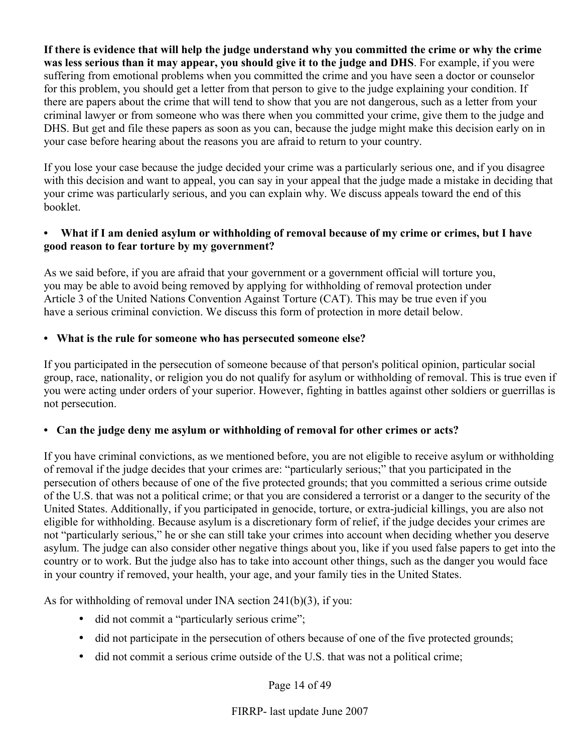**If there is evidence that will help the judge understand why you committed the crime or why the crime was less serious than it may appear, you should give it to the judge and DHS**. For example, if you were suffering from emotional problems when you committed the crime and you have seen a doctor or counselor for this problem, you should get a letter from that person to give to the judge explaining your condition. If there are papers about the crime that will tend to show that you are not dangerous, such as a letter from your criminal lawyer or from someone who was there when you committed your crime, give them to the judge and DHS. But get and file these papers as soon as you can, because the judge might make this decision early on in your case before hearing about the reasons you are afraid to return to your country.

If you lose your case because the judge decided your crime was a particularly serious one, and if you disagree with this decision and want to appeal, you can say in your appeal that the judge made a mistake in deciding that your crime was particularly serious, and you can explain why. We discuss appeals toward the end of this booklet.

- **What if I am denied asylum or withholding of removal because of my crime or crimes, but I have good reason to fear torture by my government?**

As we said before, if you are afraid that your government or a government official will torture you, you may be able to avoid being removed by applying for withholding of removal protection under Article 3 of the United Nations Convention Against Torture (CAT). This may be true even if you have a serious criminal conviction. We discuss this form of protection in more detail below.

- **What is the rule for someone who has persecuted someone else?**

If you participated in the persecution of someone because of that person's political opinion, particular social group, race, nationality, or religion you do not qualify for asylum or withholding of removal. This is true even if you were acting under orders of your superior. However, fighting in battles against other soldiers or guerrillas is not persecution.

- **Can the judge deny me asylum or withholding of removal for other crimes or acts?**

If you have criminal convictions, as we mentioned before, you are not eligible to receive asylum or withholding of removal if the judge decides that your crimes are: "particularly serious;" that you participated in the persecution of others because of one of the five protected grounds; that you committed a serious crime outside of the U.S. that was not a political crime; or that you are considered a terrorist or a danger to the security of the United States. Additionally, if you participated in genocide, torture, or extra-judicial killings, you are also not eligible for withholding. Because asylum is a discretionary form of relief, if the judge decides your crimes are not "particularly serious," he or she can still take your crimes into account when deciding whether you deserve asylum. The judge can also consider other negative things about you, like if you used false papers to get into the country or to work. But the judge also has to take into account other things, such as the danger you would face in your country if removed, your health, your age, and your family ties in the United States.

As for withholding of removal under INA section 241(b)(3), if you:

- did not commit a "particularly serious crime";
- did not participate in the persecution of others because of one of the five protected grounds;
- did not commit a serious crime outside of the U.S. that was not a political crime;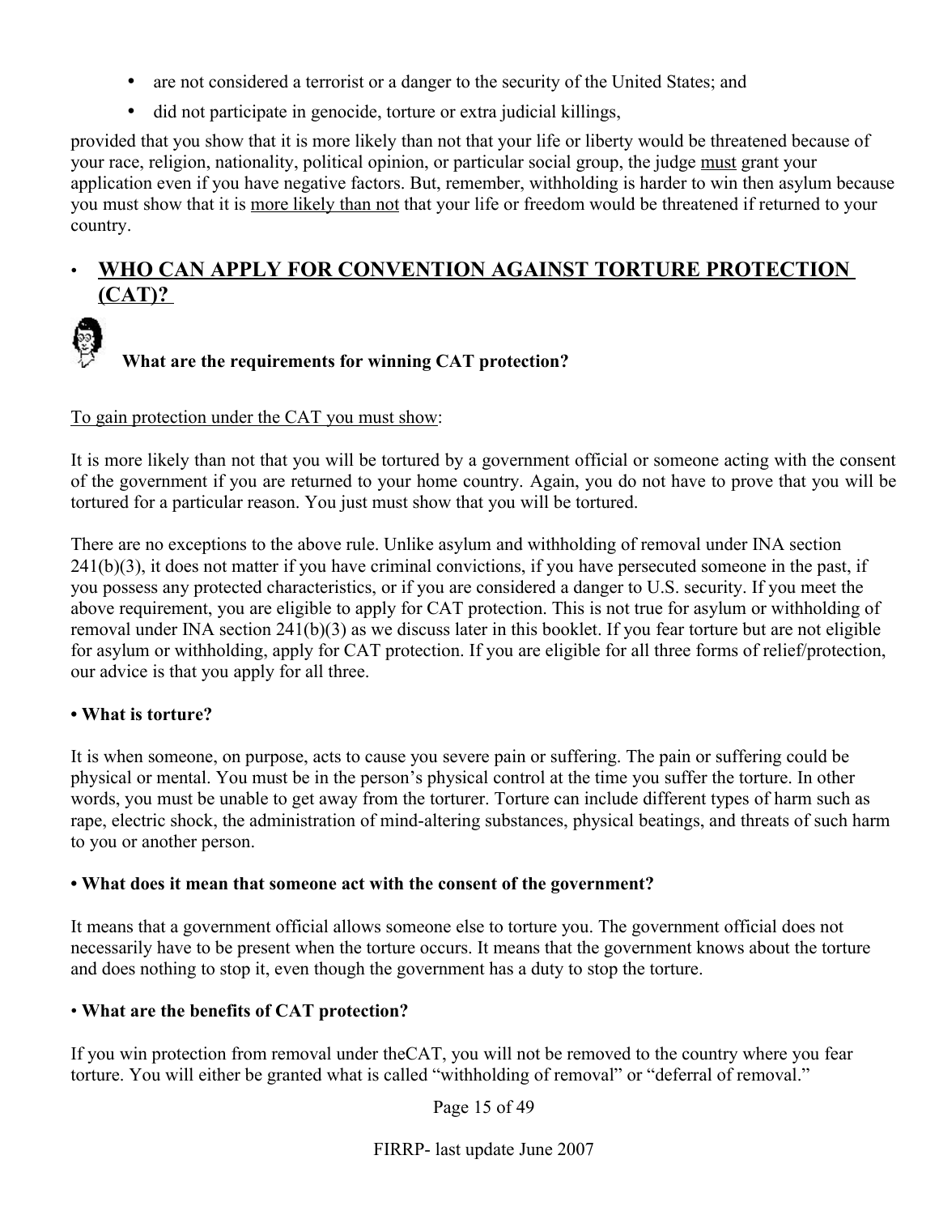- are not considered a terrorist or a danger to the security of the United States; and
- did not participate in genocide, torture or extra judicial killings,

provided that you show that it is more likely than not that your life or liberty would be threatened because of your race, religion, nationality, political opinion, or particular social group, the judge must grant your application even if you have negative factors. But, remember, withholding is harder to win then asylum because you must show that it is more likely than not that your life or freedom would be threatened if returned to your country.

## • WHO CAN APPLY FOR CONVENTION AGAINST TORTURE PROTECTION (CAT)?

**What are the requirements for winning CAT protection?**

To gain protection under the CAT you must show:

It is more likely than not that you will be tortured by a government official or someone acting with the consent of the government if you are returned to your home country. Again, you do not have to prove that you will be tortured for a particular reason. You just must show that you will be tortured.

There are no exceptions to the above rule. Unlike asylum and withholding of removal under INA section 241(b)(3), it does not matter if you have criminal convictions, if you have persecuted someone in the past, if you possess any protected characteristics, or if you are considered a danger to U.S. security. If you meet the above requirement, you are eligible to apply for CAT protection. This is not true for asylum or withholding of removal under INA section 241(b)(3) as we discuss later in this booklet. If you fear torture but are not eligible for asylum or withholding, apply for CAT protection. If you are eligible for all three forms of relief/protection, our advice is that you apply for all three.

**• What is torture?**

It is when someone, on purpose, acts to cause you severe pain or suffering. The pain or suffering could be physical or mental. You must be in the person's physical control at the time you suffer the torture. In other words, you must be unable to get away from the torturer. Torture can include different types of harm such as rape, electric shock, the administration of mind-altering substances, physical beatings, and threats of such harm to you or another person.

**• What does it mean that someone act with the consent of the government?**

It means that a government official allows someone else to torture you. The government official does not necessarily have to be present when the torture occurs. It means that the government knows about the torture and does nothing to stop it, even though the government has a duty to stop the torture.

**• What are the benefits of CAT protection?**

If you win protection from removal under theCAT, you will not be removed to the country where you fear torture. You will either be granted what is called "withholding of removal" or "deferral of removal."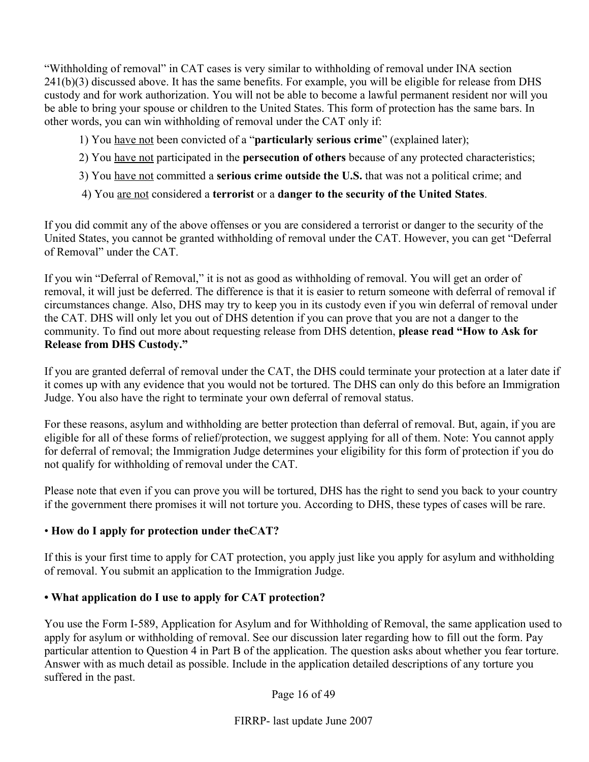"Withholding of removal" in CAT cases is very similar to withholding of removal under INA section 241(b)(3) discussed above. It has the same benefits. For example, you will be eligible for release from DHS custody and for work authorization. You will not be able to become a lawful permanent resident nor will you be able to bring your spouse or children to the United States. This form of protection has the same bars. In other words, you can win withholding of removal under the CAT only if:

1) You <u>have not</u> been convicted of a "**particularly serious crime**" (explained later);

2) You <u>have not</u> participated in the **persecution of others** because of any protected characteristics;

3) You <u>have not</u> committed a **serious crime outside the U.S.** that was not a political crime; and

4) You <u>are not</u> considered a **terrorist** or a **danger to the security of the United States**.

If you did commit any of the above offenses or you are considered a terrorist or danger to the security of the United States, you cannot be granted withholding of removal under the CAT. However, you can get "Deferral of Removal" under the CAT.

If you win "Deferral of Removal," it is not as good as withholding of removal. You will get an order of removal, it will just be deferred. The difference is that it is easier to return someone with deferral of removal if circumstances change. Also, DHS may try to keep you in its custody even if you win deferral of removal under the CAT. DHS will only let you out of DHS detention if you can prove that you are not a danger to the community. To find out more about requesting release from DHS detention, **please read "How to Ask for Release from DHS Custody."**

If you are granted deferral of removal under the CAT, the DHS could terminate your protection at a later date if it comes up with any evidence that you would not be tortured. The DHS can only do this before an Immigration Judge. You also have the right to terminate your own deferral of removal status.

For these reasons, asylum and withholding are better protection than deferral of removal. But, again, if you are eligible for all of these forms of relief/protection, we suggest applying for all of them. Note: You cannot apply for deferral of removal; the Immigration Judge determines your eligibility for this form of protection if you do not qualify for withholding of removal under the CAT.

Please note that even if you can prove you will be tortured, DHS has the right to send you back to your country if the government there promises it will not torture you. According to DHS, these types of cases will be rare.

- **How do I apply for protection under theCAT?**

If this is your first time to apply for CAT protection, you apply just like you apply for asylum and withholding of removal. You submit an application to the Immigration Judge.

- **What application do I use to apply for CAT protection?**

You use the Form I-589, Application for Asylum and for Withholding of Removal, the same application used to apply for asylum or withholding of removal. See our discussion later regarding how to fill out the form. Pay particular attention to Question 4 in Part B of the application. The question asks about whether you fear torture. Answer with as much detail as possible. Include in the application detailed descriptions of any torture you suffered in the past.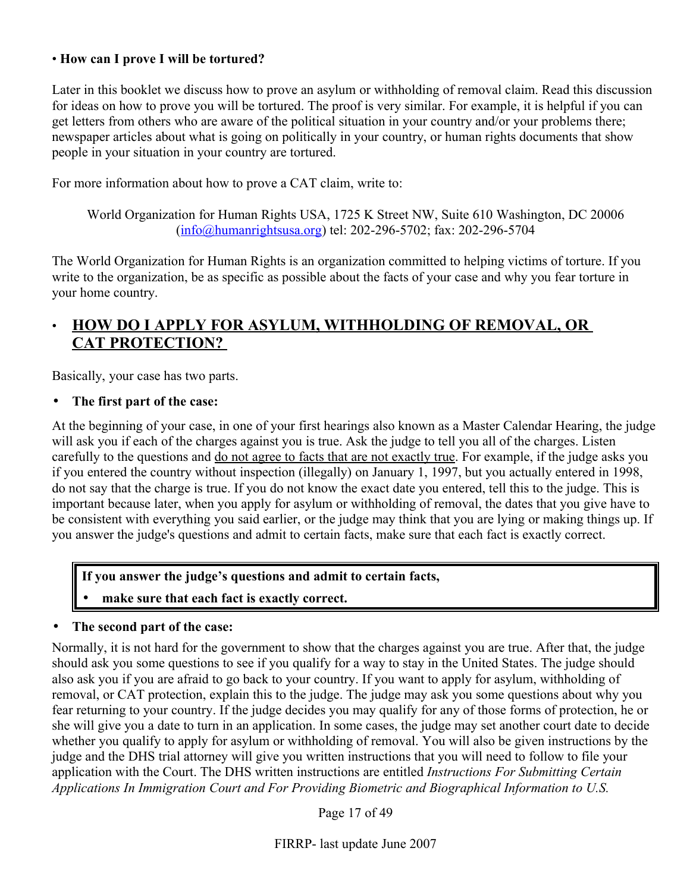• **How can I prove I will be tortured?**

Later in this booklet we discuss how to prove an asylum or withholding of removal claim. Read this discussion for ideas on how to prove you will be tortured. The proof is very similar. For example, it is helpful if you can get letters from others who are aware of the political situation in your country and/or your problems there; newspaper articles about what is going on politically in your country, or human rights documents that show people in your situation in your country are tortured.

For more information about how to prove a CAT claim, write to:

> World Organization for Human Rights USA, 1725 K Street NW, Suite 610 Washington, DC 20006 (info@humanrightsusa.org) tel: 202-296-5702; fax: 202-296-5704

The World Organization for Human Rights is an organization committed to helping victims of torture. If you write to the organization, be as specific as possible about the facts of your case and why you fear torture in your home country.

## • <u>HOW DO I APPLY FOR ASYLUM, WITHHOLDING OF REMOVAL, OR CAT PROTECTION?</u>

Basically, your case has two parts.

- **The first part of the case:**

At the beginning of your case, in one of your first hearings also known as a Master Calendar Hearing, the judge will ask you if each of the charges against you is true. Ask the judge to tell you all of the charges. Listen carefully to the questions and <u>do not agree to facts that are not exactly true</u>. For example, if the judge asks you if you entered the country without inspection (illegally) on January 1, 1997, but you actually entered in 1998, do not say that the charge is true. If you do not know the exact date you entered, tell this to the judge. This is important because later, when you apply for asylum or withholding of removal, the dates that you give have to be consistent with everything you said earlier, or the judge may think that you are lying or making things up. If you answer the judge's questions and admit to certain facts, make sure that each fact is exactly correct.

> **If you answer the judge's questions and admit to certain facts,**
> - **make sure that each fact is exactly correct.**

- **The second part of the case:**

Normally, it is not hard for the government to show that the charges against you are true. After that, the judge should ask you some questions to see if you qualify for a way to stay in the United States. The judge should also ask you if you are afraid to go back to your country. If you want to apply for asylum, withholding of removal, or CAT protection, explain this to the judge. The judge may ask you some questions about why you fear returning to your country. If the judge decides you may qualify for any of those forms of protection, he or she will give you a date to turn in an application. In some cases, the judge may set another court date to decide whether you qualify to apply for asylum or withholding of removal. You will also be given instructions by the judge and the DHS trial attorney will give you written instructions that you will need to follow to file your application with the Court. The DHS written instructions are entitled *Instructions For Submitting Certain Applications In Immigration Court and For Providing Biometric and Biographical Information to U.S.*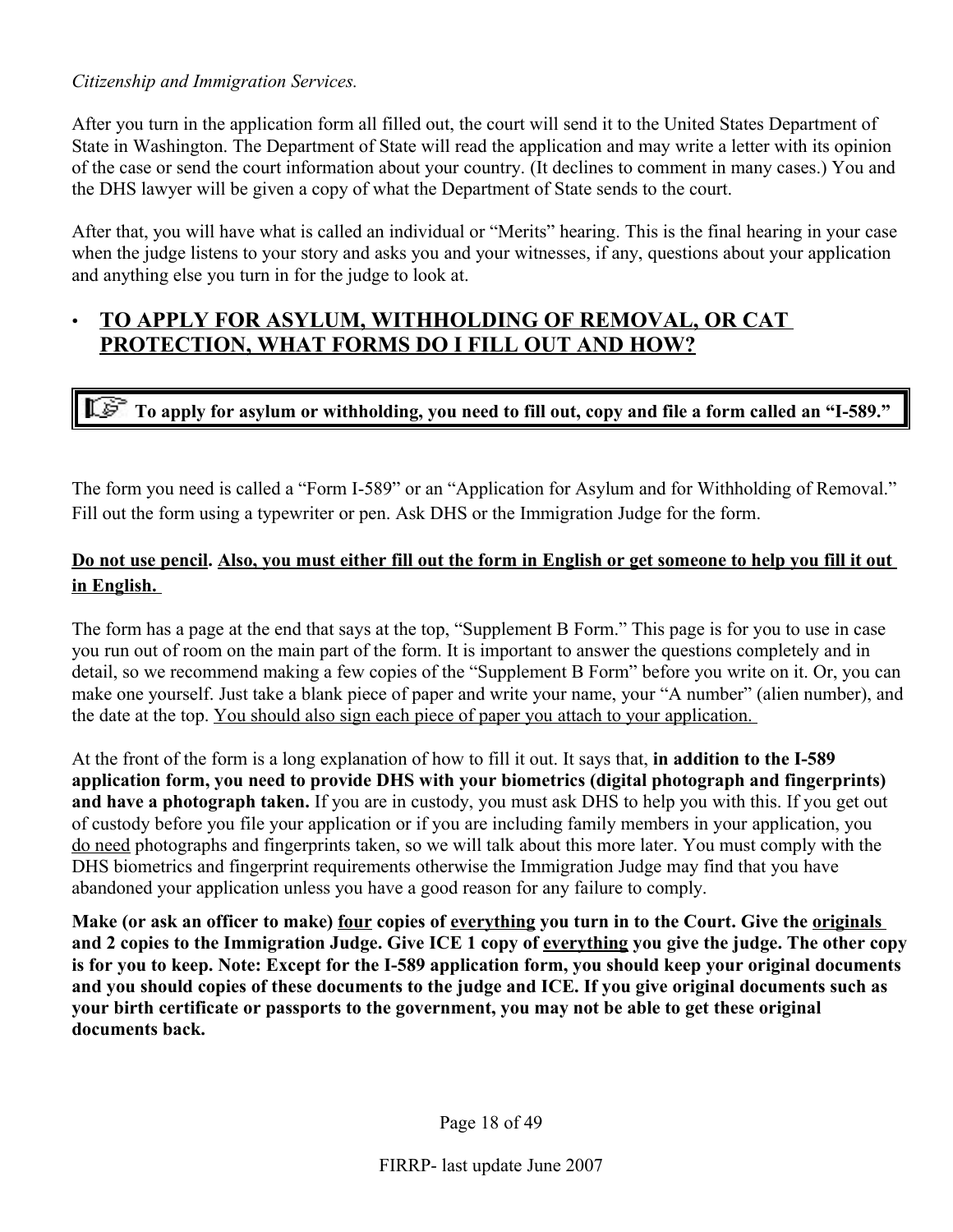*Citizenship and Immigration Services.*

After you turn in the application form all filled out, the court will send it to the United States Department of State in Washington. The Department of State will read the application and may write a letter with its opinion of the case or send the court information about your country. (It declines to comment in many cases.) You and the DHS lawyer will be given a copy of what the Department of State sends to the court.

After that, you will have what is called an individual or "Merits" hearing. This is the final hearing in your case when the judge listens to your story and asks you and your witnesses, if any, questions about your application and anything else you turn in for the judge to look at.

## • TO APPLY FOR ASYLUM, WITHHOLDING OF REMOVAL, OR CAT PROTECTION, WHAT FORMS DO I FILL OUT AND HOW?

> ☞ **To apply for asylum or withholding, you need to fill out, copy and file a form called an "I-589."**

The form you need is called a "Form I-589" or an "Application for Asylum and for Withholding of Removal." Fill out the form using a typewriter or pen. Ask DHS or the Immigration Judge for the form.

**Do not use pencil. Also, you must either fill out the form in English or get someone to help you fill it out in English.**

The form has a page at the end that says at the top, "Supplement B Form." This page is for you to use in case you run out of room on the main part of the form. It is important to answer the questions completely and in detail, so we recommend making a few copies of the "Supplement B Form" before you write on it. Or, you can make one yourself. Just take a blank piece of paper and write your name, your "A number" (alien number), and the date at the top. You should also sign each piece of paper you attach to your application.

At the front of the form is a long explanation of how to fill it out. It says that, **in addition to the I-589 application form, you need to provide DHS with your biometrics (digital photograph and fingerprints) and have a photograph taken.** If you are in custody, you must ask DHS to help you with this. If you get out of custody before you file your application or if you are including family members in your application, you do need photographs and fingerprints taken, so we will talk about this more later. You must comply with the DHS biometrics and fingerprint requirements otherwise the Immigration Judge may find that you have abandoned your application unless you have a good reason for any failure to comply.

**Make (or ask an officer to make) four copies of everything you turn in to the Court. Give the originals and 2 copies to the Immigration Judge. Give ICE 1 copy of everything you give the judge. The other copy is for you to keep. Note: Except for the I-589 application form, you should keep your original documents and you should copies of these documents to the judge and ICE. If you give original documents such as your birth certificate or passports to the government, you may not be able to get these original documents back.**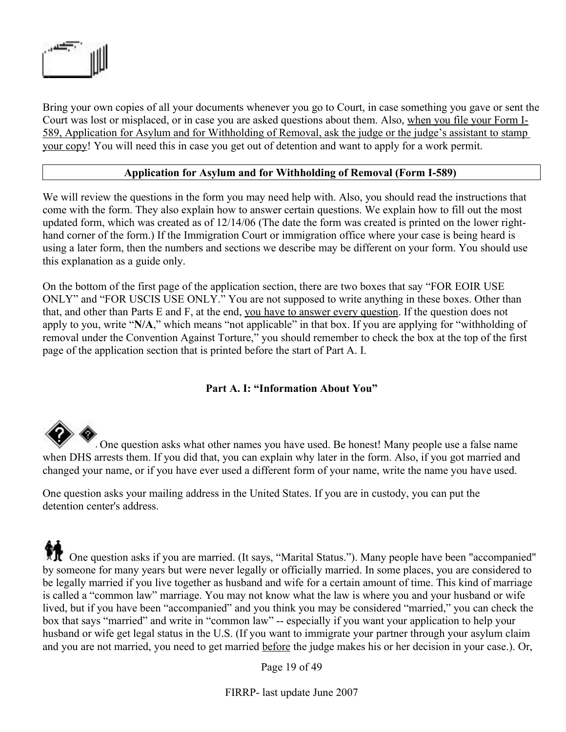Bring your own copies of all your documents whenever you go to Court, in case something you gave or sent the Court was lost or misplaced, or in case you are asked questions about them. Also, <u>when you file your Form I-589, Application for Asylum and for Withholding of Removal, ask the judge or the judge's assistant to stamp your copy</u>! You will need this in case you get out of detention and want to apply for a work permit.

## Application for Asylum and for Withholding of Removal (Form I-589)

We will review the questions in the form you may need help with. Also, you should read the instructions that come with the form. They also explain how to answer certain questions. We explain how to fill out the most updated form, which was created as of 12/14/06 (The date the form was created is printed on the lower right-hand corner of the form.) If the Immigration Court or immigration office where your case is being heard is using a later form, then the numbers and sections we describe may be different on your form. You should use this explanation as a guide only.

On the bottom of the first page of the application section, there are two boxes that say "FOR EOIR USE ONLY" and "FOR USCIS USE ONLY." You are not supposed to write anything in these boxes. Other than that, and other than Parts E and F, at the end, <u>you have to answer every question</u>. If the question does not apply to you, write "**N/A**," which means "not applicable" in that box. If you are applying for "withholding of removal under the Convention Against Torture," you should remember to check the box at the top of the first page of the application section that is printed before the start of Part A. I.

### Part A. I: "Information About You"

One question asks what other names you have used. Be honest! Many people use a false name when DHS arrests them. If you did that, you can explain why later in the form. Also, if you got married and changed your name, or if you have ever used a different form of your name, write the name you have used.

One question asks your mailing address in the United States. If you are in custody, you can put the detention center's address.

One question asks if you are married. (It says, "Marital Status."). Many people have been "accompanied" by someone for many years but were never legally or officially married. In some places, you are considered to be legally married if you live together as husband and wife for a certain amount of time. This kind of marriage is called a "common law" marriage. You may not know what the law is where you and your husband or wife lived, but if you have been "accompanied" and you think you may be considered "married," you can check the box that says "married" and write in "common law" -- especially if you want your application to help your husband or wife get legal status in the U.S. (If you want to immigrate your partner through your asylum claim and you are not married, you need to get married <u>before</u> the judge makes his or her decision in your case.). Or,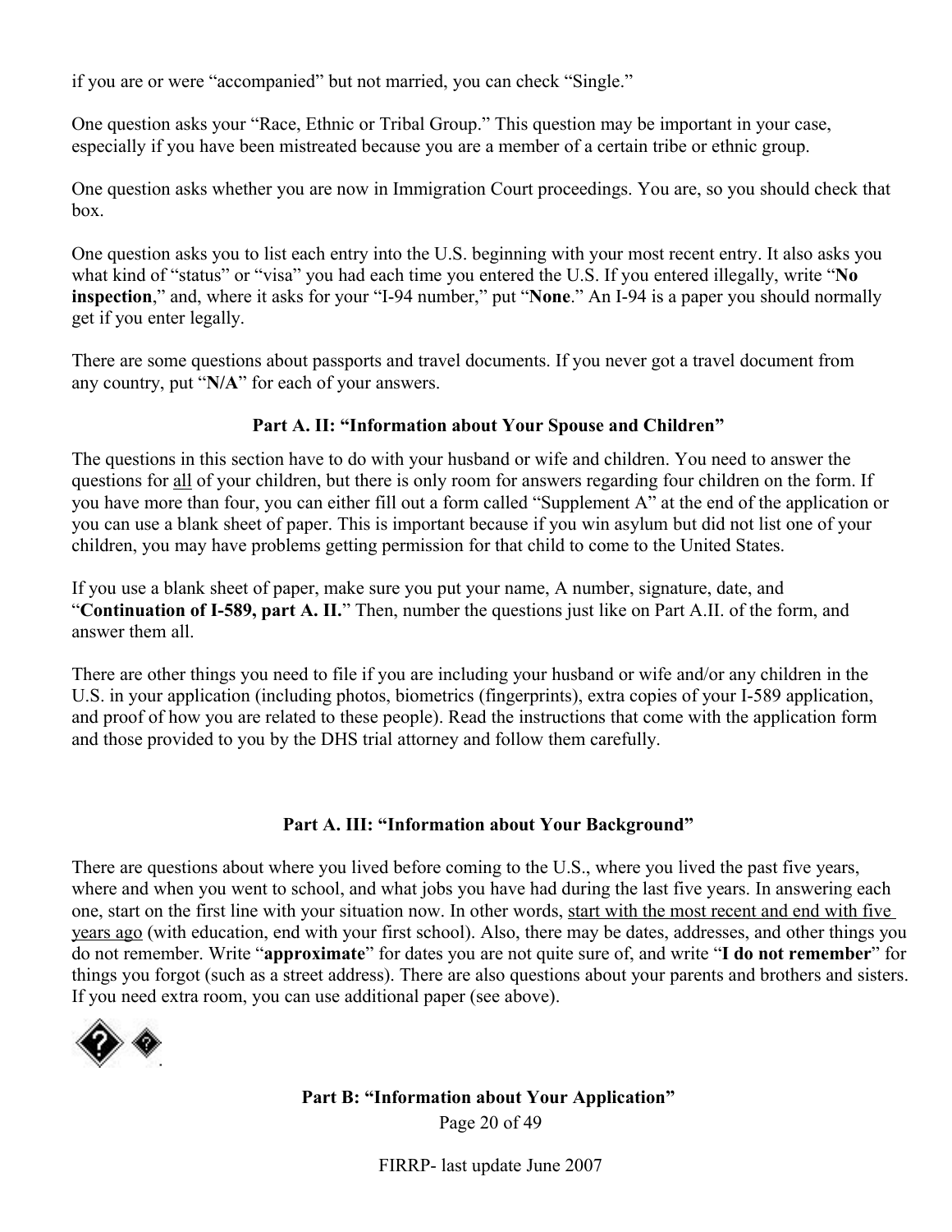if you are or were "accompanied" but not married, you can check "Single."

One question asks your "Race, Ethnic or Tribal Group." This question may be important in your case, especially if you have been mistreated because you are a member of a certain tribe or ethnic group.

One question asks whether you are now in Immigration Court proceedings. You are, so you should check that box.

One question asks you to list each entry into the U.S. beginning with your most recent entry. It also asks you what kind of "status" or "visa" you had each time you entered the U.S. If you entered illegally, write "**No inspection**," and, where it asks for your "I-94 number," put "**None**." An I-94 is a paper you should normally get if you enter legally.

There are some questions about passports and travel documents. If you never got a travel document from any country, put "**N/A**" for each of your answers.

### Part A. II: "Information about Your Spouse and Children"

The questions in this section have to do with your husband or wife and children. You need to answer the questions for <u>all</u> of your children, but there is only room for answers regarding four children on the form. If you have more than four, you can either fill out a form called "Supplement A" at the end of the application or you can use a blank sheet of paper. This is important because if you win asylum but did not list one of your children, you may have problems getting permission for that child to come to the United States.

If you use a blank sheet of paper, make sure you put your name, A number, signature, date, and "**Continuation of I-589, part A. II.**" Then, number the questions just like on Part A.II. of the form, and answer them all.

There are other things you need to file if you are including your husband or wife and/or any children in the U.S. in your application (including photos, biometrics (fingerprints), extra copies of your I-589 application, and proof of how you are related to these people). Read the instructions that come with the application form and those provided to you by the DHS trial attorney and follow them carefully.

### Part A. III: "Information about Your Background"

There are questions about where you lived before coming to the U.S., where you lived the past five years, where and when you went to school, and what jobs you have had during the last five years. In answering each one, start on the first line with your situation now. In other words, <u>start with the most recent and end with five years ago</u> (with education, end with your first school). Also, there may be dates, addresses, and other things you do not remember. Write "**approximate**" for dates you are not quite sure of, and write "**I do not remember**" for things you forgot (such as a street address). There are also questions about your parents and brothers and sisters. If you need extra room, you can use additional paper (see above).

### Part B: "Information about Your Application"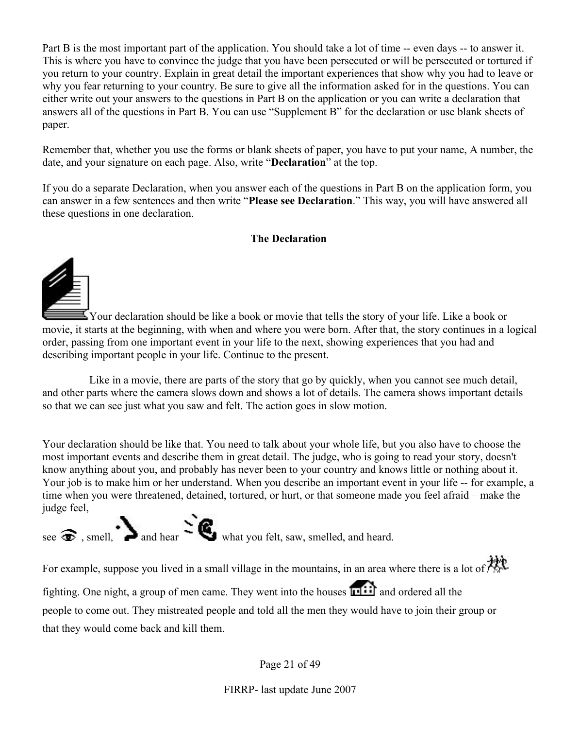Part B is the most important part of the application. You should take a lot of time -- even days -- to answer it. This is where you have to convince the judge that you have been persecuted or will be persecuted or tortured if you return to your country. Explain in great detail the important experiences that show why you had to leave or why you fear returning to your country. Be sure to give all the information asked for in the questions. You can either write out your answers to the questions in Part B on the application or you can write a declaration that answers all of the questions in Part B. You can use "Supplement B" for the declaration or use blank sheets of paper.

Remember that, whether you use the forms or blank sheets of paper, you have to put your name, A number, the date, and your signature on each page. Also, write "**Declaration**" at the top.

If you do a separate Declaration, when you answer each of the questions in Part B on the application form, you can answer in a few sentences and then write "**Please see Declaration**." This way, you will have answered all these questions in one declaration.

## The Declaration

Your declaration should be like a book or movie that tells the story of your life. Like a book or movie, it starts at the beginning, with when and where you were born. After that, the story continues in a logical order, passing from one important event in your life to the next, showing experiences that you had and describing important people in your life. Continue to the present.

Like in a movie, there are parts of the story that go by quickly, when you cannot see much detail, and other parts where the camera slows down and shows a lot of details. The camera shows important details so that we can see just what you saw and felt. The action goes in slow motion.

Your declaration should be like that. You need to talk about your whole life, but you also have to choose the most important events and describe them in great detail. The judge, who is going to read your story, doesn't know anything about you, and probably has never been to your country and knows little or nothing about it. Your job is to make him or her understand. When you describe an important event in your life -- for example, a time when you were threatened, detained, tortured, or hurt, or that someone made you feel afraid – make the judge feel,

see , smell, and hear what you felt, saw, smelled, and heard.

For example, suppose you lived in a small village in the mountains, in an area where there is a lot of fighting. One night, a group of men came. They went into the houses and ordered all the people to come out. They mistreated people and told all the men they would have to join their group or that they would come back and kill them.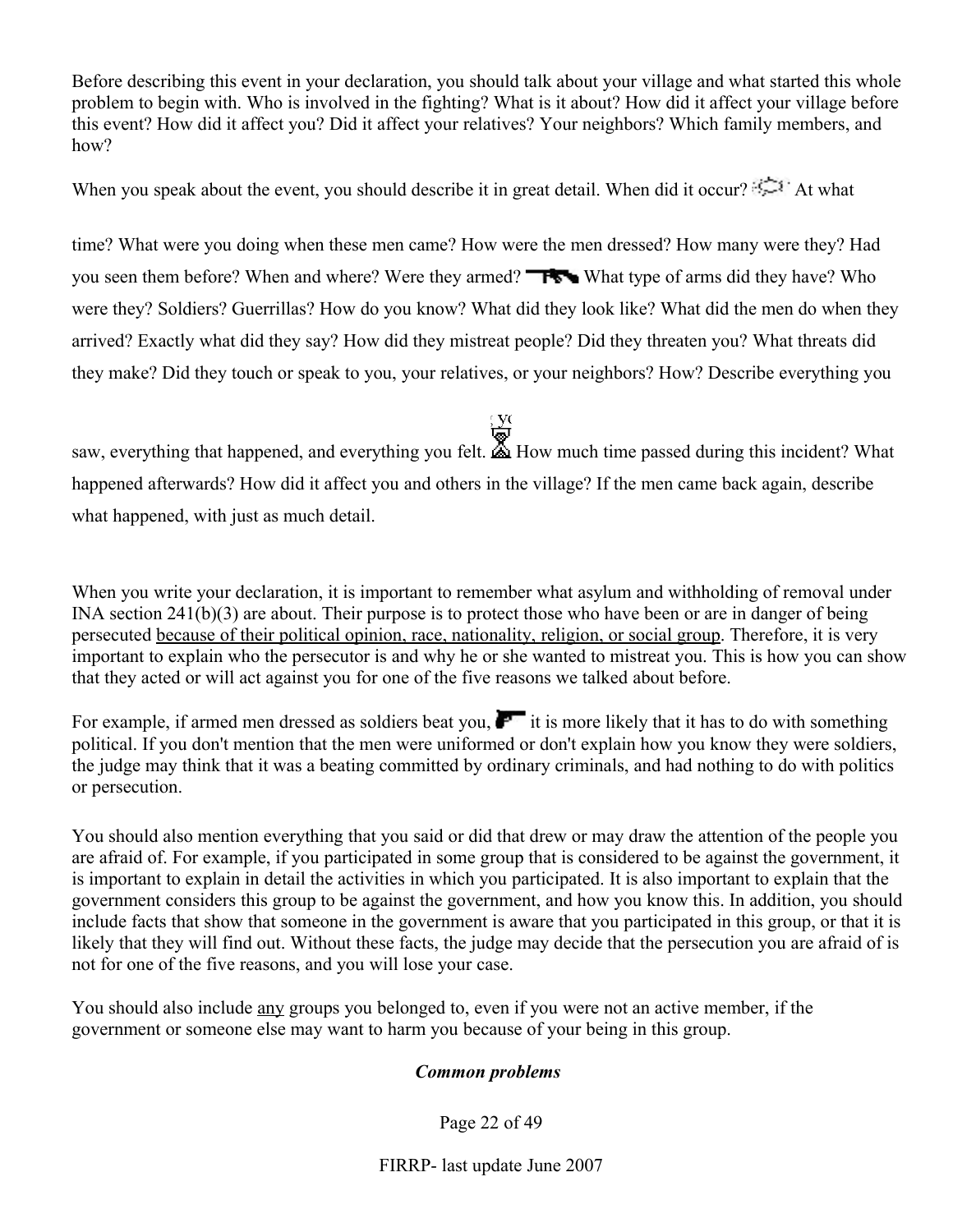Before describing this event in your declaration, you should talk about your village and what started this whole problem to begin with. Who is involved in the fighting? What is it about? How did it affect your village before this event? How did it affect you? Did it affect your relatives? Your neighbors? Which family members, and how?

When you speak about the event, you should describe it in great detail. When did it occur? At what time? What were you doing when these men came? How were the men dressed? How many were they? Had you seen them before? When and where? Were they armed? What type of arms did they have? Who were they? Soldiers? Guerrillas? How do you know? What did they look like? What did the men do when they arrived? Exactly what did they say? How did they mistreat people? Did they threaten you? What threats did they make? Did they touch or speak to you, your relatives, or your neighbors? How? Describe everything you saw, everything that happened, and everything you felt. How much time passed during this incident? What happened afterwards? How did it affect you and others in the village? If the men came back again, describe what happened, with just as much detail.

When you write your declaration, it is important to remember what asylum and withholding of removal under INA section 241(b)(3) are about. Their purpose is to protect those who have been or are in danger of being persecuted <u>because of their political opinion, race, nationality, religion, or social group</u>. Therefore, it is very important to explain who the persecutor is and why he or she wanted to mistreat you. This is how you can show that they acted or will act against you for one of the five reasons we talked about before.

For example, if armed men dressed as soldiers beat you, it is more likely that it has to do with something political. If you don't mention that the men were uniformed or don't explain how you know they were soldiers, the judge may think that it was a beating committed by ordinary criminals, and had nothing to do with politics or persecution.

You should also mention everything that you said or did that drew or may draw the attention of the people you are afraid of. For example, if you participated in some group that is considered to be against the government, it is important to explain in detail the activities in which you participated. It is also important to explain that the government considers this group to be against the government, and how you know this. In addition, you should include facts that show that someone in the government is aware that you participated in this group, or that it is likely that they will find out. Without these facts, the judge may decide that the persecution you are afraid of is not for one of the five reasons, and you will lose your case.

You should also include <u>any</u> groups you belonged to, even if you were not an active member, if the government or someone else may want to harm you because of your being in this group.

### *Common problems*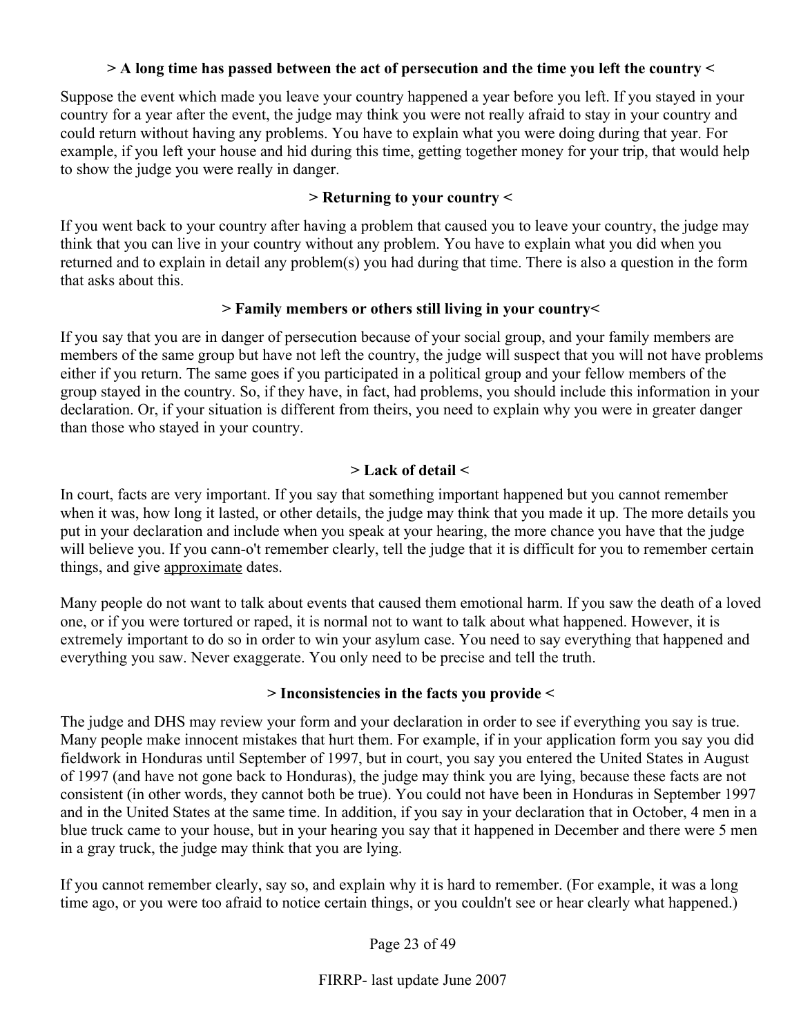### > A long time has passed between the act of persecution and the time you left the country <

Suppose the event which made you leave your country happened a year before you left. If you stayed in your country for a year after the event, the judge may think you were not really afraid to stay in your country and could return without having any problems. You have to explain what you were doing during that year. For example, if you left your house and hid during this time, getting together money for your trip, that would help to show the judge you were really in danger.

### > Returning to your country <

If you went back to your country after having a problem that caused you to leave your country, the judge may think that you can live in your country without any problem. You have to explain what you did when you returned and to explain in detail any problem(s) you had during that time. There is also a question in the form that asks about this.

### > Family members or others still living in your country<

If you say that you are in danger of persecution because of your social group, and your family members are members of the same group but have not left the country, the judge will suspect that you will not have problems either if you return. The same goes if you participated in a political group and your fellow members of the group stayed in the country. So, if they have, in fact, had problems, you should include this information in your declaration. Or, if your situation is different from theirs, you need to explain why you were in greater danger than those who stayed in your country.

### > Lack of detail <

In court, facts are very important. If you say that something important happened but you cannot remember when it was, how long it lasted, or other details, the judge may think that you made it up. The more details you put in your declaration and include when you speak at your hearing, the more chance you have that the judge will believe you. If you cann-o't remember clearly, tell the judge that it is difficult for you to remember certain things, and give approximate dates.

Many people do not want to talk about events that caused them emotional harm. If you saw the death of a loved one, or if you were tortured or raped, it is normal not to want to talk about what happened. However, it is extremely important to do so in order to win your asylum case. You need to say everything that happened and everything you saw. Never exaggerate. You only need to be precise and tell the truth.

### > Inconsistencies in the facts you provide <

The judge and DHS may review your form and your declaration in order to see if everything you say is true. Many people make innocent mistakes that hurt them. For example, if in your application form you say you did fieldwork in Honduras until September of 1997, but in court, you say you entered the United States in August of 1997 (and have not gone back to Honduras), the judge may think you are lying, because these facts are not consistent (in other words, they cannot both be true). You could not have been in Honduras in September 1997 and in the United States at the same time. In addition, if you say in your declaration that in October, 4 men in a blue truck came to your house, but in your hearing you say that it happened in December and there were 5 men in a gray truck, the judge may think that you are lying.

If you cannot remember clearly, say so, and explain why it is hard to remember. (For example, it was a long time ago, or you were too afraid to notice certain things, or you couldn't see or hear clearly what happened.)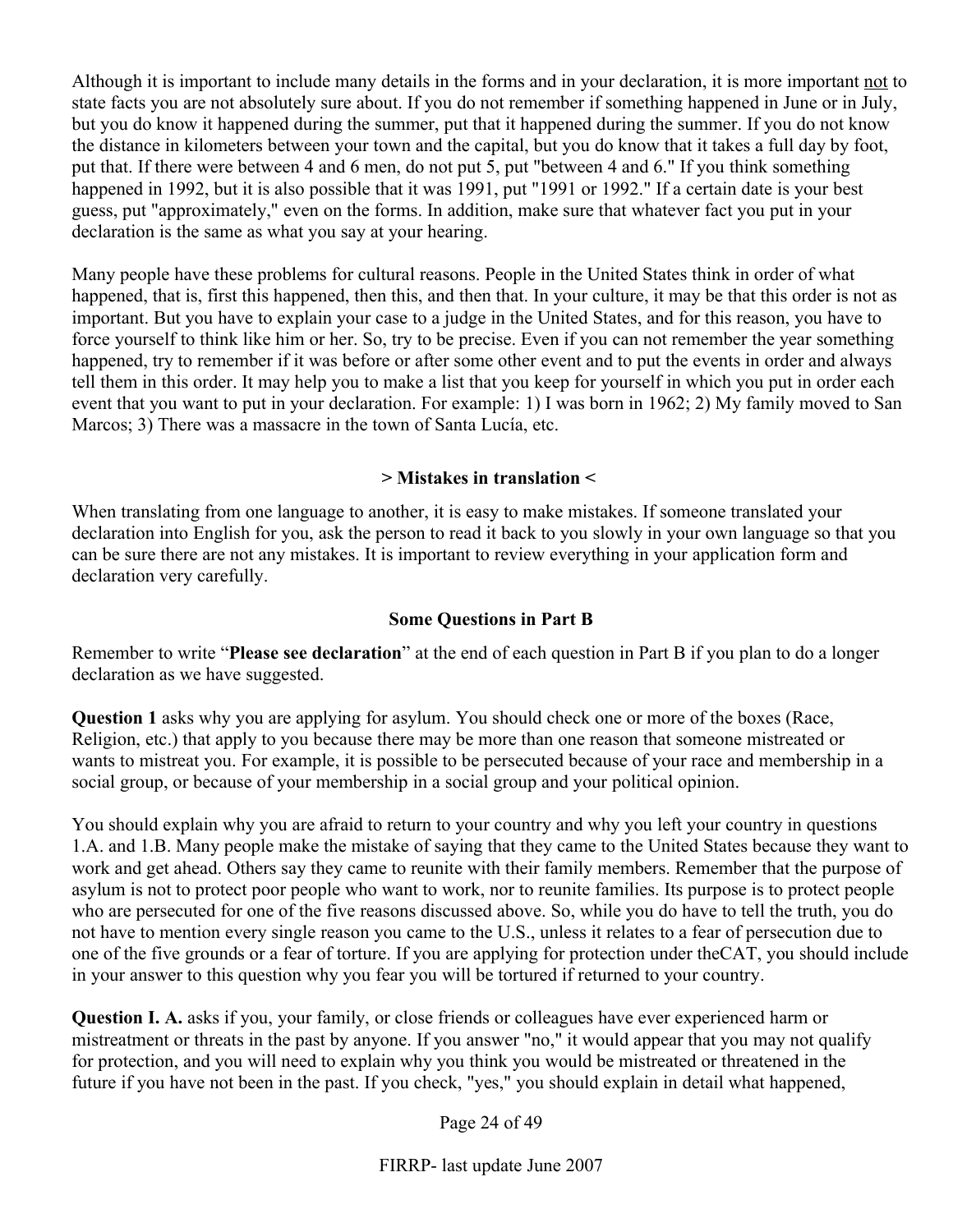Although it is important to include many details in the forms and in your declaration, it is more important <u>not</u> to state facts you are not absolutely sure about. If you do not remember if something happened in June or in July, but you do know it happened during the summer, put that it happened during the summer. If you do not know the distance in kilometers between your town and the capital, but you do know that it takes a full day by foot, put that. If there were between 4 and 6 men, do not put 5, put "between 4 and 6." If you think something happened in 1992, but it is also possible that it was 1991, put "1991 or 1992." If a certain date is your best guess, put "approximately," even on the forms. In addition, make sure that whatever fact you put in your declaration is the same as what you say at your hearing.

Many people have these problems for cultural reasons. People in the United States think in order of what happened, that is, first this happened, then this, and then that. In your culture, it may be that this order is not as important. But you have to explain your case to a judge in the United States, and for this reason, you have to force yourself to think like him or her. So, try to be precise. Even if you can not remember the year something happened, try to remember if it was before or after some other event and to put the events in order and always tell them in this order. It may help you to make a list that you keep for yourself in which you put in order each event that you want to put in your declaration. For example: 1) I was born in 1962; 2) My family moved to San Marcos; 3) There was a massacre in the town of Santa Lucía, etc.

**> Mistakes in translation <**

When translating from one language to another, it is easy to make mistakes. If someone translated your declaration into English for you, ask the person to read it back to you slowly in your own language so that you can be sure there are not any mistakes. It is important to review everything in your application form and declaration very carefully.

### Some Questions in Part B

Remember to write "**Please see declaration**" at the end of each question in Part B if you plan to do a longer declaration as we have suggested.

**Question 1** asks why you are applying for asylum. You should check one or more of the boxes (Race, Religion, etc.) that apply to you because there may be more than one reason that someone mistreated or wants to mistreat you. For example, it is possible to be persecuted because of your race and membership in a social group, or because of your membership in a social group and your political opinion.

You should explain why you are afraid to return to your country and why you left your country in questions 1.A. and 1.B. Many people make the mistake of saying that they came to the United States because they want to work and get ahead. Others say they came to reunite with their family members. Remember that the purpose of asylum is not to protect poor people who want to work, nor to reunite families. Its purpose is to protect people who are persecuted for one of the five reasons discussed above. So, while you do have to tell the truth, you do not have to mention every single reason you came to the U.S., unless it relates to a fear of persecution due to one of the five grounds or a fear of torture. If you are applying for protection under theCAT, you should include in your answer to this question why you fear you will be tortured if returned to your country.

**Question I. A.** asks if you, your family, or close friends or colleagues have ever experienced harm or mistreatment or threats in the past by anyone. If you answer "no," it would appear that you may not qualify for protection, and you will need to explain why you think you would be mistreated or threatened in the future if you have not been in the past. If you check, "yes," you should explain in detail what happened,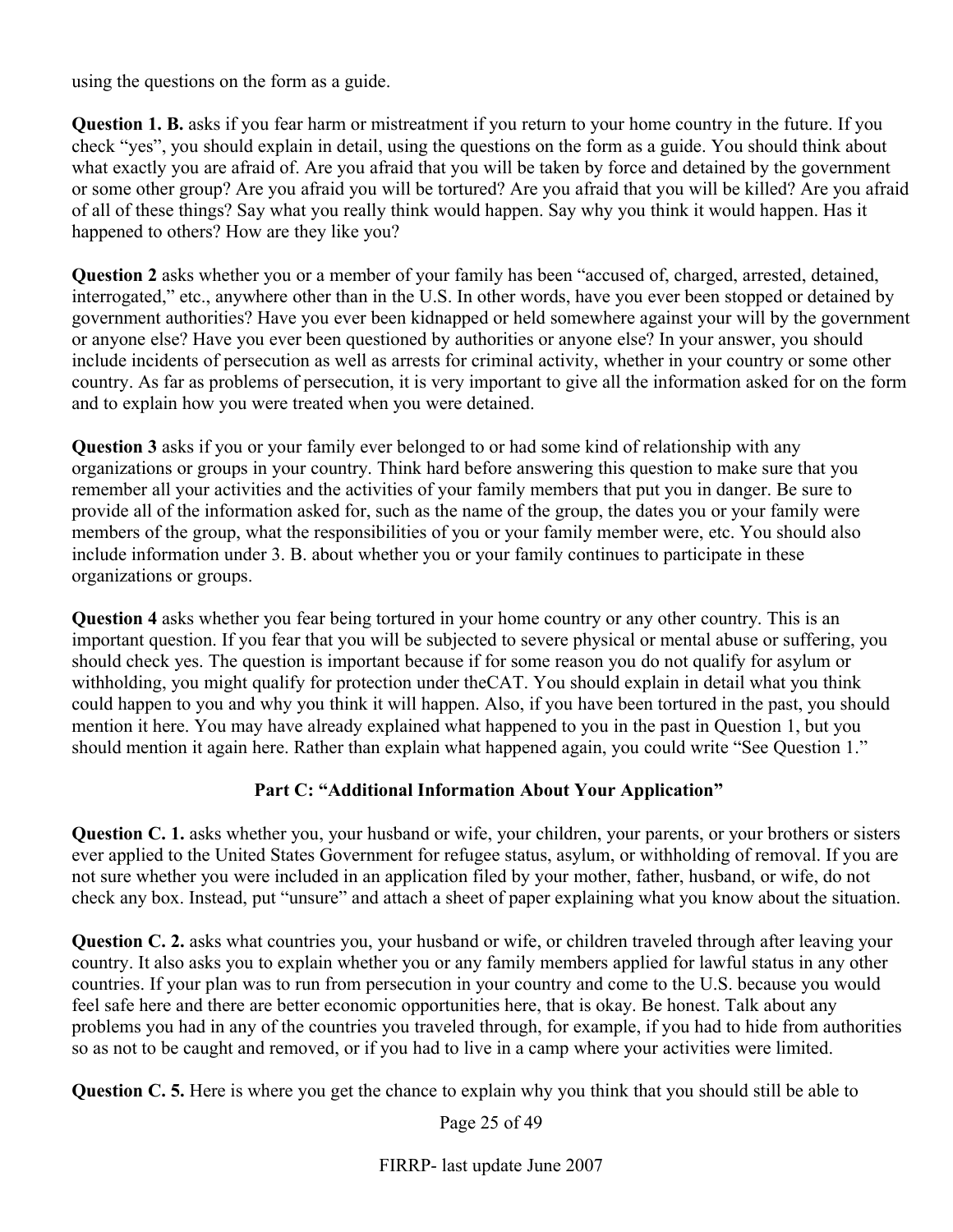using the questions on the form as a guide.

**Question 1. B.** asks if you fear harm or mistreatment if you return to your home country in the future. If you check "yes", you should explain in detail, using the questions on the form as a guide. You should think about what exactly you are afraid of. Are you afraid that you will be taken by force and detained by the government or some other group? Are you afraid you will be tortured? Are you afraid that you will be killed? Are you afraid of all of these things? Say what you really think would happen. Say why you think it would happen. Has it happened to others? How are they like you?

**Question 2** asks whether you or a member of your family has been "accused of, charged, arrested, detained, interrogated," etc., anywhere other than in the U.S. In other words, have you ever been stopped or detained by government authorities? Have you ever been kidnapped or held somewhere against your will by the government or anyone else? Have you ever been questioned by authorities or anyone else? In your answer, you should include incidents of persecution as well as arrests for criminal activity, whether in your country or some other country. As far as problems of persecution, it is very important to give all the information asked for on the form and to explain how you were treated when you were detained.

**Question 3** asks if you or your family ever belonged to or had some kind of relationship with any organizations or groups in your country. Think hard before answering this question to make sure that you remember all your activities and the activities of your family members that put you in danger. Be sure to provide all of the information asked for, such as the name of the group, the dates you or your family were members of the group, what the responsibilities of you or your family member were, etc. You should also include information under 3. B. about whether you or your family continues to participate in these organizations or groups.

**Question 4** asks whether you fear being tortured in your home country or any other country. This is an important question. If you fear that you will be subjected to severe physical or mental abuse or suffering, you should check yes. The question is important because if for some reason you do not qualify for asylum or withholding, you might qualify for protection under theCAT. You should explain in detail what you think could happen to you and why you think it will happen. Also, if you have been tortured in the past, you should mention it here. You may have already explained what happened to you in the past in Question 1, but you should mention it again here. Rather than explain what happened again, you could write "See Question 1."

## Part C: "Additional Information About Your Application"

**Question C. 1.** asks whether you, your husband or wife, your children, your parents, or your brothers or sisters ever applied to the United States Government for refugee status, asylum, or withholding of removal. If you are not sure whether you were included in an application filed by your mother, father, husband, or wife, do not check any box. Instead, put "unsure" and attach a sheet of paper explaining what you know about the situation.

**Question C. 2.** asks what countries you, your husband or wife, or children traveled through after leaving your country. It also asks you to explain whether you or any family members applied for lawful status in any other countries. If your plan was to run from persecution in your country and come to the U.S. because you would feel safe here and there are better economic opportunities here, that is okay. Be honest. Talk about any problems you had in any of the countries you traveled through, for example, if you had to hide from authorities so as not to be caught and removed, or if you had to live in a camp where your activities were limited.

**Question C. 5.** Here is where you get the chance to explain why you think that you should still be able to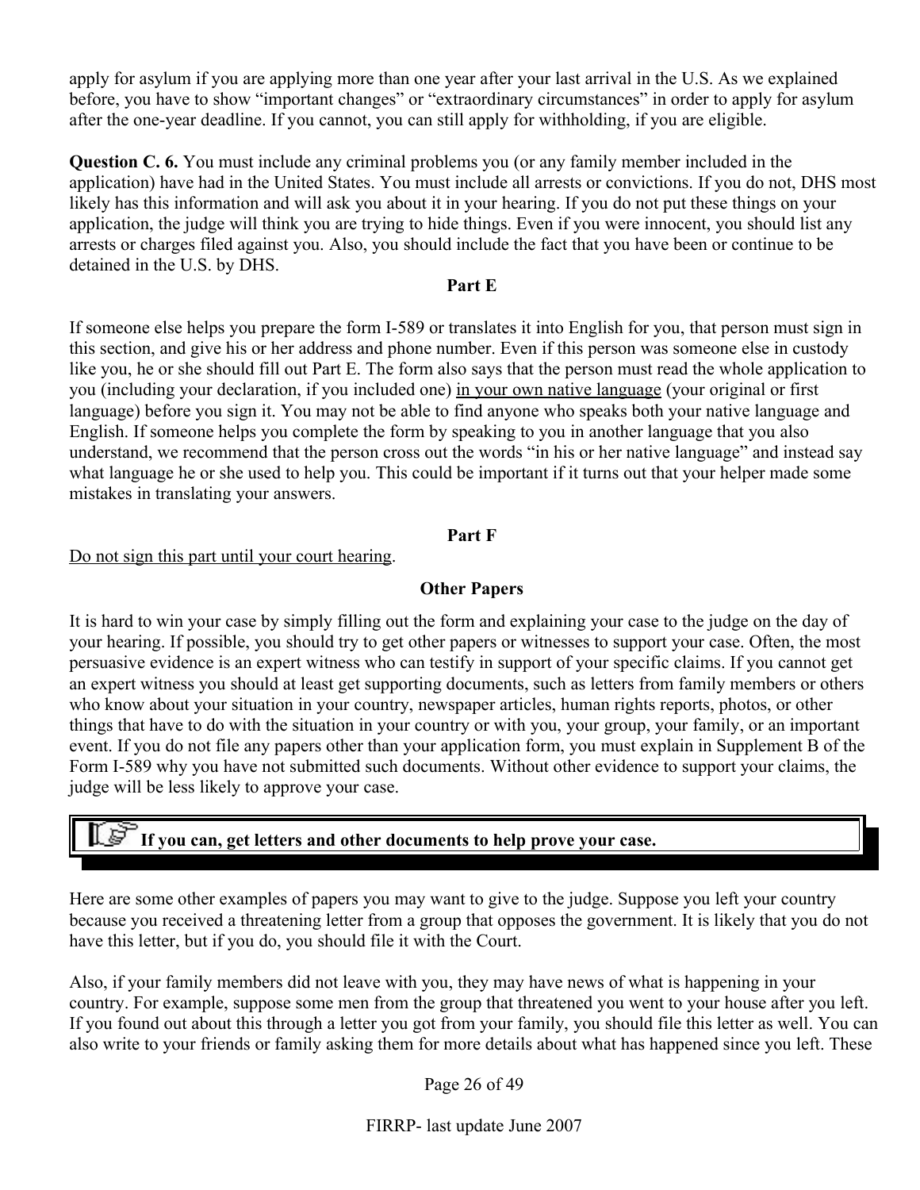apply for asylum if you are applying more than one year after your last arrival in the U.S. As we explained before, you have to show "important changes" or "extraordinary circumstances" in order to apply for asylum after the one-year deadline. If you cannot, you can still apply for withholding, if you are eligible.

**Question C. 6.** You must include any criminal problems you (or any family member included in the application) have had in the United States. You must include all arrests or convictions. If you do not, DHS most likely has this information and will ask you about it in your hearing. If you do not put these things on your application, the judge will think you are trying to hide things. Even if you were innocent, you should list any arrests or charges filed against you. Also, you should include the fact that you have been or continue to be detained in the U.S. by DHS.

**Part E**

If someone else helps you prepare the form I-589 or translates it into English for you, that person must sign in this section, and give his or her address and phone number. Even if this person was someone else in custody like you, he or she should fill out Part E. The form also says that the person must read the whole application to you (including your declaration, if you included one) <u>in your own native language</u> (your original or first language) before you sign it. You may not be able to find anyone who speaks both your native language and English. If someone helps you complete the form by speaking to you in another language that you also understand, we recommend that the person cross out the words "in his or her native language" and instead say what language he or she used to help you. This could be important if it turns out that your helper made some mistakes in translating your answers.

**Part F**

<u>Do not sign this part until your court hearing</u>.

**Other Papers**

It is hard to win your case by simply filling out the form and explaining your case to the judge on the day of your hearing. If possible, you should try to get other papers or witnesses to support your case. Often, the most persuasive evidence is an expert witness who can testify in support of your specific claims. If you cannot get an expert witness you should at least get supporting documents, such as letters from family members or others who know about your situation in your country, newspaper articles, human rights reports, photos, or other things that have to do with the situation in your country or with you, your group, your family, or an important event. If you do not file any papers other than your application form, you must explain in Supplement B of the Form I-589 why you have not submitted such documents. Without other evidence to support your claims, the judge will be less likely to approve your case.

> **If you can, get letters and other documents to help prove your case.**

Here are some other examples of papers you may want to give to the judge. Suppose you left your country because you received a threatening letter from a group that opposes the government. It is likely that you do not have this letter, but if you do, you should file it with the Court.

Also, if your family members did not leave with you, they may have news of what is happening in your country. For example, suppose some men from the group that threatened you went to your house after you left. If you found out about this through a letter you got from your family, you should file this letter as well. You can also write to your friends or family asking them for more details about what has happened since you left. These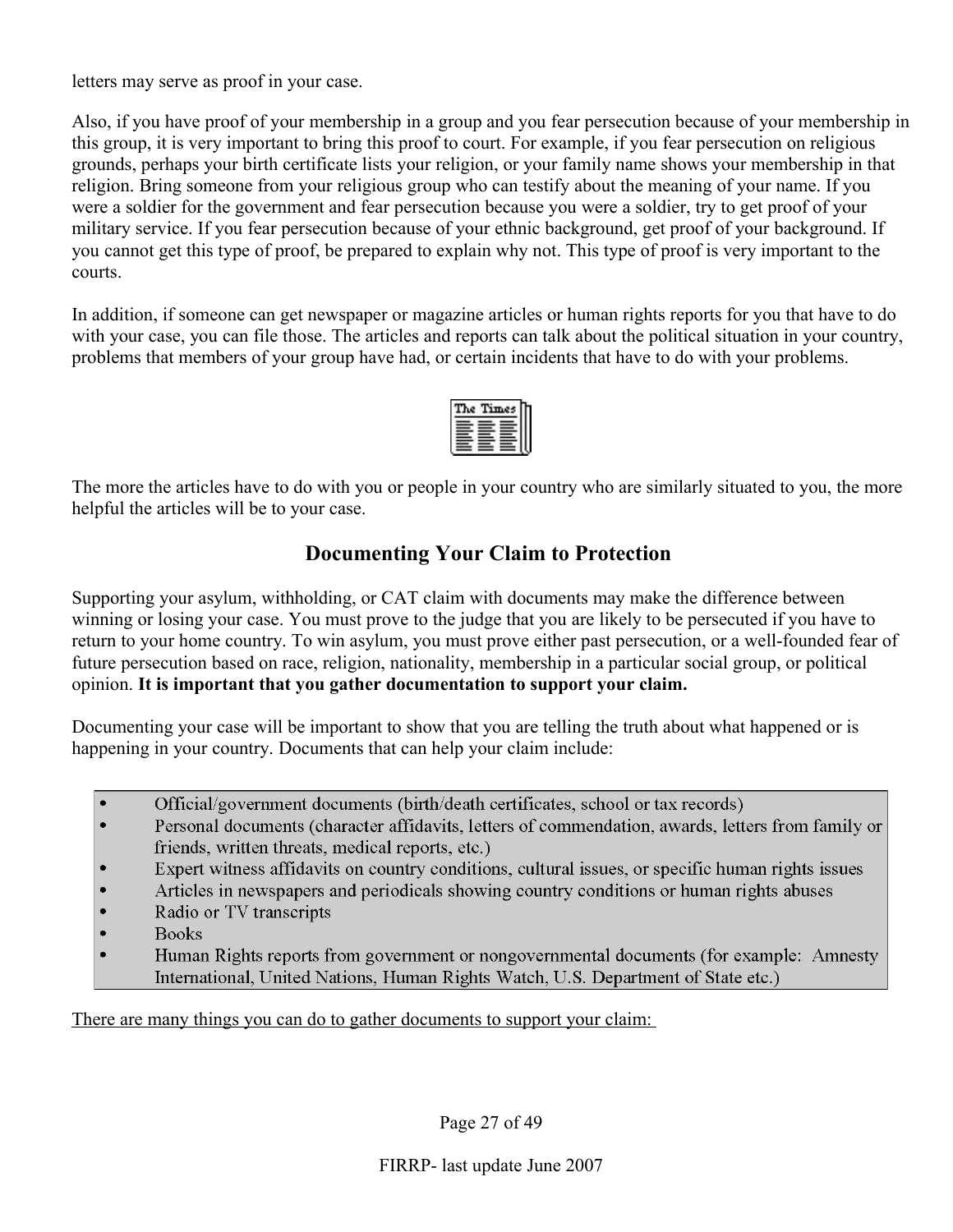letters may serve as proof in your case.

Also, if you have proof of your membership in a group and you fear persecution because of your membership in this group, it is very important to bring this proof to court. For example, if you fear persecution on religious grounds, perhaps your birth certificate lists your religion, or your family name shows your membership in that religion. Bring someone from your religious group who can testify about the meaning of your name. If you were a soldier for the government and fear persecution because you were a soldier, try to get proof of your military service. If you fear persecution because of your ethnic background, get proof of your background. If you cannot get this type of proof, be prepared to explain why not. This type of proof is very important to the courts.

In addition, if someone can get newspaper or magazine articles or human rights reports for you that have to do with your case, you can file those. The articles and reports can talk about the political situation in your country, problems that members of your group have had, or certain incidents that have to do with your problems.

The more the articles have to do with you or people in your country who are similarly situated to you, the more helpful the articles will be to your case.

## Documenting Your Claim to Protection

Supporting your asylum, withholding, or CAT claim with documents may make the difference between winning or losing your case. You must prove to the judge that you are likely to be persecuted if you have to return to your home country. To win asylum, you must prove either past persecution, or a well-founded fear of future persecution based on race, religion, nationality, membership in a particular social group, or political opinion. **It is important that you gather documentation to support your claim.**

Documenting your case will be important to show that you are telling the truth about what happened or is happening in your country. Documents that can help your claim include:

- Official/government documents (birth/death certificates, school or tax records)
- Personal documents (character affidavits, letters of commendation, awards, letters from family or friends, written threats, medical reports, etc.)
- Expert witness affidavits on country conditions, cultural issues, or specific human rights issues
- Articles in newspapers and periodicals showing country conditions or human rights abuses
- Radio or TV transcripts
- Books
- Human Rights reports from government or nongovernmental documents (for example: Amnesty International, United Nations, Human Rights Watch, U.S. Department of State etc.)

<u>There are many things you can do to gather documents to support your claim:</u>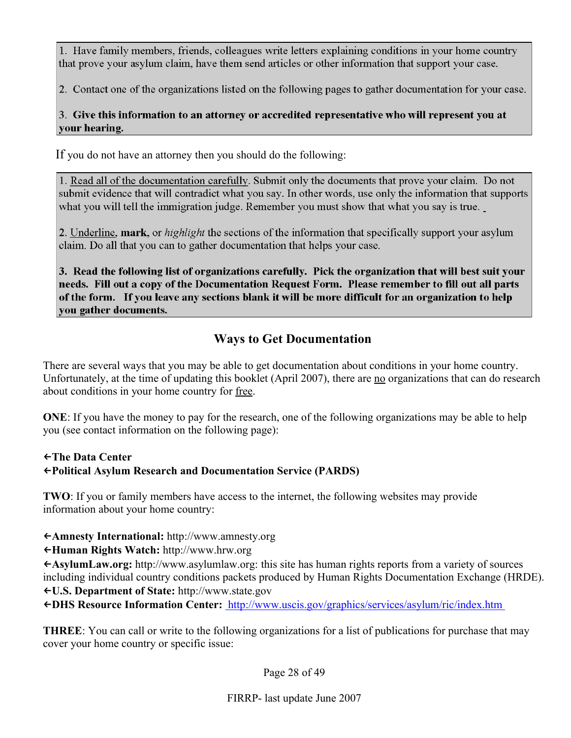1. Have family members, friends, colleagues write letters explaining conditions in your home country that prove your asylum claim, have them send articles or other information that support your case.

2. Contact one of the organizations listed on the following pages to gather documentation for your case.

3. **Give this information to an attorney or accredited representative who will represent you at your hearing.**

If you do not have an attorney then you should do the following:

1. Read all of the documentation carefully. Submit only the documents that prove your claim. Do not submit evidence that will contradict what you say. In other words, use only the information that supports what you will tell the immigration judge. Remember you must show that what you say is true.

2. Underline, **mark**, or *highlight* the sections of the information that specifically support your asylum claim. Do all that you can to gather documentation that helps your case.

**3. Read the following list of organizations carefully. Pick the organization that will best suit your needs. Fill out a copy of the Documentation Request Form. Please remember to fill out all parts of the form. If you leave any sections blank it will be more difficult for an organization to help you gather documents.**

## Ways to Get Documentation

There are several ways that you may be able to get documentation about conditions in your home country. Unfortunately, at the time of updating this booklet (April 2007), there are no organizations that can do research about conditions in your home country for free.

**ONE**: If you have the money to pay for the research, one of the following organizations may be able to help you (see contact information on the following page):

- **The Data Center**
- **Political Asylum Research and Documentation Service (PARDS)**

**TWO**: If you or family members have access to the internet, the following websites may provide information about your home country:

- **Amnesty International:** http://www.amnesty.org
- **Human Rights Watch:** http://www.hrw.org
- **AsylumLaw.org:** http://www.asylumlaw.org: this site has human rights reports from a variety of sources including individual country conditions packets produced by Human Rights Documentation Exchange (HRDE).
- **U.S. Department of State:** http://www.state.gov
- **DHS Resource Information Center:** http://www.uscis.gov/graphics/services/asylum/ric/index.htm

**THREE**: You can call or write to the following organizations for a list of publications for purchase that may cover your home country or specific issue: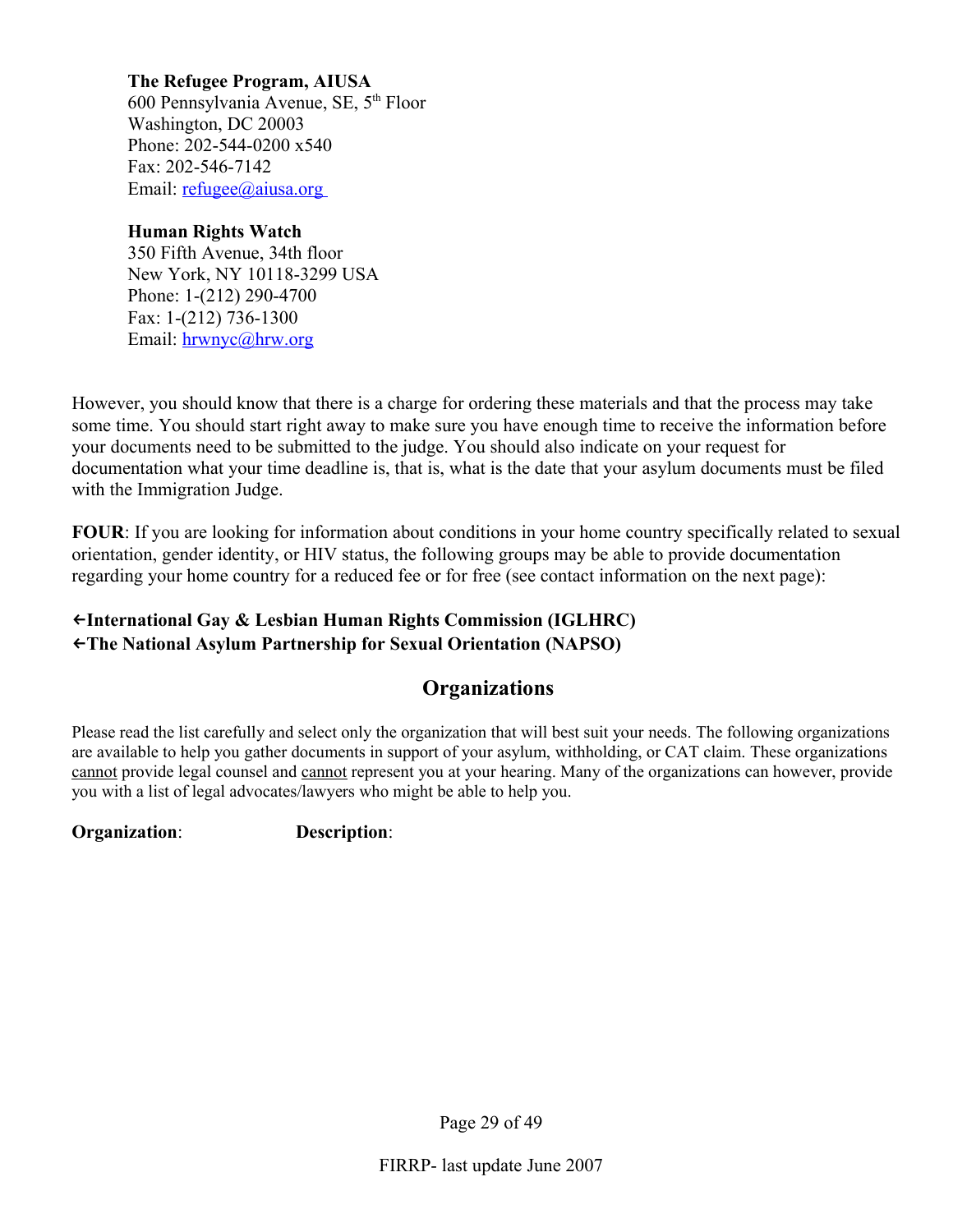**The Refugee Program, AIUSA**
600 Pennsylvania Avenue, SE, 5th Floor
Washington, DC 20003
Phone: 202-544-0200 x540
Fax: 202-546-7142
Email: refugee@aiusa.org

**Human Rights Watch**
350 Fifth Avenue, 34th floor
New York, NY 10118-3299 USA
Phone: 1-(212) 290-4700
Fax: 1-(212) 736-1300
Email: hrwnyc@hrw.org

However, you should know that there is a charge for ordering these materials and that the process may take some time. You should start right away to make sure you have enough time to receive the information before your documents need to be submitted to the judge. You should also indicate on your request for documentation what your time deadline is, that is, what is the date that your asylum documents must be filed with the Immigration Judge.

**FOUR**: If you are looking for information about conditions in your home country specifically related to sexual orientation, gender identity, or HIV status, the following groups may be able to provide documentation regarding your home country for a reduced fee or for free (see contact information on the next page):

**←International Gay & Lesbian Human Rights Commission (IGLHRC)**
**←The National Asylum Partnership for Sexual Orientation (NAPSO)**

## Organizations

Please read the list carefully and select only the organization that will best suit your needs. The following organizations are available to help you gather documents in support of your asylum, withholding, or CAT claim. These organizations cannot provide legal counsel and cannot represent you at your hearing. Many of the organizations can however, provide you with a list of legal advocates/lawyers who might be able to help you.

**Organization**: **Description**: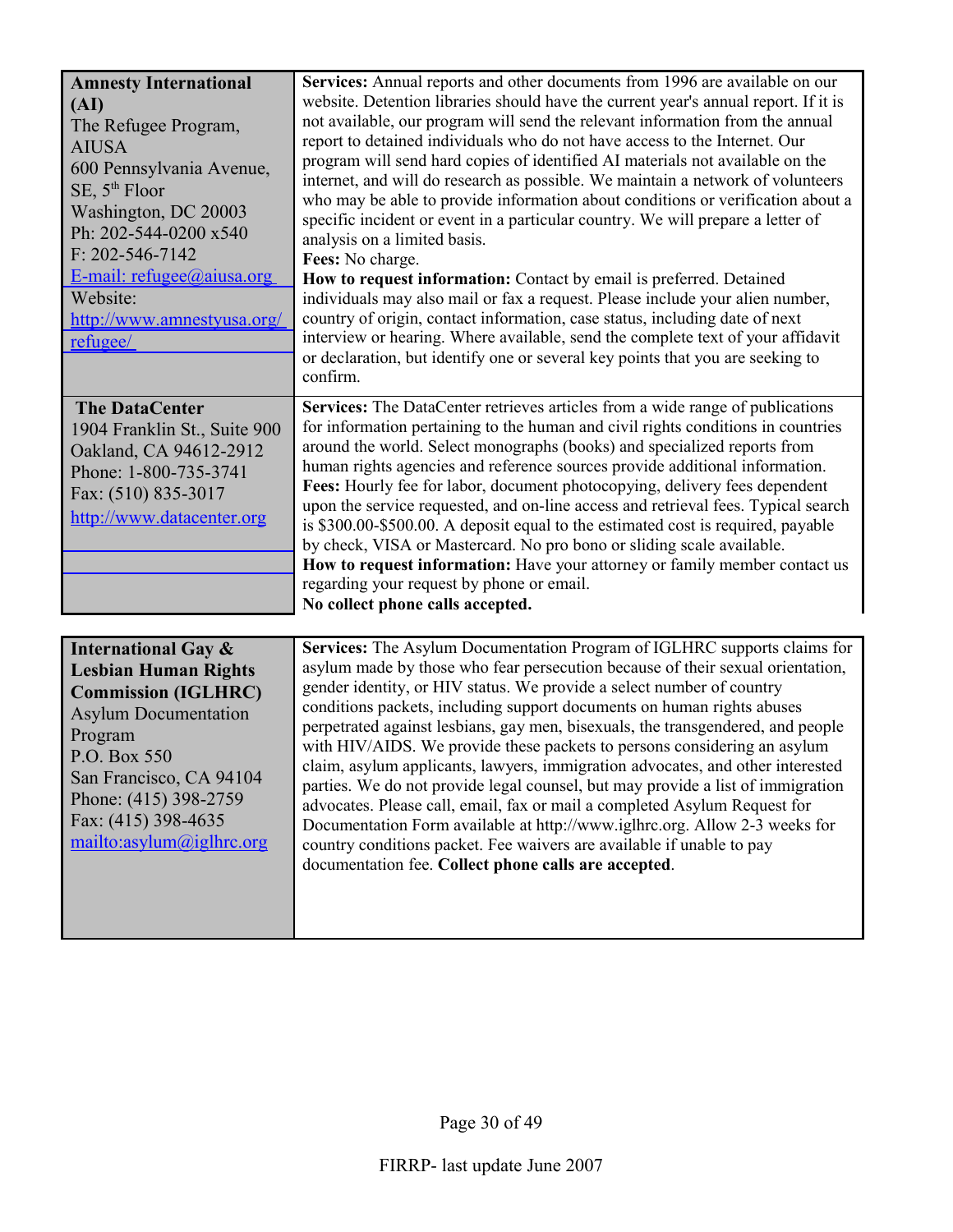| | |
|---|---|
| **Amnesty International (AI)**<br>The Refugee Program, AIUSA<br>600 Pennsylvania Avenue, SE, 5th Floor<br>Washington, DC 20003<br>Ph: 202-544-0200 x540<br>F: 202-546-7142<br>E-mail: refugee@aiusa.org<br>Website:<br>http://www.amnestyusa.org/refugee/ | **Services:** Annual reports and other documents from 1996 are available on our website. Detention libraries should have the current year's annual report. If it is not available, our program will send the relevant information from the annual report to detained individuals who do not have access to the Internet. Our program will send hard copies of identified AI materials not available on the internet, and will do research as possible. We maintain a network of volunteers who may be able to provide information about conditions or verification about a specific incident or event in a particular country. We will prepare a letter of analysis on a limited basis.<br>**Fees:** No charge.<br>**How to request information:** Contact by email is preferred. Detained individuals may also mail or fax a request. Please include your alien number, country of origin, contact information, case status, including date of next interview or hearing. Where available, send the complete text of your affidavit or declaration, but identify one or several key points that you are seeking to confirm. |
| **The DataCenter**<br>1904 Franklin St., Suite 900<br>Oakland, CA 94612-2912<br>Phone: 1-800-735-3741<br>Fax: (510) 835-3017<br>http://www.datacenter.org | **Services:** The DataCenter retrieves articles from a wide range of publications for information pertaining to the human and civil rights conditions in countries around the world. Select monographs (books) and specialized reports from human rights agencies and reference sources provide additional information.<br>**Fees:** Hourly fee for labor, document photocopying, delivery fees dependent upon the service requested, and on-line access and retrieval fees. Typical search is $300.00-$500.00. A deposit equal to the estimated cost is required, payable by check, VISA or Mastercard. No pro bono or sliding scale available.<br>**How to request information:** Have your attorney or family member contact us regarding your request by phone or email.<br>**No collect phone calls accepted.** |

| | |
|---|---|
| **International Gay & Lesbian Human Rights Commission (IGLHRC)**<br>Asylum Documentation Program<br>P.O. Box 550<br>San Francisco, CA 94104<br>Phone: (415) 398-2759<br>Fax: (415) 398-4635<br>mailto:asylum@iglhrc.org | **Services:** The Asylum Documentation Program of IGLHRC supports claims for asylum made by those who fear persecution because of their sexual orientation, gender identity, or HIV status. We provide a select number of country conditions packets, including support documents on human rights abuses perpetrated against lesbians, gay men, bisexuals, the transgendered, and people with HIV/AIDS. We provide these packets to persons considering an asylum claim, asylum applicants, lawyers, immigration advocates, and other interested parties. We do not provide legal counsel, but may provide a list of immigration advocates. Please call, email, fax or mail a completed Asylum Request for Documentation Form available at http://www.iglhrc.org. Allow 2-3 weeks for country conditions packet. Fee waivers are available if unable to pay documentation fee. **Collect phone calls are accepted**. |

FIRRP- last update June 2007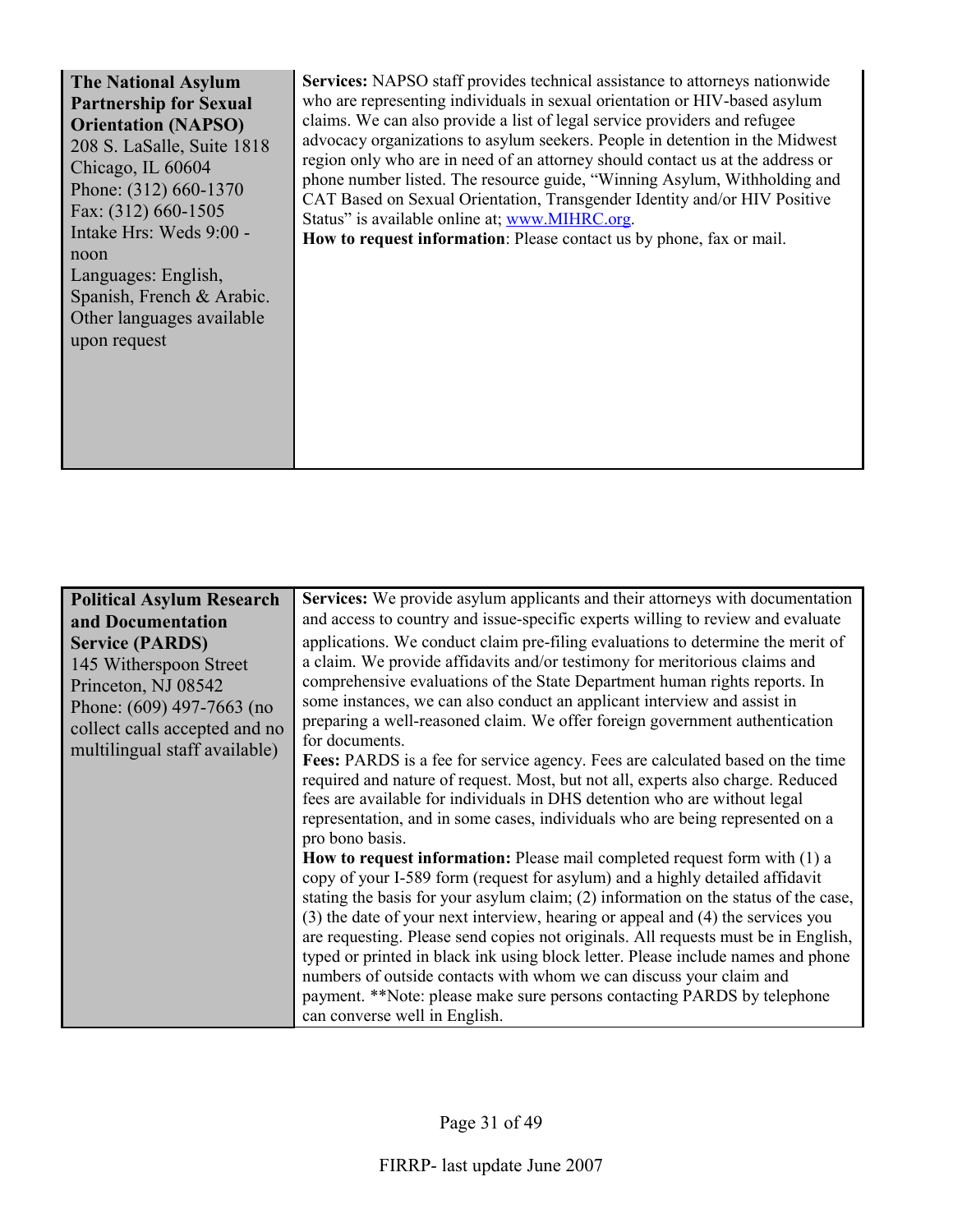| **The National Asylum Partnership for Sexual Orientation (NAPSO)**<br>208 S. LaSalle, Suite 1818<br>Chicago, IL 60604<br>Phone: (312) 660-1370<br>Fax: (312) 660-1505<br>Intake Hrs: Weds 9:00 - noon<br>Languages: English, Spanish, French & Arabic. Other languages available upon request | **Services:** NAPSO staff provides technical assistance to attorneys nationwide who are representing individuals in sexual orientation or HIV-based asylum claims. We can also provide a list of legal service providers and refugee advocacy organizations to asylum seekers. People in detention in the Midwest region only who are in need of an attorney should contact us at the address or phone number listed. The resource guide, "Winning Asylum, Withholding and CAT Based on Sexual Orientation, Transgender Identity and/or HIV Positive Status" is available online at; www.MIHRC.org.<br>**How to request information**: Please contact us by phone, fax or mail. |
|---|---|

| **Political Asylum Research and Documentation Service (PARDS)**<br>145 Witherspoon Street<br>Princeton, NJ 08542<br>Phone: (609) 497-7663 (no collect calls accepted and no multilingual staff available) | **Services:** We provide asylum applicants and their attorneys with documentation and access to country and issue-specific experts willing to review and evaluate applications. We conduct claim pre-filing evaluations to determine the merit of a claim. We provide affidavits and/or testimony for meritorious claims and comprehensive evaluations of the State Department human rights reports. In some instances, we can also conduct an applicant interview and assist in preparing a well-reasoned claim. We offer foreign government authentication for documents.<br>**Fees:** PARDS is a fee for service agency. Fees are calculated based on the time required and nature of request. Most, but not all, experts also charge. Reduced fees are available for individuals in DHS detention who are without legal representation, and in some cases, individuals who are being represented on a pro bono basis.<br>**How to request information:** Please mail completed request form with (1) a copy of your I-589 form (request for asylum) and a highly detailed affidavit stating the basis for your asylum claim; (2) information on the status of the case, (3) the date of your next interview, hearing or appeal and (4) the services you are requesting. Please send copies not originals. All requests must be in English, typed or printed in black ink using block letter. Please include names and phone numbers of outside contacts with whom we can discuss your claim and payment. **Note: please make sure persons contacting PARDS by telephone can converse well in English. |
|---|---|

FIRRP- last update June 2007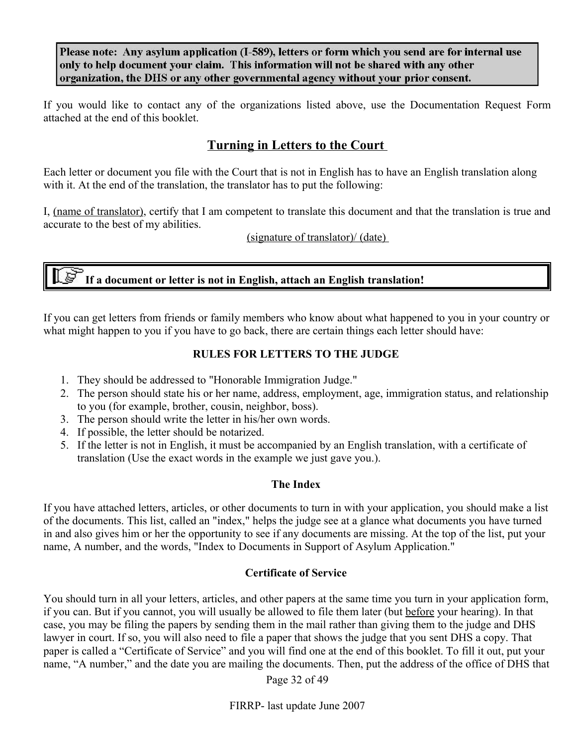**Please note: Any asylum application (I-589), letters or form which you send are for internal use only to help document your claim. This information will not be shared with any other organization, the DHS or any other governmental agency without your prior consent.**

If you would like to contact any of the organizations listed above, use the Documentation Request Form attached at the end of this booklet.

## Turning in Letters to the Court

Each letter or document you file with the Court that is not in English has to have an English translation along with it. At the end of the translation, the translator has to put the following:

I, (name of translator), certify that I am competent to translate this document and that the translation is true and accurate to the best of my abilities.

(signature of translator)/ (date)

**If a document or letter is not in English, attach an English translation!**

If you can get letters from friends or family members who know about what happened to you in your country or what might happen to you if you have to go back, there are certain things each letter should have:

### RULES FOR LETTERS TO THE JUDGE

1. They should be addressed to "Honorable Immigration Judge."
2. The person should state his or her name, address, employment, age, immigration status, and relationship to you (for example, brother, cousin, neighbor, boss).
3. The person should write the letter in his/her own words.
4. If possible, the letter should be notarized.
5. If the letter is not in English, it must be accompanied by an English translation, with a certificate of translation (Use the exact words in the example we just gave you.).

### The Index

If you have attached letters, articles, or other documents to turn in with your application, you should make a list of the documents. This list, called an "index," helps the judge see at a glance what documents you have turned in and also gives him or her the opportunity to see if any documents are missing. At the top of the list, put your name, A number, and the words, "Index to Documents in Support of Asylum Application."

### Certificate of Service

You should turn in all your letters, articles, and other papers at the same time you turn in your application form, if you can. But if you cannot, you will usually be allowed to file them later (but before your hearing). In that case, you may be filing the papers by sending them in the mail rather than giving them to the judge and DHS lawyer in court. If so, you will also need to file a paper that shows the judge that you sent DHS a copy. That paper is called a "Certificate of Service" and you will find one at the end of this booklet. To fill it out, put your name, "A number," and the date you are mailing the documents. Then, put the address of the office of DHS that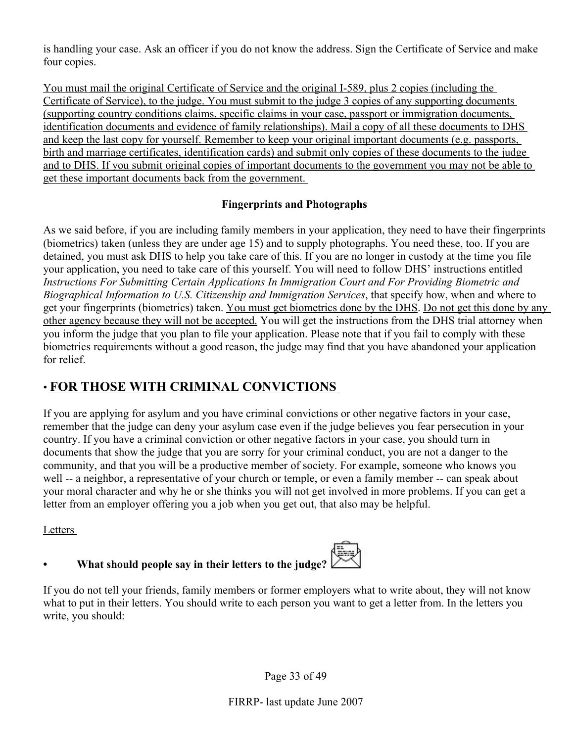is handling your case. Ask an officer if you do not know the address. Sign the Certificate of Service and make four copies.

<u>You must mail the original Certificate of Service and the original I-589, plus 2 copies (including the Certificate of Service), to the judge. You must submit to the judge 3 copies of any supporting documents (supporting country conditions claims, specific claims in your case, passport or immigration documents, identification documents and evidence of family relationships). Mail a copy of all these documents to DHS and keep the last copy for yourself. Remember to keep your original important documents (e.g. passports, birth and marriage certificates, identification cards) and submit only copies of these documents to the judge and to DHS. If you submit original copies of important documents to the government you may not be able to get these important documents back from the government.</u>

**Fingerprints and Photographs**

As we said before, if you are including family members in your application, they need to have their fingerprints (biometrics) taken (unless they are under age 15) and to supply photographs. You need these, too. If you are detained, you must ask DHS to help you take care of this. If you are no longer in custody at the time you file your application, you need to take care of this yourself. You will need to follow DHS' instructions entitled *Instructions For Submitting Certain Applications In Immigration Court and For Providing Biometric and Biographical Information to U.S. Citizenship and Immigration Services*, that specify how, when and where to get your fingerprints (biometrics) taken. <u>You must get biometrics done by the DHS</u>. <u>Do not get this done by any other agency because they will not be accepted.</u> You will get the instructions from the DHS trial attorney when you inform the judge that you plan to file your application. Please note that if you fail to comply with these biometrics requirements without a good reason, the judge may find that you have abandoned your application for relief.

## • <u>FOR THOSE WITH CRIMINAL CONVICTIONS</u>

If you are applying for asylum and you have criminal convictions or other negative factors in your case, remember that the judge can deny your asylum case even if the judge believes you fear persecution in your country. If you have a criminal conviction or other negative factors in your case, you should turn in documents that show the judge that you are sorry for your criminal conduct, you are not a danger to the community, and that you will be a productive member of society. For example, someone who knows you well -- a neighbor, a representative of your church or temple, or even a family member -- can speak about your moral character and why he or she thinks you will not get involved in more problems. If you can get a letter from an employer offering you a job when you get out, that also may be helpful.

<u>Letters</u>

- **What should people say in their letters to the judge?**

If you do not tell your friends, family members or former employers what to write about, they will not know what to put in their letters. You should write to each person you want to get a letter from. In the letters you write, you should: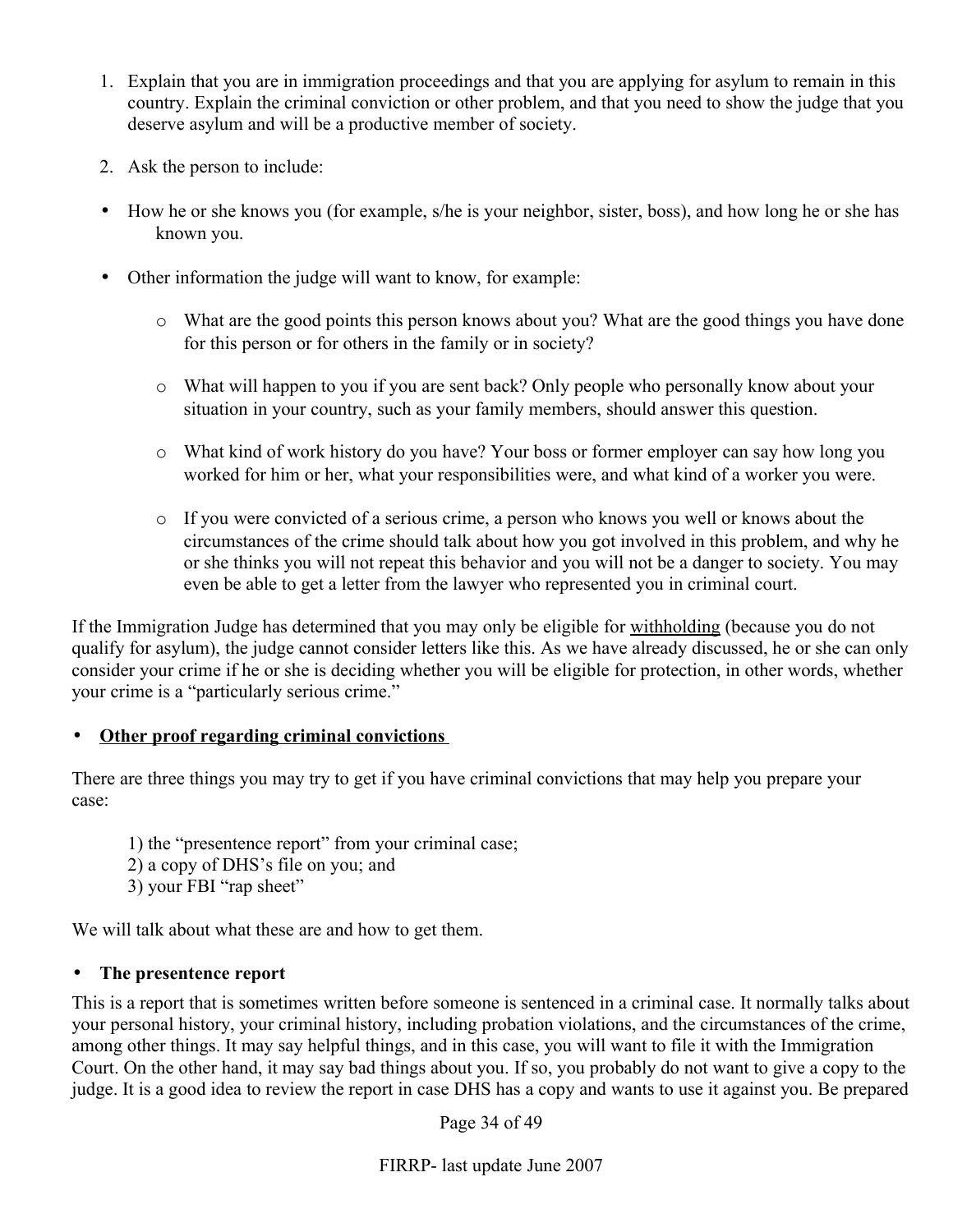1. Explain that you are in immigration proceedings and that you are applying for asylum to remain in this country. Explain the criminal conviction or other problem, and that you need to show the judge that you deserve asylum and will be a productive member of society.

2. Ask the person to include:

- How he or she knows you (for example, s/he is your neighbor, sister, boss), and how long he or she has known you.

- Other information the judge will want to know, for example:

  - What are the good points this person knows about you? What are the good things you have done for this person or for others in the family or in society?

  - What will happen to you if you are sent back? Only people who personally know about your situation in your country, such as your family members, should answer this question.

  - What kind of work history do you have? Your boss or former employer can say how long you worked for him or her, what your responsibilities were, and what kind of a worker you were.

  - If you were convicted of a serious crime, a person who knows you well or knows about the circumstances of the crime should talk about how you got involved in this problem, and why he or she thinks you will not repeat this behavior and you will not be a danger to society. You may even be able to get a letter from the lawyer who represented you in criminal court.

If the Immigration Judge has determined that you may only be eligible for withholding (because you do not qualify for asylum), the judge cannot consider letters like this. As we have already discussed, he or she can only consider your crime if he or she is deciding whether you will be eligible for protection, in other words, whether your crime is a "particularly serious crime."

- **Other proof regarding criminal convictions**

There are three things you may try to get if you have criminal convictions that may help you prepare your case:

1) the "presentence report" from your criminal case;
2) a copy of DHS's file on you; and
3) your FBI "rap sheet"

We will talk about what these are and how to get them.

- **The presentence report**

This is a report that is sometimes written before someone is sentenced in a criminal case. It normally talks about your personal history, your criminal history, including probation violations, and the circumstances of the crime, among other things. It may say helpful things, and in this case, you will want to file it with the Immigration Court. On the other hand, it may say bad things about you. If so, you probably do not want to give a copy to the judge. It is a good idea to review the report in case DHS has a copy and wants to use it against you. Be prepared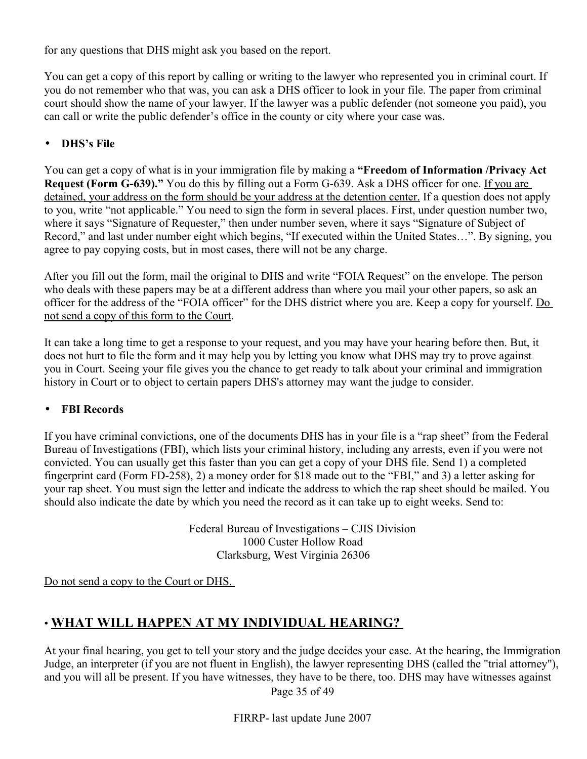for any questions that DHS might ask you based on the report.

You can get a copy of this report by calling or writing to the lawyer who represented you in criminal court. If you do not remember who that was, you can ask a DHS officer to look in your file. The paper from criminal court should show the name of your lawyer. If the lawyer was a public defender (not someone you paid), you can call or write the public defender's office in the county or city where your case was.

- **DHS's File**

You can get a copy of what is in your immigration file by making a **"Freedom of Information /Privacy Act Request (Form G-639)."** You do this by filling out a Form G-639. Ask a DHS officer for one. <u>If you are detained, your address on the form should be your address at the detention center.</u> If a question does not apply to you, write "not applicable." You need to sign the form in several places. First, under question number two, where it says "Signature of Requester," then under number seven, where it says "Signature of Subject of Record," and last under number eight which begins, "If executed within the United States…". By signing, you agree to pay copying costs, but in most cases, there will not be any charge.

After you fill out the form, mail the original to DHS and write "FOIA Request" on the envelope. The person who deals with these papers may be at a different address than where you mail your other papers, so ask an officer for the address of the "FOIA officer" for the DHS district where you are. Keep a copy for yourself. <u>Do not send a copy of this form to the Court</u>.

It can take a long time to get a response to your request, and you may have your hearing before then. But, it does not hurt to file the form and it may help you by letting you know what DHS may try to prove against you in Court. Seeing your file gives you the chance to get ready to talk about your criminal and immigration history in Court or to object to certain papers DHS's attorney may want the judge to consider.

- **FBI Records**

If you have criminal convictions, one of the documents DHS has in your file is a "rap sheet" from the Federal Bureau of Investigations (FBI), which lists your criminal history, including any arrests, even if you were not convicted. You can usually get this faster than you can get a copy of your DHS file. Send 1) a completed fingerprint card (Form FD-258), 2) a money order for $18 made out to the "FBI," and 3) a letter asking for your rap sheet. You must sign the letter and indicate the address to which the rap sheet should be mailed. You should also indicate the date by which you need the record as it can take up to eight weeks. Send to:

Federal Bureau of Investigations – CJIS Division
1000 Custer Hollow Road
Clarksburg, West Virginia 26306

<u>Do not send a copy to the Court or DHS.</u>

## • <u>WHAT WILL HAPPEN AT MY INDIVIDUAL HEARING?</u>

At your final hearing, you get to tell your story and the judge decides your case. At the hearing, the Immigration Judge, an interpreter (if you are not fluent in English), the lawyer representing DHS (called the "trial attorney"), and you will all be present. If you have witnesses, they have to be there, too. DHS may have witnesses against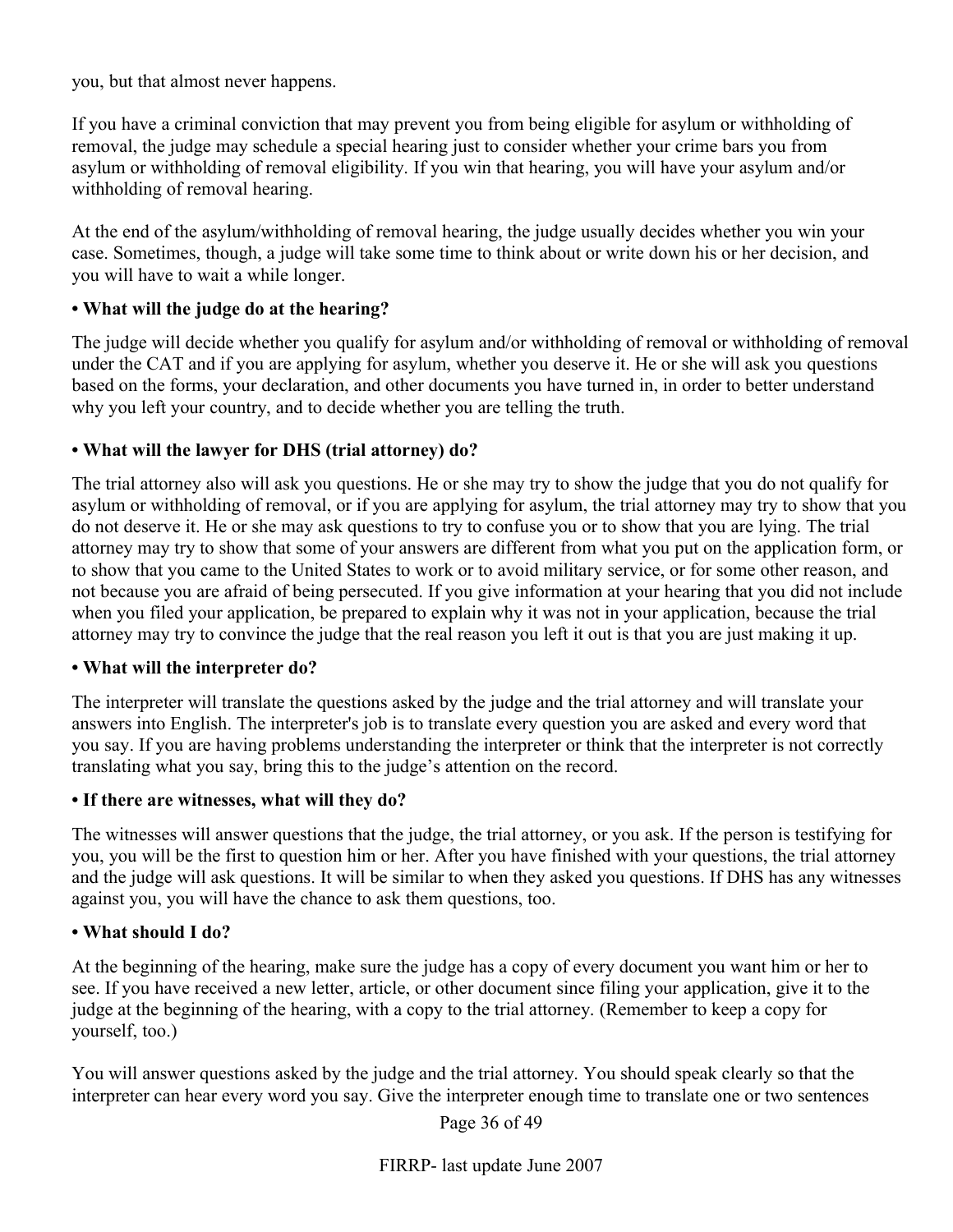you, but that almost never happens.

If you have a criminal conviction that may prevent you from being eligible for asylum or withholding of removal, the judge may schedule a special hearing just to consider whether your crime bars you from asylum or withholding of removal eligibility. If you win that hearing, you will have your asylum and/or withholding of removal hearing.

At the end of the asylum/withholding of removal hearing, the judge usually decides whether you win your case. Sometimes, though, a judge will take some time to think about or write down his or her decision, and you will have to wait a while longer.

**• What will the judge do at the hearing?**

The judge will decide whether you qualify for asylum and/or withholding of removal or withholding of removal under the CAT and if you are applying for asylum, whether you deserve it. He or she will ask you questions based on the forms, your declaration, and other documents you have turned in, in order to better understand why you left your country, and to decide whether you are telling the truth.

**• What will the lawyer for DHS (trial attorney) do?**

The trial attorney also will ask you questions. He or she may try to show the judge that you do not qualify for asylum or withholding of removal, or if you are applying for asylum, the trial attorney may try to show that you do not deserve it. He or she may ask questions to try to confuse you or to show that you are lying. The trial attorney may try to show that some of your answers are different from what you put on the application form, or to show that you came to the United States to work or to avoid military service, or for some other reason, and not because you are afraid of being persecuted. If you give information at your hearing that you did not include when you filed your application, be prepared to explain why it was not in your application, because the trial attorney may try to convince the judge that the real reason you left it out is that you are just making it up.

**• What will the interpreter do?**

The interpreter will translate the questions asked by the judge and the trial attorney and will translate your answers into English. The interpreter's job is to translate every question you are asked and every word that you say. If you are having problems understanding the interpreter or think that the interpreter is not correctly translating what you say, bring this to the judge's attention on the record.

**• If there are witnesses, what will they do?**

The witnesses will answer questions that the judge, the trial attorney, or you ask. If the person is testifying for you, you will be the first to question him or her. After you have finished with your questions, the trial attorney and the judge will ask questions. It will be similar to when they asked you questions. If DHS has any witnesses against you, you will have the chance to ask them questions, too.

**• What should I do?**

At the beginning of the hearing, make sure the judge has a copy of every document you want him or her to see. If you have received a new letter, article, or other document since filing your application, give it to the judge at the beginning of the hearing, with a copy to the trial attorney. (Remember to keep a copy for yourself, too.)

You will answer questions asked by the judge and the trial attorney. You should speak clearly so that the interpreter can hear every word you say. Give the interpreter enough time to translate one or two sentences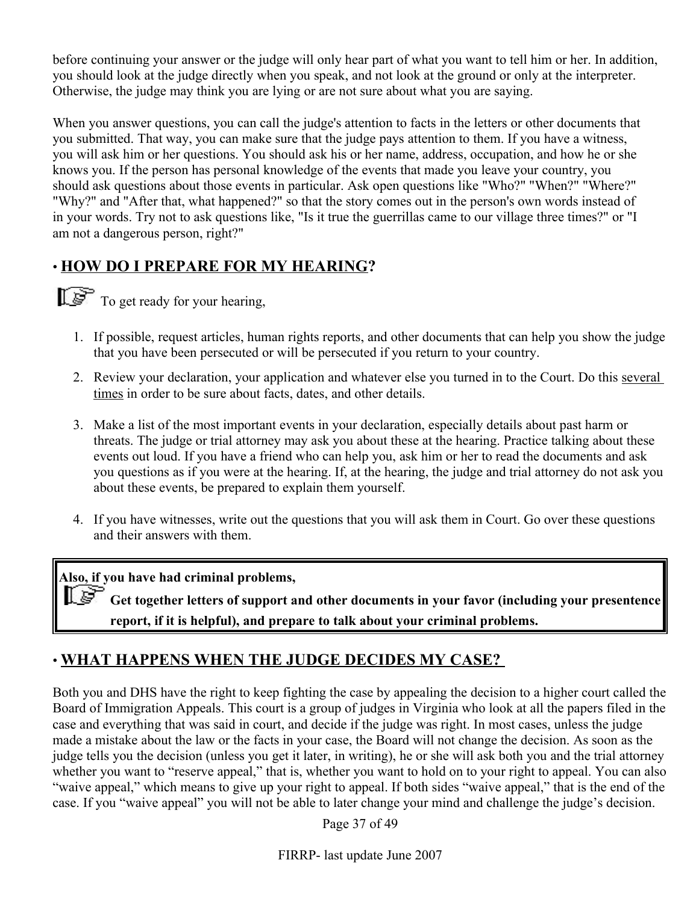before continuing your answer or the judge will only hear part of what you want to tell him or her. In addition, you should look at the judge directly when you speak, and not look at the ground or only at the interpreter. Otherwise, the judge may think you are lying or are not sure about what you are saying.

When you answer questions, you can call the judge's attention to facts in the letters or other documents that you submitted. That way, you can make sure that the judge pays attention to them. If you have a witness, you will ask him or her questions. You should ask his or her name, address, occupation, and how he or she knows you. If the person has personal knowledge of the events that made you leave your country, you should ask questions about those events in particular. Ask open questions like "Who?" "When?" "Where?" "Why?" and "After that, what happened?" so that the story comes out in the person's own words instead of in your words. Try not to ask questions like, "Is it true the guerrillas came to our village three times?" or "I am not a dangerous person, right?"

## • HOW DO I PREPARE FOR MY HEARING?

☞ To get ready for your hearing,

1. If possible, request articles, human rights reports, and other documents that can help you show the judge that you have been persecuted or will be persecuted if you return to your country.
2. Review your declaration, your application and whatever else you turned in to the Court. Do this several times in order to be sure about facts, dates, and other details.
3. Make a list of the most important events in your declaration, especially details about past harm or threats. The judge or trial attorney may ask you about these at the hearing. Practice talking about these events out loud. If you have a friend who can help you, ask him or her to read the documents and ask you questions as if you were at the hearing. If, at the hearing, the judge and trial attorney do not ask you about these events, be prepared to explain them yourself.
4. If you have witnesses, write out the questions that you will ask them in Court. Go over these questions and their answers with them.

**Also, if you have had criminal problems,**

☞ **Get together letters of support and other documents in your favor (including your presentence report, if it is helpful), and prepare to talk about your criminal problems.**

## • WHAT HAPPENS WHEN THE JUDGE DECIDES MY CASE?

Both you and DHS have the right to keep fighting the case by appealing the decision to a higher court called the Board of Immigration Appeals. This court is a group of judges in Virginia who look at all the papers filed in the case and everything that was said in court, and decide if the judge was right. In most cases, unless the judge made a mistake about the law or the facts in your case, the Board will not change the decision. As soon as the judge tells you the decision (unless you get it later, in writing), he or she will ask both you and the trial attorney whether you want to "reserve appeal," that is, whether you want to hold on to your right to appeal. You can also "waive appeal," which means to give up your right to appeal. If both sides "waive appeal," that is the end of the case. If you "waive appeal" you will not be able to later change your mind and challenge the judge's decision.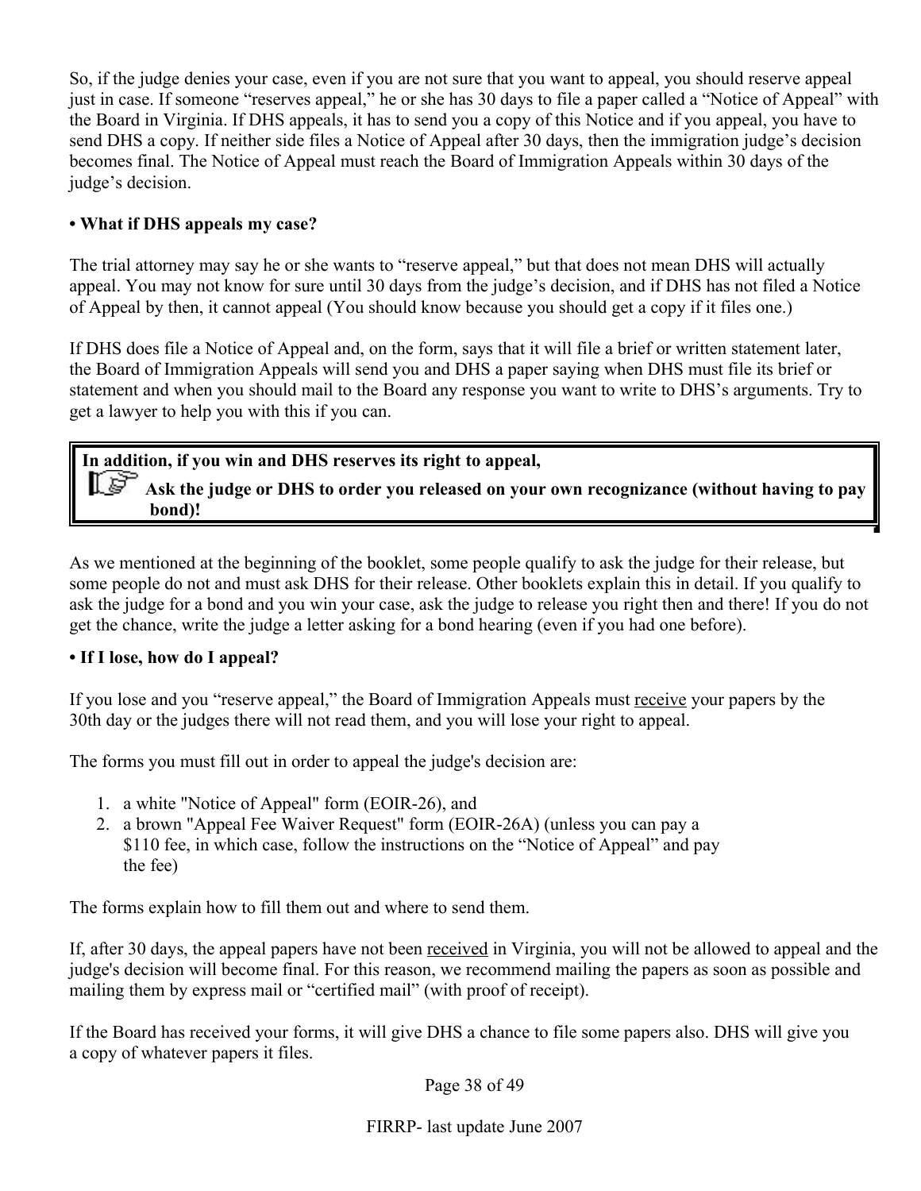So, if the judge denies your case, even if you are not sure that you want to appeal, you should reserve appeal just in case. If someone "reserves appeal," he or she has 30 days to file a paper called a "Notice of Appeal" with the Board in Virginia. If DHS appeals, it has to send you a copy of this Notice and if you appeal, you have to send DHS a copy. If neither side files a Notice of Appeal after 30 days, then the immigration judge's decision becomes final. The Notice of Appeal must reach the Board of Immigration Appeals within 30 days of the judge's decision.

**• What if DHS appeals my case?**

The trial attorney may say he or she wants to "reserve appeal," but that does not mean DHS will actually appeal. You may not know for sure until 30 days from the judge's decision, and if DHS has not filed a Notice of Appeal by then, it cannot appeal (You should know because you should get a copy if it files one.)

If DHS does file a Notice of Appeal and, on the form, says that it will file a brief or written statement later, the Board of Immigration Appeals will send you and DHS a paper saying when DHS must file its brief or statement and when you should mail to the Board any response you want to write to DHS's arguments. Try to get a lawyer to help you with this if you can.

> **In addition, if you win and DHS reserves its right to appeal,**
>
> **Ask the judge or DHS to order you released on your own recognizance (without having to pay bond)!**

As we mentioned at the beginning of the booklet, some people qualify to ask the judge for their release, but some people do not and must ask DHS for their release. Other booklets explain this in detail. If you qualify to ask the judge for a bond and you win your case, ask the judge to release you right then and there! If you do not get the chance, write the judge a letter asking for a bond hearing (even if you had one before).

**• If I lose, how do I appeal?**

If you lose and you "reserve appeal," the Board of Immigration Appeals must <u>receive</u> your papers by the 30th day or the judges there will not read them, and you will lose your right to appeal.

The forms you must fill out in order to appeal the judge's decision are:

1. a white "Notice of Appeal" form (EOIR-26), and
2. a brown "Appeal Fee Waiver Request" form (EOIR-26A) (unless you can pay a $110 fee, in which case, follow the instructions on the "Notice of Appeal" and pay the fee)

The forms explain how to fill them out and where to send them.

If, after 30 days, the appeal papers have not been <u>received</u> in Virginia, you will not be allowed to appeal and the judge's decision will become final. For this reason, we recommend mailing the papers as soon as possible and mailing them by express mail or "certified mail" (with proof of receipt).

If the Board has received your forms, it will give DHS a chance to file some papers also. DHS will give you a copy of whatever papers it files.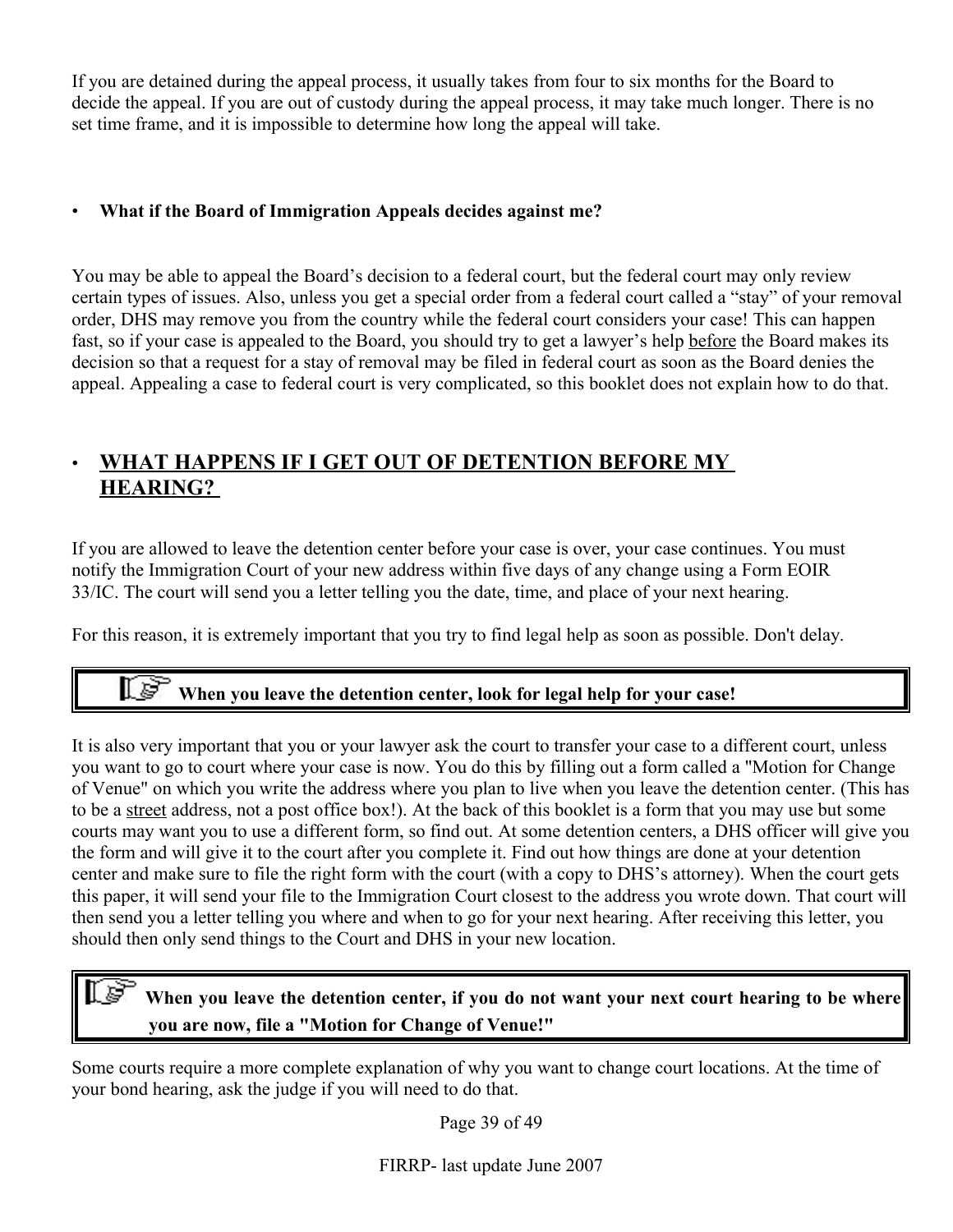If you are detained during the appeal process, it usually takes from four to six months for the Board to decide the appeal. If you are out of custody during the appeal process, it may take much longer. There is no set time frame, and it is impossible to determine how long the appeal will take.

- **What if the Board of Immigration Appeals decides against me?**

You may be able to appeal the Board's decision to a federal court, but the federal court may only review certain types of issues. Also, unless you get a special order from a federal court called a "stay" of your removal order, DHS may remove you from the country while the federal court considers your case! This can happen fast, so if your case is appealed to the Board, you should try to get a lawyer's help before the Board makes its decision so that a request for a stay of removal may be filed in federal court as soon as the Board denies the appeal. Appealing a case to federal court is very complicated, so this booklet does not explain how to do that.

## • WHAT HAPPENS IF I GET OUT OF DETENTION BEFORE MY HEARING?

If you are allowed to leave the detention center before your case is over, your case continues. You must notify the Immigration Court of your new address within five days of any change using a Form EOIR 33/IC. The court will send you a letter telling you the date, time, and place of your next hearing.

For this reason, it is extremely important that you try to find legal help as soon as possible. Don't delay.

> ☞ **When you leave the detention center, look for legal help for your case!**

It is also very important that you or your lawyer ask the court to transfer your case to a different court, unless you want to go to court where your case is now. You do this by filling out a form called a "Motion for Change of Venue" on which you write the address where you plan to live when you leave the detention center. (This has to be a street address, not a post office box!). At the back of this booklet is a form that you may use but some courts may want you to use a different form, so find out. At some detention centers, a DHS officer will give you the form and will give it to the court after you complete it. Find out how things are done at your detention center and make sure to file the right form with the court (with a copy to DHS's attorney). When the court gets this paper, it will send your file to the Immigration Court closest to the address you wrote down. That court will then send you a letter telling you where and when to go for your next hearing. After receiving this letter, you should then only send things to the Court and DHS in your new location.

> ☞ **When you leave the detention center, if you do not want your next court hearing to be where you are now, file a "Motion for Change of Venue!"**

Some courts require a more complete explanation of why you want to change court locations. At the time of your bond hearing, ask the judge if you will need to do that.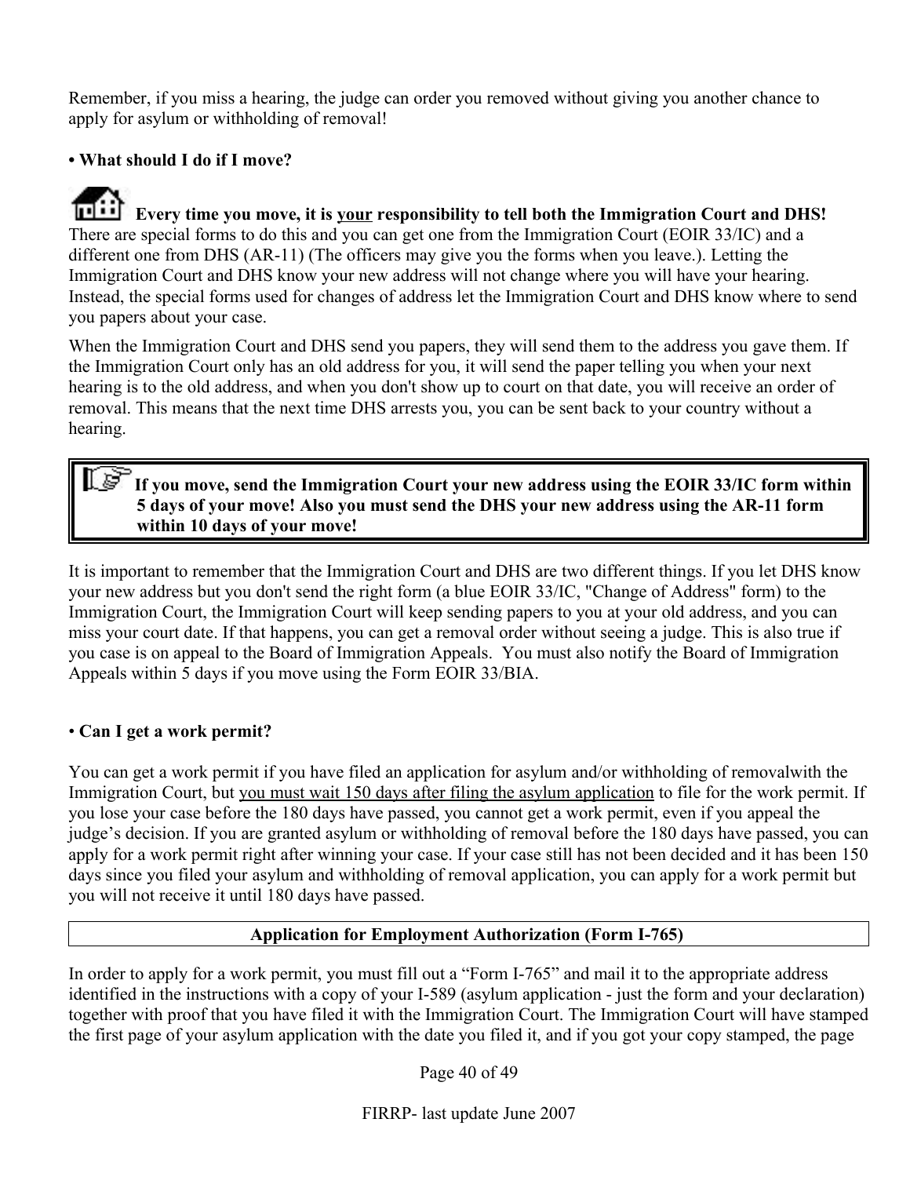Remember, if you miss a hearing, the judge can order you removed without giving you another chance to apply for asylum or withholding of removal!

**• What should I do if I move?**

**Every time you move, it is <u>your</u> responsibility to tell both the Immigration Court and DHS!** There are special forms to do this and you can get one from the Immigration Court (EOIR 33/IC) and a different one from DHS (AR-11) (The officers may give you the forms when you leave.). Letting the Immigration Court and DHS know your new address will not change where you will have your hearing. Instead, the special forms used for changes of address let the Immigration Court and DHS know where to send you papers about your case.

When the Immigration Court and DHS send you papers, they will send them to the address you gave them. If the Immigration Court only has an old address for you, it will send the paper telling you when your next hearing is to the old address, and when you don't show up to court on that date, you will receive an order of removal. This means that the next time DHS arrests you, you can be sent back to your country without a hearing.

> **If you move, send the Immigration Court your new address using the EOIR 33/IC form within 5 days of your move! Also you must send the DHS your new address using the AR-11 form within 10 days of your move!**

It is important to remember that the Immigration Court and DHS are two different things. If you let DHS know your new address but you don't send the right form (a blue EOIR 33/IC, "Change of Address" form) to the Immigration Court, the Immigration Court will keep sending papers to you at your old address, and you can miss your court date. If that happens, you can get a removal order without seeing a judge. This is also true if you case is on appeal to the Board of Immigration Appeals. You must also notify the Board of Immigration Appeals within 5 days if you move using the Form EOIR 33/BIA.

• **Can I get a work permit?**

You can get a work permit if you have filed an application for asylum and/or withholding of removalwith the Immigration Court, but <u>you must wait 150 days after filing the asylum application</u> to file for the work permit. If you lose your case before the 180 days have passed, you cannot get a work permit, even if you appeal the judge's decision. If you are granted asylum or withholding of removal before the 180 days have passed, you can apply for a work permit right after winning your case. If your case still has not been decided and it has been 150 days since you filed your asylum and withholding of removal application, you can apply for a work permit but you will not receive it until 180 days have passed.

**Application for Employment Authorization (Form I-765)**

In order to apply for a work permit, you must fill out a "Form I-765" and mail it to the appropriate address identified in the instructions with a copy of your I-589 (asylum application - just the form and your declaration) together with proof that you have filed it with the Immigration Court. The Immigration Court will have stamped the first page of your asylum application with the date you filed it, and if you got your copy stamped, the page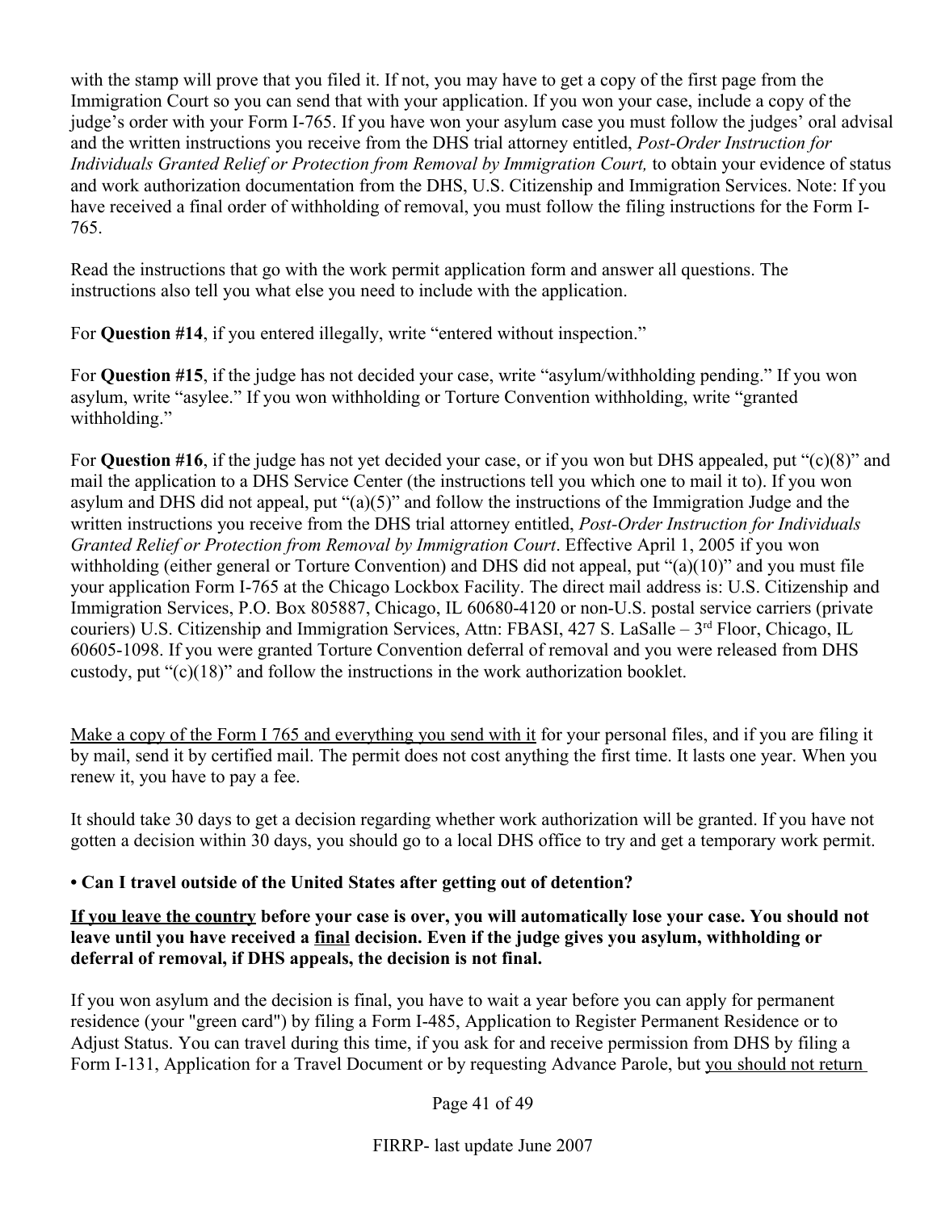with the stamp will prove that you filed it. If not, you may have to get a copy of the first page from the Immigration Court so you can send that with your application. If you won your case, include a copy of the judge's order with your Form I-765. If you have won your asylum case you must follow the judges' oral advisal and the written instructions you receive from the DHS trial attorney entitled, *Post-Order Instruction for Individuals Granted Relief or Protection from Removal by Immigration Court,* to obtain your evidence of status and work authorization documentation from the DHS, U.S. Citizenship and Immigration Services. Note: If you have received a final order of withholding of removal, you must follow the filing instructions for the Form I-765.

Read the instructions that go with the work permit application form and answer all questions. The instructions also tell you what else you need to include with the application.

For **Question #14**, if you entered illegally, write "entered without inspection."

For **Question #15**, if the judge has not decided your case, write "asylum/withholding pending." If you won asylum, write "asylee." If you won withholding or Torture Convention withholding, write "granted withholding."

For **Question #16**, if the judge has not yet decided your case, or if you won but DHS appealed, put "(c)(8)" and mail the application to a DHS Service Center (the instructions tell you which one to mail it to). If you won asylum and DHS did not appeal, put "(a)(5)" and follow the instructions of the Immigration Judge and the written instructions you receive from the DHS trial attorney entitled, *Post-Order Instruction for Individuals Granted Relief or Protection from Removal by Immigration Court*. Effective April 1, 2005 if you won withholding (either general or Torture Convention) and DHS did not appeal, put "(a)(10)" and you must file your application Form I-765 at the Chicago Lockbox Facility. The direct mail address is: U.S. Citizenship and Immigration Services, P.O. Box 805887, Chicago, IL 60680-4120 or non-U.S. postal service carriers (private couriers) U.S. Citizenship and Immigration Services, Attn: FBASI, 427 S. LaSalle – 3rd Floor, Chicago, IL 60605-1098. If you were granted Torture Convention deferral of removal and you were released from DHS custody, put "(c)(18)" and follow the instructions in the work authorization booklet.

<u>Make a copy of the Form I 765 and everything you send with it</u> for your personal files, and if you are filing it by mail, send it by certified mail. The permit does not cost anything the first time. It lasts one year. When you renew it, you have to pay a fee.

It should take 30 days to get a decision regarding whether work authorization will be granted. If you have not gotten a decision within 30 days, you should go to a local DHS office to try and get a temporary work permit.

**• Can I travel outside of the United States after getting out of detention?**

**<u>If you leave the country</u> before your case is over, you will automatically lose your case. You should not leave until you have received a <u>final</u> decision. Even if the judge gives you asylum, withholding or deferral of removal, if DHS appeals, the decision is not final.**

If you won asylum and the decision is final, you have to wait a year before you can apply for permanent residence (your "green card") by filing a Form I-485, Application to Register Permanent Residence or to Adjust Status. You can travel during this time, if you ask for and receive permission from DHS by filing a Form I-131, Application for a Travel Document or by requesting Advance Parole, but <u>you should not return</u>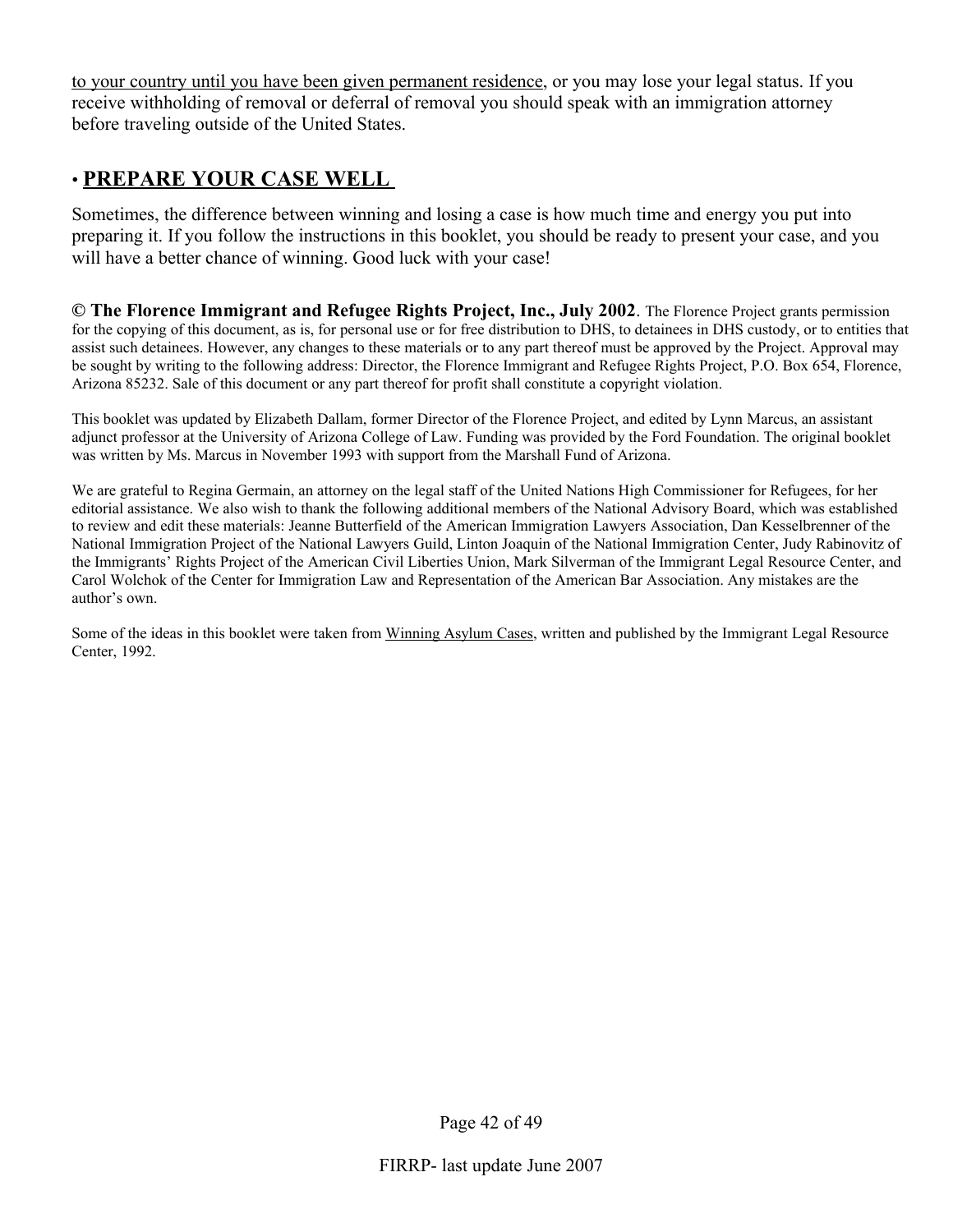to your country until you have been given permanent residence, or you may lose your legal status. If you receive withholding of removal or deferral of removal you should speak with an immigration attorney before traveling outside of the United States.

## • PREPARE YOUR CASE WELL

Sometimes, the difference between winning and losing a case is how much time and energy you put into preparing it. If you follow the instructions in this booklet, you should be ready to present your case, and you will have a better chance of winning. Good luck with your case!

**© The Florence Immigrant and Refugee Rights Project, Inc., July 2002**. The Florence Project grants permission for the copying of this document, as is, for personal use or for free distribution to DHS, to detainees in DHS custody, or to entities that assist such detainees. However, any changes to these materials or to any part thereof must be approved by the Project. Approval may be sought by writing to the following address: Director, the Florence Immigrant and Refugee Rights Project, P.O. Box 654, Florence, Arizona 85232. Sale of this document or any part thereof for profit shall constitute a copyright violation.

This booklet was updated by Elizabeth Dallam, former Director of the Florence Project, and edited by Lynn Marcus, an assistant adjunct professor at the University of Arizona College of Law. Funding was provided by the Ford Foundation. The original booklet was written by Ms. Marcus in November 1993 with support from the Marshall Fund of Arizona.

We are grateful to Regina Germain, an attorney on the legal staff of the United Nations High Commissioner for Refugees, for her editorial assistance. We also wish to thank the following additional members of the National Advisory Board, which was established to review and edit these materials: Jeanne Butterfield of the American Immigration Lawyers Association, Dan Kesselbrenner of the National Immigration Project of the National Lawyers Guild, Linton Joaquin of the National Immigration Center, Judy Rabinovitz of the Immigrants' Rights Project of the American Civil Liberties Union, Mark Silverman of the Immigrant Legal Resource Center, and Carol Wolchok of the Center for Immigration Law and Representation of the American Bar Association. Any mistakes are the author's own.

Some of the ideas in this booklet were taken from Winning Asylum Cases, written and published by the Immigrant Legal Resource Center, 1992.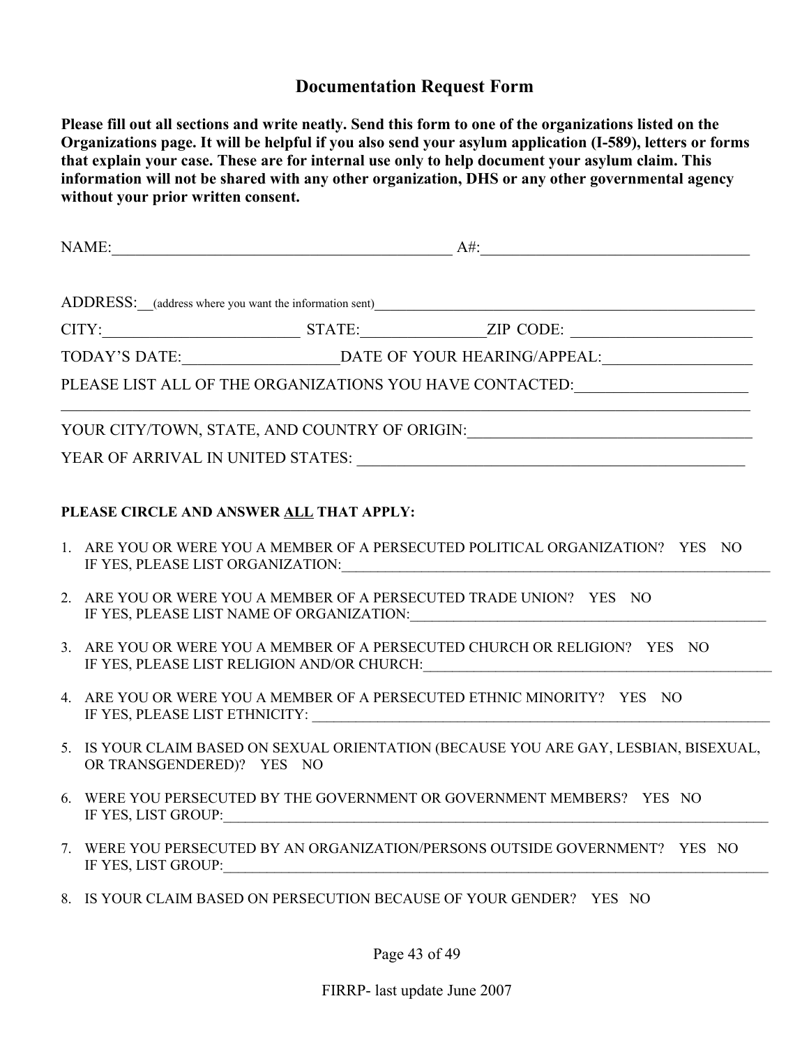## Documentation Request Form

**Please fill out all sections and write neatly. Send this form to one of the organizations listed on the Organizations page. It will be helpful if you also send your asylum application (I-589), letters or forms that explain your case. These are for internal use only to help document your asylum claim. This information will not be shared with any other organization, DHS or any other governmental agency without your prior written consent.**

NAME:____________________________________________ A#:__________________________________

ADDRESS:__(address where you want the information sent)__________________________________________________

CITY:_________________________ STATE:_______________ZIP CODE: _______________________

TODAY'S DATE:___________________DATE OF YOUR HEARING/APPEAL:__________________

PLEASE LIST ALL OF THE ORGANIZATIONS YOU HAVE CONTACTED:_____________________

_____________________________________________________________________________________

YOUR CITY/TOWN, STATE, AND COUNTRY OF ORIGIN:___________________________________

YEAR OF ARRIVAL IN UNITED STATES: _________________________________________________

**PLEASE CIRCLE AND ANSWER <u>ALL</u> THAT APPLY:**

1. ARE YOU OR WERE YOU A MEMBER OF A PERSECUTED POLITICAL ORGANIZATION? YES NO
   IF YES, PLEASE LIST ORGANIZATION:_____________________________________________________________

2. ARE YOU OR WERE YOU A MEMBER OF A PERSECUTED TRADE UNION? YES NO
   IF YES, PLEASE LIST NAME OF ORGANIZATION:_________________________________________________

3. ARE YOU OR WERE YOU A MEMBER OF A PERSECUTED CHURCH OR RELIGION? YES NO
   IF YES, PLEASE LIST RELIGION AND/OR CHURCH:_______________________________________________

4. ARE YOU OR WERE YOU A MEMBER OF A PERSECUTED ETHNIC MINORITY? YES NO
   IF YES, PLEASE LIST ETHNICITY: _________________________________________________________________

5. IS YOUR CLAIM BASED ON SEXUAL ORIENTATION (BECAUSE YOU ARE GAY, LESBIAN, BISEXUAL, OR TRANSGENDERED)? YES NO

6. WERE YOU PERSECUTED BY THE GOVERNMENT OR GOVERNMENT MEMBERS? YES NO
   IF YES, LIST GROUP:________________________________________________________________________________

7. WERE YOU PERSECUTED BY AN ORGANIZATION/PERSONS OUTSIDE GOVERNMENT? YES NO
   IF YES, LIST GROUP:________________________________________________________________________________

8. IS YOUR CLAIM BASED ON PERSECUTION BECAUSE OF YOUR GENDER? YES NO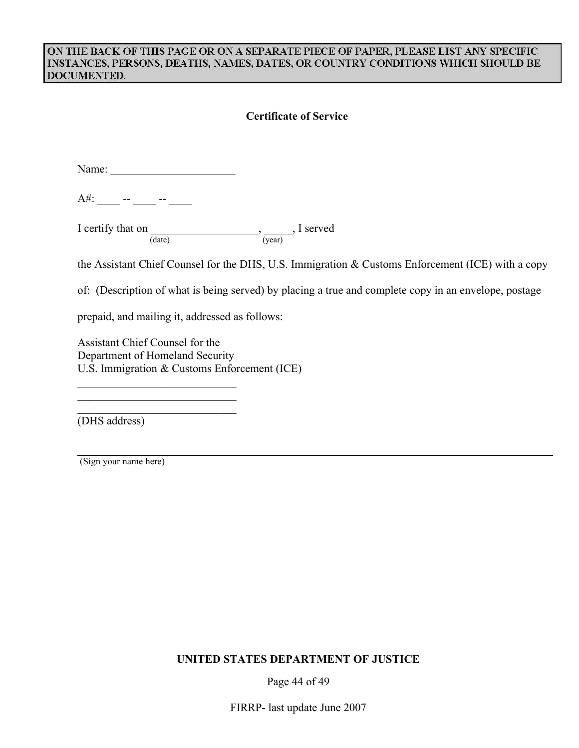**ON THE BACK OF THIS PAGE OR ON A SEPARATE PIECE OF PAPER, PLEASE LIST ANY SPECIFIC INSTANCES, PERSONS, DEATHS, NAMES, DATES, OR COUNTRY CONDITIONS WHICH SHOULD BE DOCUMENTED.**

## Certificate of Service

Name: ______________________

A#: ____ -- ____ -- ____

I certify that on ___________________ (date), _____ (year), I served

the Assistant Chief Counsel for the DHS, U.S. Immigration & Customs Enforcement (ICE) with a copy

of: (Description of what is being served) by placing a true and complete copy in an envelope, postage

prepaid, and mailing it, addressed as follows:

Assistant Chief Counsel for the
Department of Homeland Security
U.S. Immigration & Customs Enforcement (ICE)
____________________________
____________________________
____________________________
(DHS address)

______________________________________________________________________________
(Sign your name here)

**UNITED STATES DEPARTMENT OF JUSTICE**

FIRRP- last update June 2007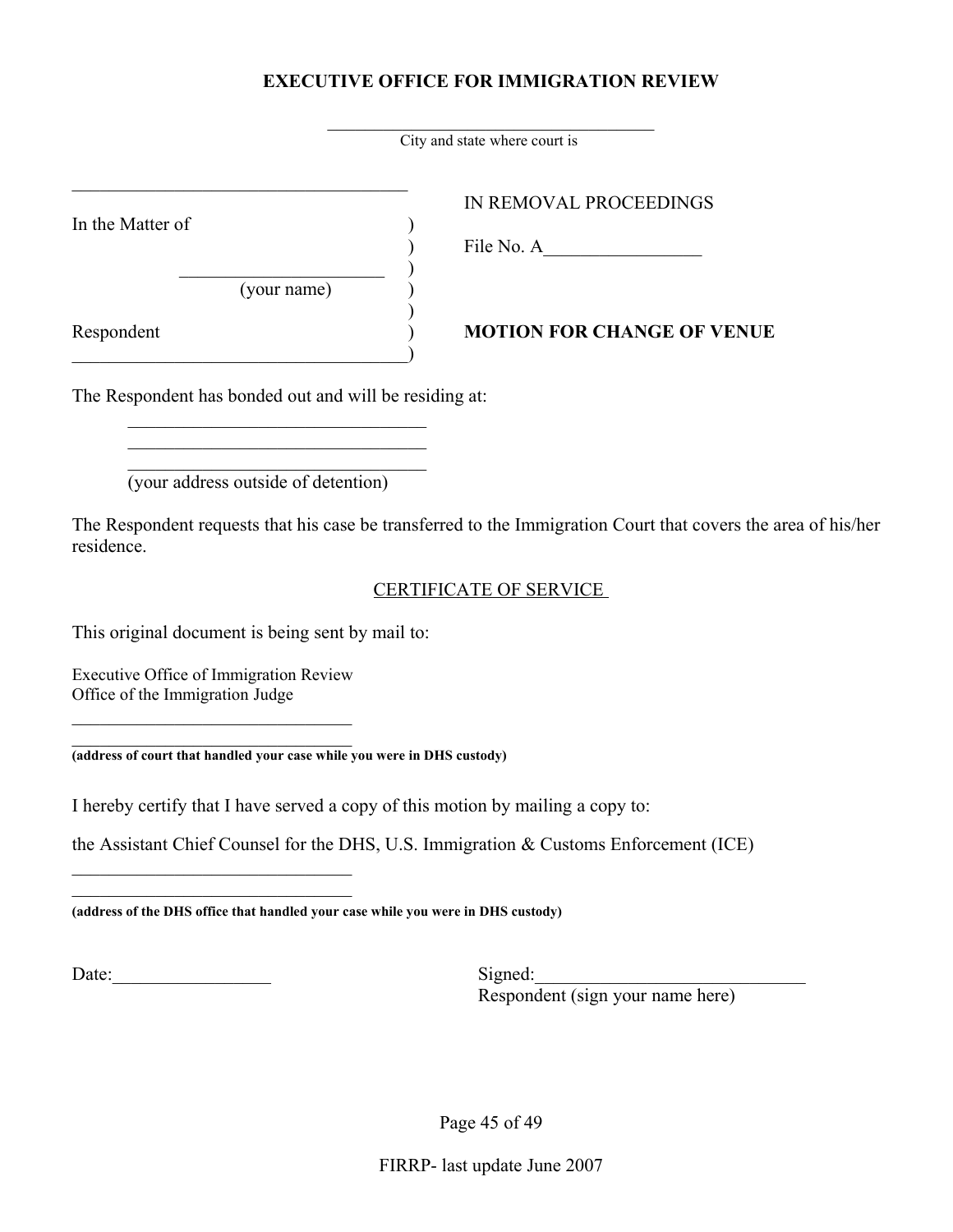**EXECUTIVE OFFICE FOR IMMIGRATION REVIEW**

_____________________________________
City and state where court is

_____________________________________

In the Matter of )
)
_______________________ )
(your name) )
)
Respondent )
_____________________________________)

IN REMOVAL PROCEEDINGS

File No. A_________________

**MOTION FOR CHANGE OF VENUE**

The Respondent has bonded out and will be residing at:

_________________________________
_________________________________
_________________________________
(your address outside of detention)

The Respondent requests that his case be transferred to the Immigration Court that covers the area of his/her residence.

CERTIFICATE OF SERVICE

This original document is being sent by mail to:

Executive Office of Immigration Review
Office of the Immigration Judge

________________________________
________________________________
**(address of court that handled your case while you were in DHS custody)**

I hereby certify that I have served a copy of this motion by mailing a copy to:

the Assistant Chief Counsel for the DHS, U.S. Immigration & Customs Enforcement (ICE)

________________________________
________________________________
**(address of the DHS office that handled your case while you were in DHS custody)**

Date:_________________

Signed:_____________________________
Respondent (sign your name here)

FIRRP- last update June 2007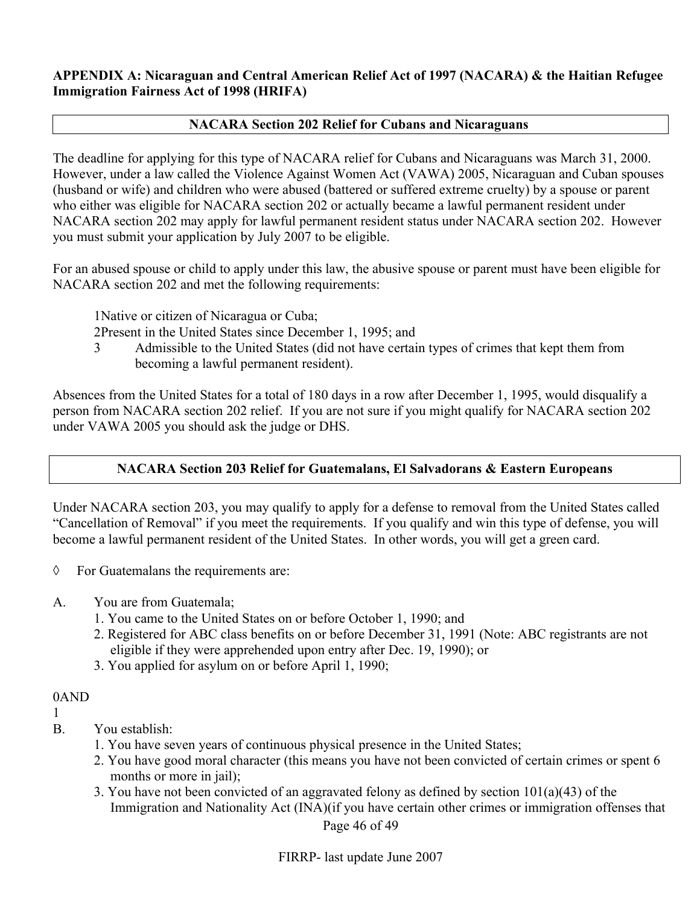**APPENDIX A: Nicaraguan and Central American Relief Act of 1997 (NACARA) & the Haitian Refugee Immigration Fairness Act of 1998 (HRIFA)**

**NACARA Section 202 Relief for Cubans and Nicaraguans**

The deadline for applying for this type of NACARA relief for Cubans and Nicaraguans was March 31, 2000. However, under a law called the Violence Against Women Act (VAWA) 2005, Nicaraguan and Cuban spouses (husband or wife) and children who were abused (battered or suffered extreme cruelty) by a spouse or parent who either was eligible for NACARA section 202 or actually became a lawful permanent resident under NACARA section 202 may apply for lawful permanent resident status under NACARA section 202. However you must submit your application by July 2007 to be eligible.

For an abused spouse or child to apply under this law, the abusive spouse or parent must have been eligible for NACARA section 202 and met the following requirements:

1. Native or citizen of Nicaragua or Cuba;
2. Present in the United States since December 1, 1995; and
3. Admissible to the United States (did not have certain types of crimes that kept them from becoming a lawful permanent resident).

Absences from the United States for a total of 180 days in a row after December 1, 1995, would disqualify a person from NACARA section 202 relief. If you are not sure if you might qualify for NACARA section 202 under VAWA 2005 you should ask the judge or DHS.

**NACARA Section 203 Relief for Guatemalans, El Salvadorans & Eastern Europeans**

Under NACARA section 203, you may qualify to apply for a defense to removal from the United States called "Cancellation of Removal" if you meet the requirements. If you qualify and win this type of defense, you will become a lawful permanent resident of the United States. In other words, you will get a green card.

◊ For Guatemalans the requirements are:

A. You are from Guatemala;
   1. You came to the United States on or before October 1, 1990; and
   2. Registered for ABC class benefits on or before December 31, 1991 (Note: ABC registrants are not eligible if they were apprehended upon entry after Dec. 19, 1990); or
   3. You applied for asylum on or before April 1, 1990;

AND

B. You establish:
   1. You have seven years of continuous physical presence in the United States;
   2. You have good moral character (this means you have not been convicted of certain crimes or spent 6 months or more in jail);
   3. You have not been convicted of an aggravated felony as defined by section 101(a)(43) of the Immigration and Nationality Act (INA)(if you have certain other crimes or immigration offenses that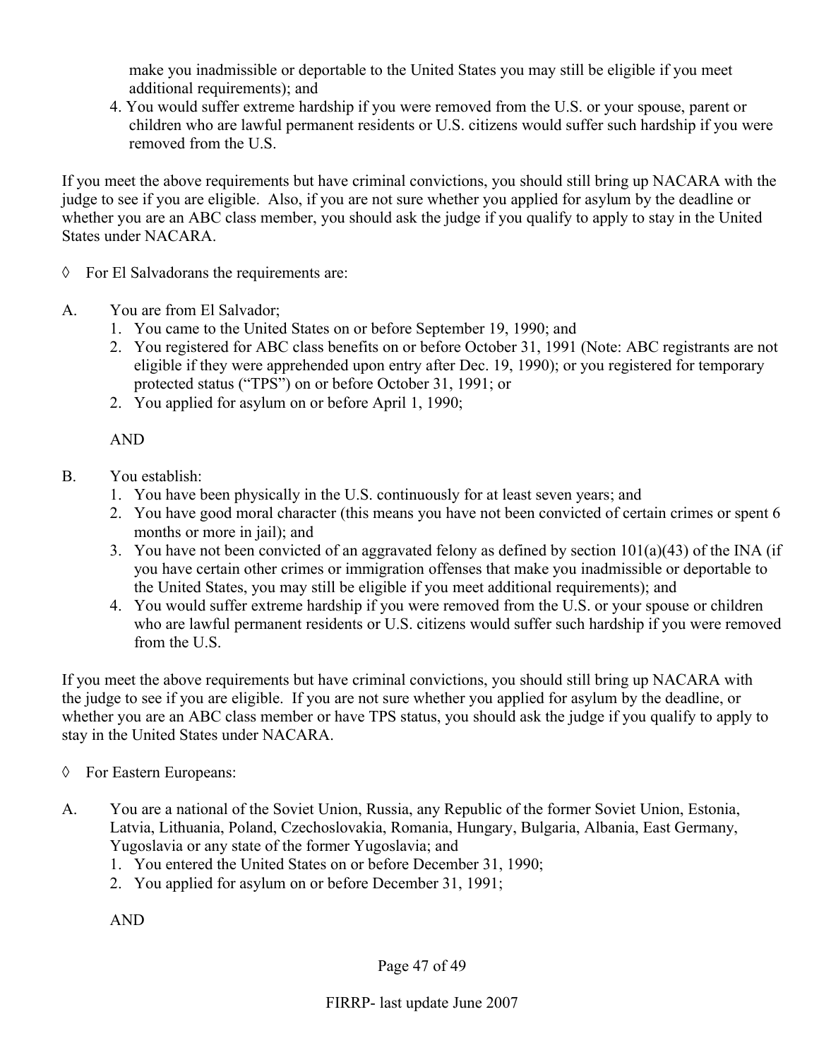make you inadmissible or deportable to the United States you may still be eligible if you meet additional requirements); and

4. You would suffer extreme hardship if you were removed from the U.S. or your spouse, parent or children who are lawful permanent residents or U.S. citizens would suffer such hardship if you were removed from the U.S.

If you meet the above requirements but have criminal convictions, you should still bring up NACARA with the judge to see if you are eligible. Also, if you are not sure whether you applied for asylum by the deadline or whether you are an ABC class member, you should ask the judge if you qualify to apply to stay in the United States under NACARA.

◊ For El Salvadorans the requirements are:

A. You are from El Salvador;

1. You came to the United States on or before September 19, 1990; and
2. You registered for ABC class benefits on or before October 31, 1991 (Note: ABC registrants are not eligible if they were apprehended upon entry after Dec. 19, 1990); or you registered for temporary protected status ("TPS") on or before October 31, 1991; or
2. You applied for asylum on or before April 1, 1990;

AND

B. You establish:

1. You have been physically in the U.S. continuously for at least seven years; and
2. You have good moral character (this means you have not been convicted of certain crimes or spent 6 months or more in jail); and
3. You have not been convicted of an aggravated felony as defined by section 101(a)(43) of the INA (if you have certain other crimes or immigration offenses that make you inadmissible or deportable to the United States, you may still be eligible if you meet additional requirements); and
4. You would suffer extreme hardship if you were removed from the U.S. or your spouse or children who are lawful permanent residents or U.S. citizens would suffer such hardship if you were removed from the U.S.

If you meet the above requirements but have criminal convictions, you should still bring up NACARA with the judge to see if you are eligible. If you are not sure whether you applied for asylum by the deadline, or whether you are an ABC class member or have TPS status, you should ask the judge if you qualify to apply to stay in the United States under NACARA.

◊ For Eastern Europeans:

A. You are a national of the Soviet Union, Russia, any Republic of the former Soviet Union, Estonia, Latvia, Lithuania, Poland, Czechoslovakia, Romania, Hungary, Bulgaria, Albania, East Germany, Yugoslavia or any state of the former Yugoslavia; and

1. You entered the United States on or before December 31, 1990;
2. You applied for asylum on or before December 31, 1991;

AND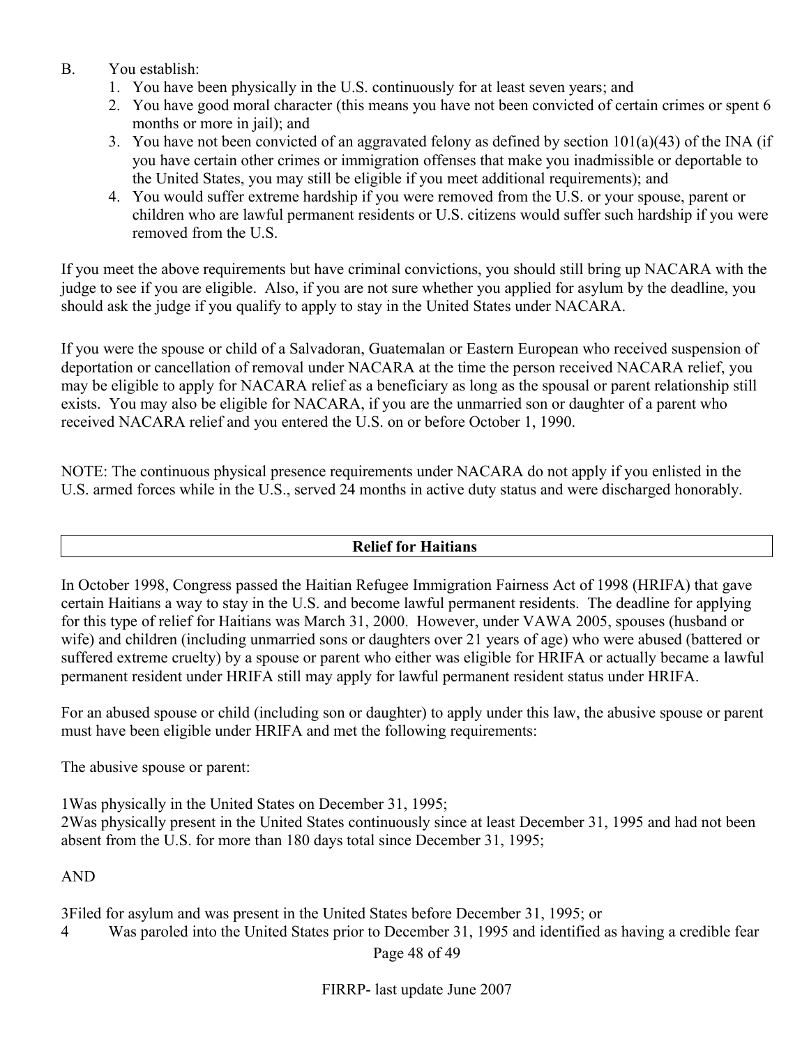B. You establish:

1. You have been physically in the U.S. continuously for at least seven years; and
2. You have good moral character (this means you have not been convicted of certain crimes or spent 6 months or more in jail); and
3. You have not been convicted of an aggravated felony as defined by section 101(a)(43) of the INA (if you have certain other crimes or immigration offenses that make you inadmissible or deportable to the United States, you may still be eligible if you meet additional requirements); and
4. You would suffer extreme hardship if you were removed from the U.S. or your spouse, parent or children who are lawful permanent residents or U.S. citizens would suffer such hardship if you were removed from the U.S.

If you meet the above requirements but have criminal convictions, you should still bring up NACARA with the judge to see if you are eligible. Also, if you are not sure whether you applied for asylum by the deadline, you should ask the judge if you qualify to apply to stay in the United States under NACARA.

If you were the spouse or child of a Salvadoran, Guatemalan or Eastern European who received suspension of deportation or cancellation of removal under NACARA at the time the person received NACARA relief, you may be eligible to apply for NACARA relief as a beneficiary as long as the spousal or parent relationship still exists. You may also be eligible for NACARA, if you are the unmarried son or daughter of a parent who received NACARA relief and you entered the U.S. on or before October 1, 1990.

NOTE: The continuous physical presence requirements under NACARA do not apply if you enlisted in the U.S. armed forces while in the U.S., served 24 months in active duty status and were discharged honorably.

## Relief for Haitians

In October 1998, Congress passed the Haitian Refugee Immigration Fairness Act of 1998 (HRIFA) that gave certain Haitians a way to stay in the U.S. and become lawful permanent residents. The deadline for applying for this type of relief for Haitians was March 31, 2000. However, under VAWA 2005, spouses (husband or wife) and children (including unmarried sons or daughters over 21 years of age) who were abused (battered or suffered extreme cruelty) by a spouse or parent who either was eligible for HRIFA or actually became a lawful permanent resident under HRIFA still may apply for lawful permanent resident status under HRIFA.

For an abused spouse or child (including son or daughter) to apply under this law, the abusive spouse or parent must have been eligible under HRIFA and met the following requirements:

The abusive spouse or parent:

1Was physically in the United States on December 31, 1995;
2Was physically present in the United States continuously since at least December 31, 1995 and had not been absent from the U.S. for more than 180 days total since December 31, 1995;

AND

3Filed for asylum and was present in the United States before December 31, 1995; or
4 Was paroled into the United States prior to December 31, 1995 and identified as having a credible fear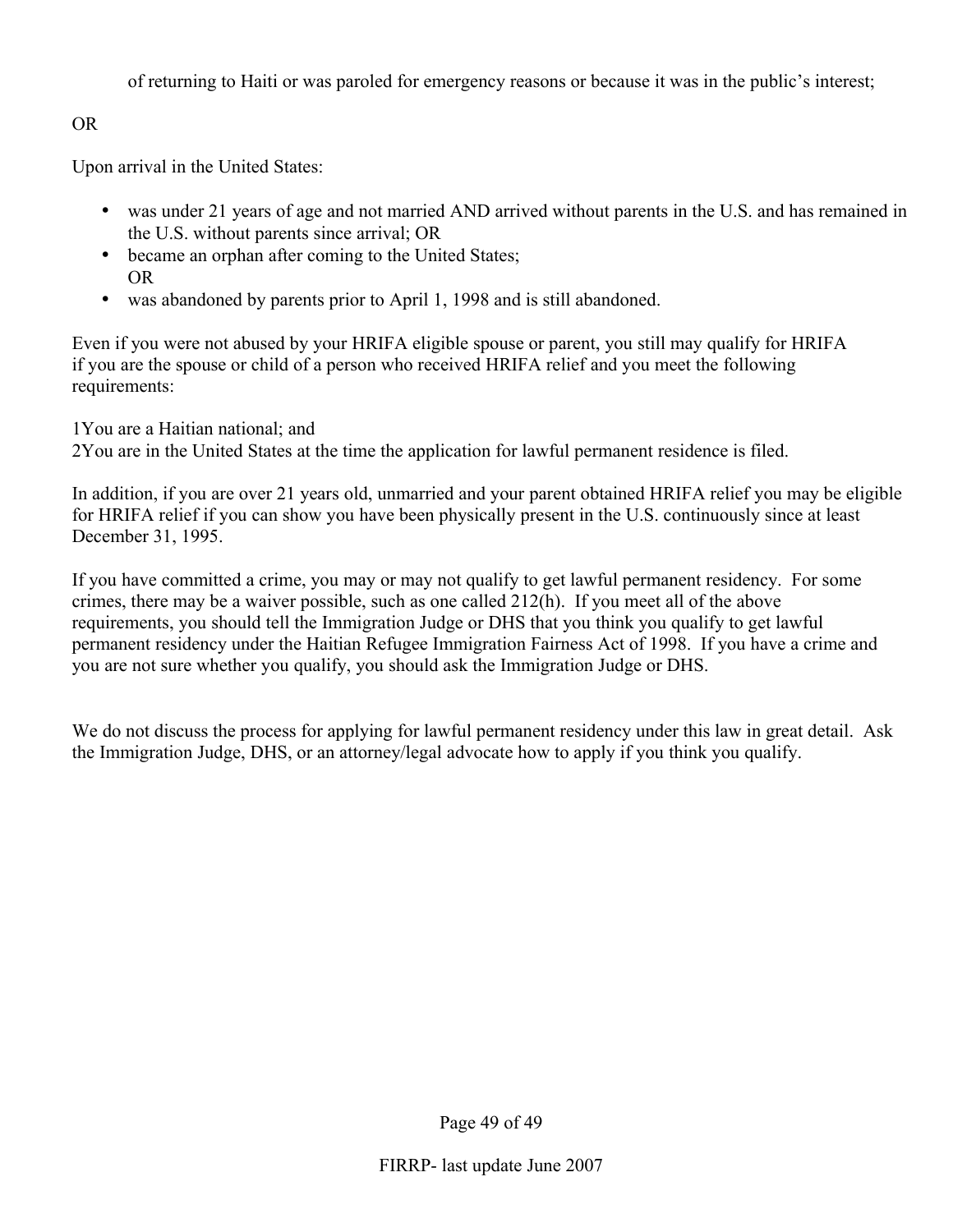of returning to Haiti or was paroled for emergency reasons or because it was in the public's interest;

OR

Upon arrival in the United States:

- was under 21 years of age and not married AND arrived without parents in the U.S. and has remained in the U.S. without parents since arrival; OR
- became an orphan after coming to the United States;
  OR
- was abandoned by parents prior to April 1, 1998 and is still abandoned.

Even if you were not abused by your HRIFA eligible spouse or parent, you still may qualify for HRIFA if you are the spouse or child of a person who received HRIFA relief and you meet the following requirements:

1You are a Haitian national; and
2You are in the United States at the time the application for lawful permanent residence is filed.

In addition, if you are over 21 years old, unmarried and your parent obtained HRIFA relief you may be eligible for HRIFA relief if you can show you have been physically present in the U.S. continuously since at least December 31, 1995.

If you have committed a crime, you may or may not qualify to get lawful permanent residency. For some crimes, there may be a waiver possible, such as one called 212(h). If you meet all of the above requirements, you should tell the Immigration Judge or DHS that you think you qualify to get lawful permanent residency under the Haitian Refugee Immigration Fairness Act of 1998. If you have a crime and you are not sure whether you qualify, you should ask the Immigration Judge or DHS.

We do not discuss the process for applying for lawful permanent residency under this law in great detail. Ask the Immigration Judge, DHS, or an attorney/legal advocate how to apply if you think you qualify.